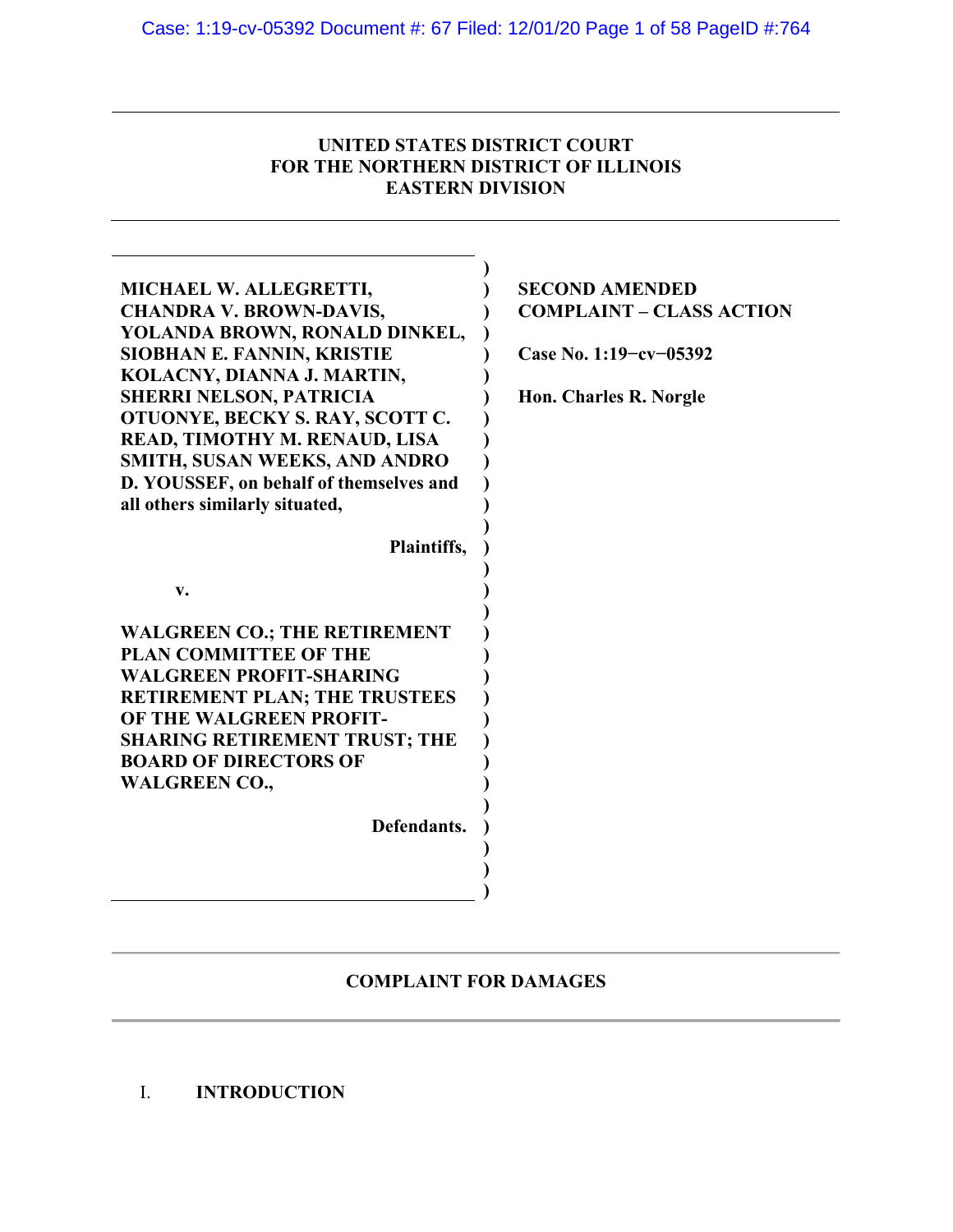**UNITED STATES DISTRICT COURT**
**FOR THE NORTHERN DISTRICT OF ILLINOIS**
**EASTERN DIVISION**

| | |
|---|---|
| **MICHAEL W. ALLEGRETTI, CHANDRA V. BROWN-DAVIS, YOLANDA BROWN, RONALD DINKEL, SIOBHAN E. FANNIN, KRISTIE KOLACNY, DIANNA J. MARTIN, SHERRI NELSON, PATRICIA OTUONYE, BECKY S. RAY, SCOTT C. READ, TIMOTHY M. RENAUD, LISA SMITH, SUSAN WEEKS, AND ANDRO D. YOUSSEF, on behalf of themselves and all others similarly situated,**<br><br>**Plaintiffs,**<br><br>**v.**<br><br>**WALGREEN CO.; THE RETIREMENT PLAN COMMITTEE OF THE WALGREEN PROFIT-SHARING RETIREMENT PLAN; THE TRUSTEES OF THE WALGREEN PROFIT-SHARING RETIREMENT TRUST; THE BOARD OF DIRECTORS OF WALGREEN CO.,**<br><br>**Defendants.** | **SECOND AMENDED COMPLAINT – CLASS ACTION**<br><br>**Case No. 1:19-cv-05392**<br><br>**Hon. Charles R. Norgle** |

**COMPLAINT FOR DAMAGES**

## I. INTRODUCTION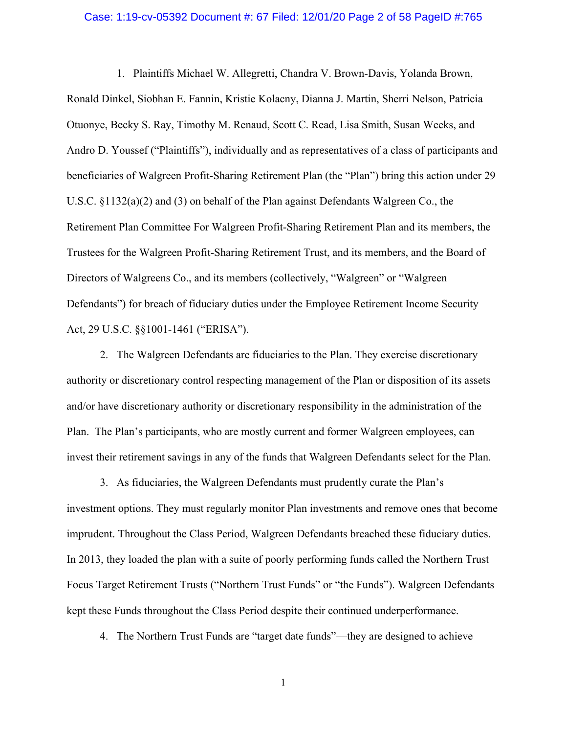1. Plaintiffs Michael W. Allegretti, Chandra V. Brown-Davis, Yolanda Brown, Ronald Dinkel, Siobhan E. Fannin, Kristie Kolacny, Dianna J. Martin, Sherri Nelson, Patricia Otuonye, Becky S. Ray, Timothy M. Renaud, Scott C. Read, Lisa Smith, Susan Weeks, and Andro D. Youssef ("Plaintiffs"), individually and as representatives of a class of participants and beneficiaries of Walgreen Profit-Sharing Retirement Plan (the "Plan") bring this action under 29 U.S.C. §1132(a)(2) and (3) on behalf of the Plan against Defendants Walgreen Co., the Retirement Plan Committee For Walgreen Profit-Sharing Retirement Plan and its members, the Trustees for the Walgreen Profit-Sharing Retirement Trust, and its members, and the Board of Directors of Walgreens Co., and its members (collectively, "Walgreen" or "Walgreen Defendants") for breach of fiduciary duties under the Employee Retirement Income Security Act, 29 U.S.C. §§1001-1461 ("ERISA").

2. The Walgreen Defendants are fiduciaries to the Plan. They exercise discretionary authority or discretionary control respecting management of the Plan or disposition of its assets and/or have discretionary authority or discretionary responsibility in the administration of the Plan. The Plan's participants, who are mostly current and former Walgreen employees, can invest their retirement savings in any of the funds that Walgreen Defendants select for the Plan.

3. As fiduciaries, the Walgreen Defendants must prudently curate the Plan's investment options. They must regularly monitor Plan investments and remove ones that become imprudent. Throughout the Class Period, Walgreen Defendants breached these fiduciary duties. In 2013, they loaded the plan with a suite of poorly performing funds called the Northern Trust Focus Target Retirement Trusts ("Northern Trust Funds" or "the Funds"). Walgreen Defendants kept these Funds throughout the Class Period despite their continued underperformance.

4. The Northern Trust Funds are "target date funds"—they are designed to achieve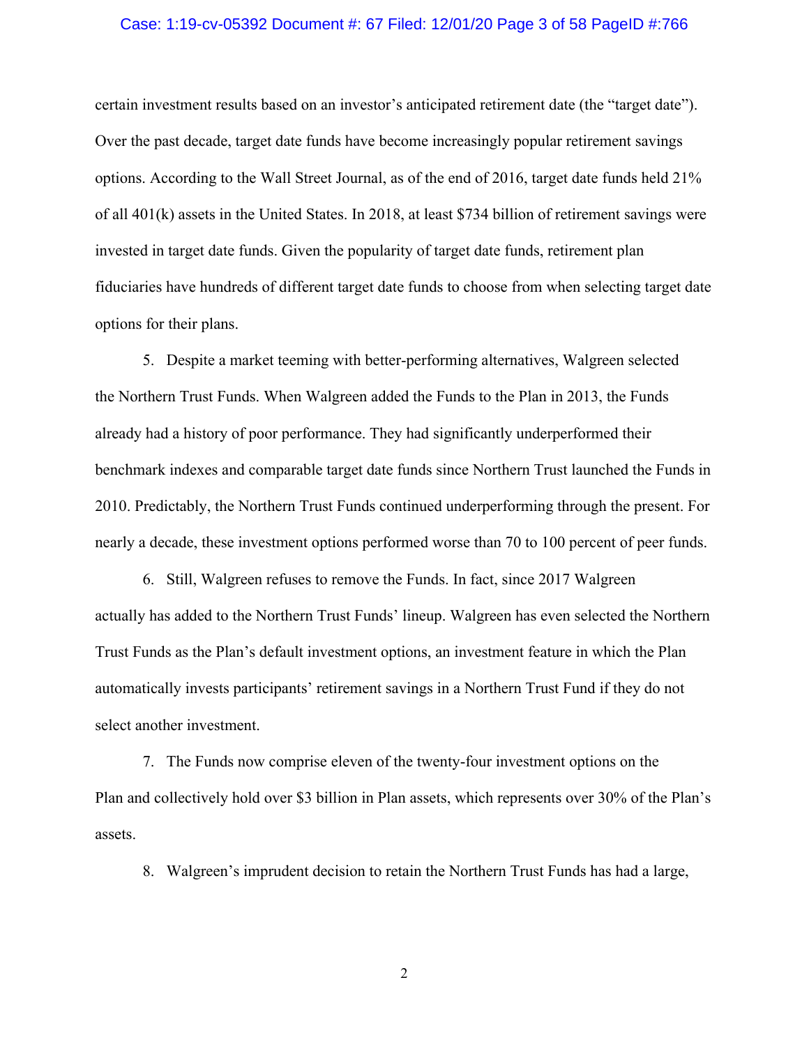certain investment results based on an investor's anticipated retirement date (the "target date"). Over the past decade, target date funds have become increasingly popular retirement savings options. According to the Wall Street Journal, as of the end of 2016, target date funds held 21% of all 401(k) assets in the United States. In 2018, at least $734 billion of retirement savings were invested in target date funds. Given the popularity of target date funds, retirement plan fiduciaries have hundreds of different target date funds to choose from when selecting target date options for their plans.

5. Despite a market teeming with better-performing alternatives, Walgreen selected the Northern Trust Funds. When Walgreen added the Funds to the Plan in 2013, the Funds already had a history of poor performance. They had significantly underperformed their benchmark indexes and comparable target date funds since Northern Trust launched the Funds in 2010. Predictably, the Northern Trust Funds continued underperforming through the present. For nearly a decade, these investment options performed worse than 70 to 100 percent of peer funds.

6. Still, Walgreen refuses to remove the Funds. In fact, since 2017 Walgreen actually has added to the Northern Trust Funds' lineup. Walgreen has even selected the Northern Trust Funds as the Plan's default investment options, an investment feature in which the Plan automatically invests participants' retirement savings in a Northern Trust Fund if they do not select another investment.

7. The Funds now comprise eleven of the twenty-four investment options on the Plan and collectively hold over $3 billion in Plan assets, which represents over 30% of the Plan's assets.

8. Walgreen's imprudent decision to retain the Northern Trust Funds has had a large,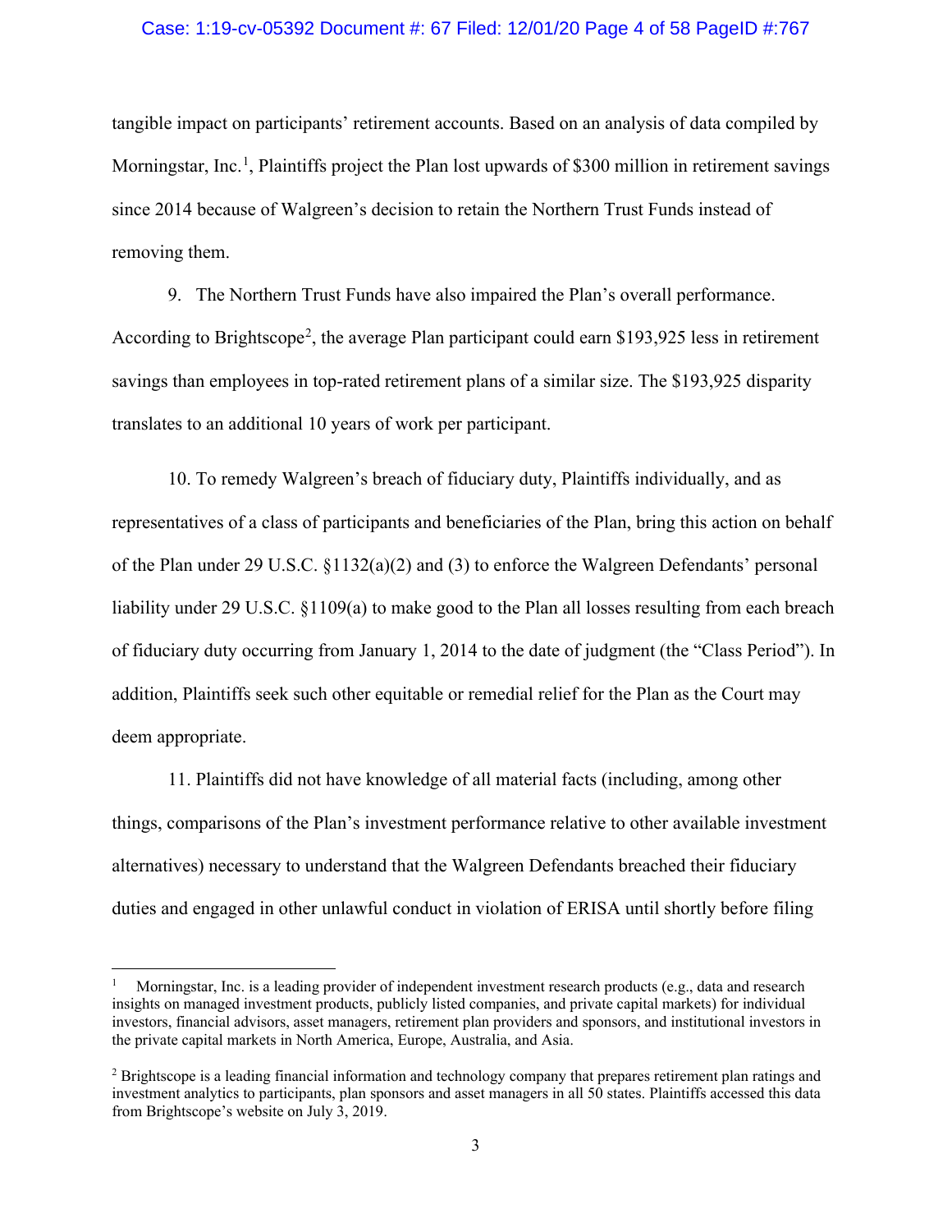tangible impact on participants' retirement accounts. Based on an analysis of data compiled by Morningstar, Inc.[1], Plaintiffs project the Plan lost upwards of $300 million in retirement savings since 2014 because of Walgreen's decision to retain the Northern Trust Funds instead of removing them.

9. The Northern Trust Funds have also impaired the Plan's overall performance. According to Brightscope[2], the average Plan participant could earn $193,925 less in retirement savings than employees in top-rated retirement plans of a similar size. The $193,925 disparity translates to an additional 10 years of work per participant.

10. To remedy Walgreen's breach of fiduciary duty, Plaintiffs individually, and as representatives of a class of participants and beneficiaries of the Plan, bring this action on behalf of the Plan under 29 U.S.C. §1132(a)(2) and (3) to enforce the Walgreen Defendants' personal liability under 29 U.S.C. §1109(a) to make good to the Plan all losses resulting from each breach of fiduciary duty occurring from January 1, 2014 to the date of judgment (the "Class Period"). In addition, Plaintiffs seek such other equitable or remedial relief for the Plan as the Court may deem appropriate.

11. Plaintiffs did not have knowledge of all material facts (including, among other things, comparisons of the Plan's investment performance relative to other available investment alternatives) necessary to understand that the Walgreen Defendants breached their fiduciary duties and engaged in other unlawful conduct in violation of ERISA until shortly before filing

---

[1] Morningstar, Inc. is a leading provider of independent investment research products (e.g., data and research insights on managed investment products, publicly listed companies, and private capital markets) for individual investors, financial advisors, asset managers, retirement plan providers and sponsors, and institutional investors in the private capital markets in North America, Europe, Australia, and Asia.

[2] Brightscope is a leading financial information and technology company that prepares retirement plan ratings and investment analytics to participants, plan sponsors and asset managers in all 50 states. Plaintiffs accessed this data from Brightscope's website on July 3, 2019.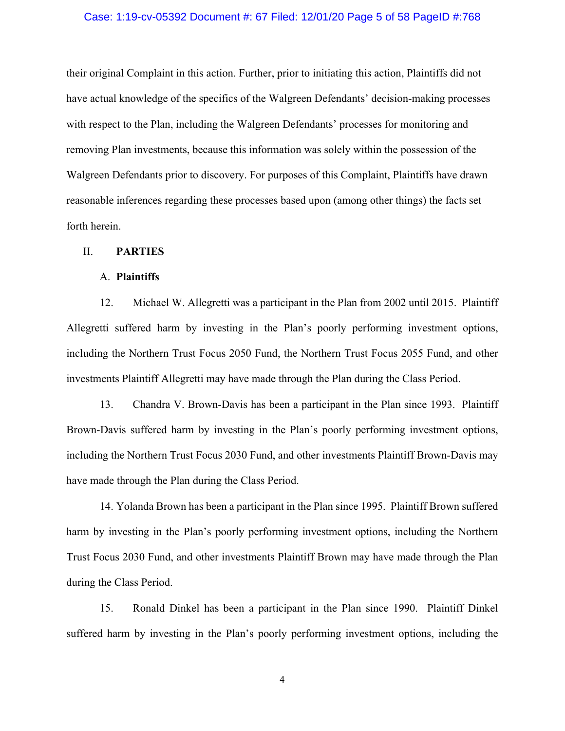their original Complaint in this action. Further, prior to initiating this action, Plaintiffs did not have actual knowledge of the specifics of the Walgreen Defendants' decision-making processes with respect to the Plan, including the Walgreen Defendants' processes for monitoring and removing Plan investments, because this information was solely within the possession of the Walgreen Defendants prior to discovery. For purposes of this Complaint, Plaintiffs have drawn reasonable inferences regarding these processes based upon (among other things) the facts set forth herein.

## II. PARTIES

### A. Plaintiffs

12. Michael W. Allegretti was a participant in the Plan from 2002 until 2015. Plaintiff Allegretti suffered harm by investing in the Plan's poorly performing investment options, including the Northern Trust Focus 2050 Fund, the Northern Trust Focus 2055 Fund, and other investments Plaintiff Allegretti may have made through the Plan during the Class Period.

13. Chandra V. Brown-Davis has been a participant in the Plan since 1993. Plaintiff Brown-Davis suffered harm by investing in the Plan's poorly performing investment options, including the Northern Trust Focus 2030 Fund, and other investments Plaintiff Brown-Davis may have made through the Plan during the Class Period.

14. Yolanda Brown has been a participant in the Plan since 1995. Plaintiff Brown suffered harm by investing in the Plan's poorly performing investment options, including the Northern Trust Focus 2030 Fund, and other investments Plaintiff Brown may have made through the Plan during the Class Period.

15. Ronald Dinkel has been a participant in the Plan since 1990. Plaintiff Dinkel suffered harm by investing in the Plan's poorly performing investment options, including the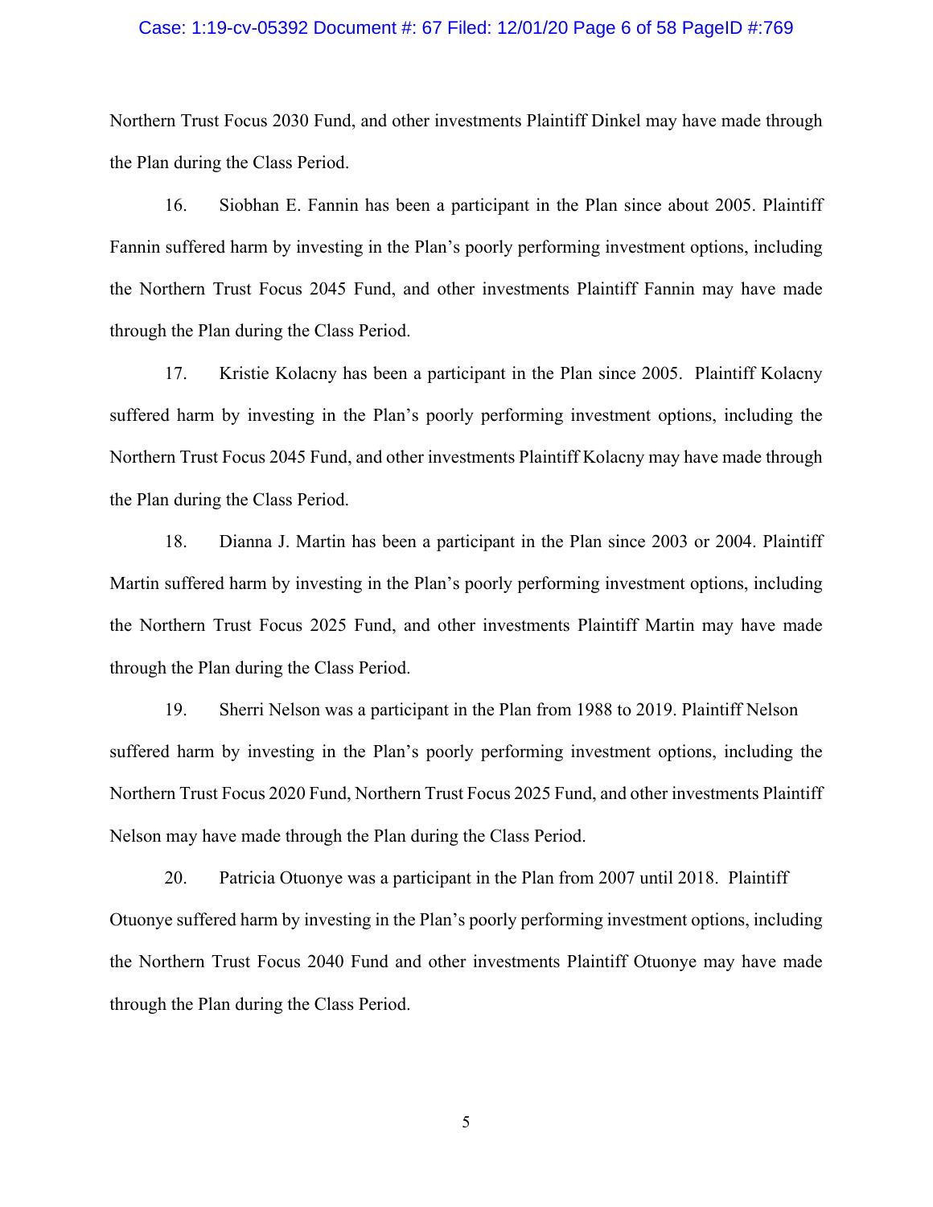Northern Trust Focus 2030 Fund, and other investments Plaintiff Dinkel may have made through the Plan during the Class Period.

16. Siobhan E. Fannin has been a participant in the Plan since about 2005. Plaintiff Fannin suffered harm by investing in the Plan's poorly performing investment options, including the Northern Trust Focus 2045 Fund, and other investments Plaintiff Fannin may have made through the Plan during the Class Period.

17. Kristie Kolacny has been a participant in the Plan since 2005. Plaintiff Kolacny suffered harm by investing in the Plan's poorly performing investment options, including the Northern Trust Focus 2045 Fund, and other investments Plaintiff Kolacny may have made through the Plan during the Class Period.

18. Dianna J. Martin has been a participant in the Plan since 2003 or 2004. Plaintiff Martin suffered harm by investing in the Plan's poorly performing investment options, including the Northern Trust Focus 2025 Fund, and other investments Plaintiff Martin may have made through the Plan during the Class Period.

19. Sherri Nelson was a participant in the Plan from 1988 to 2019. Plaintiff Nelson suffered harm by investing in the Plan's poorly performing investment options, including the Northern Trust Focus 2020 Fund, Northern Trust Focus 2025 Fund, and other investments Plaintiff Nelson may have made through the Plan during the Class Period.

20. Patricia Otuonye was a participant in the Plan from 2007 until 2018. Plaintiff Otuonye suffered harm by investing in the Plan's poorly performing investment options, including the Northern Trust Focus 2040 Fund and other investments Plaintiff Otuonye may have made through the Plan during the Class Period.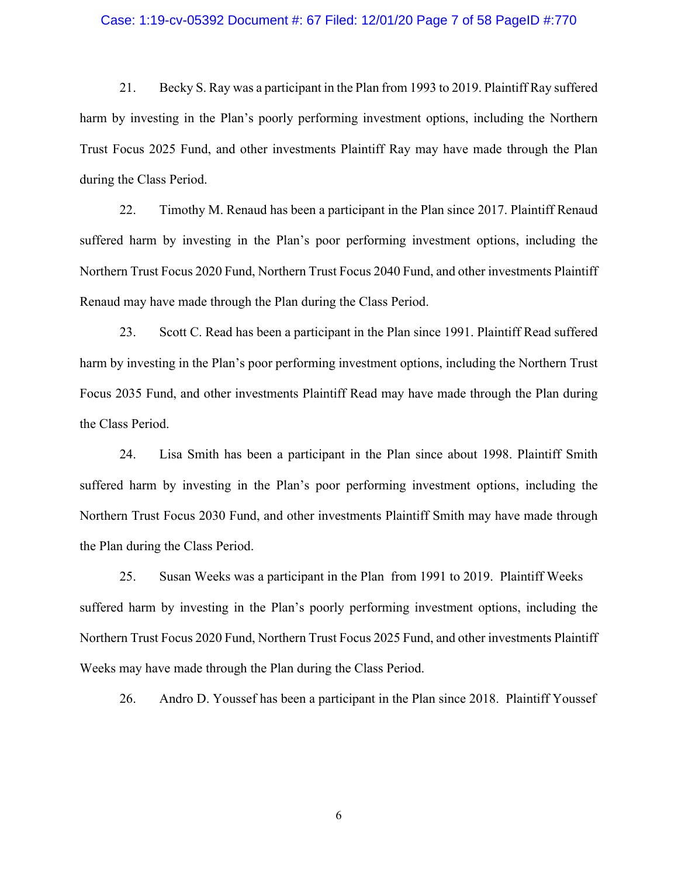21. Becky S. Ray was a participant in the Plan from 1993 to 2019. Plaintiff Ray suffered harm by investing in the Plan's poorly performing investment options, including the Northern Trust Focus 2025 Fund, and other investments Plaintiff Ray may have made through the Plan during the Class Period.

22. Timothy M. Renaud has been a participant in the Plan since 2017. Plaintiff Renaud suffered harm by investing in the Plan's poor performing investment options, including the Northern Trust Focus 2020 Fund, Northern Trust Focus 2040 Fund, and other investments Plaintiff Renaud may have made through the Plan during the Class Period.

23. Scott C. Read has been a participant in the Plan since 1991. Plaintiff Read suffered harm by investing in the Plan's poor performing investment options, including the Northern Trust Focus 2035 Fund, and other investments Plaintiff Read may have made through the Plan during the Class Period.

24. Lisa Smith has been a participant in the Plan since about 1998. Plaintiff Smith suffered harm by investing in the Plan's poor performing investment options, including the Northern Trust Focus 2030 Fund, and other investments Plaintiff Smith may have made through the Plan during the Class Period.

25. Susan Weeks was a participant in the Plan from 1991 to 2019. Plaintiff Weeks suffered harm by investing in the Plan's poorly performing investment options, including the Northern Trust Focus 2020 Fund, Northern Trust Focus 2025 Fund, and other investments Plaintiff Weeks may have made through the Plan during the Class Period.

26. Andro D. Youssef has been a participant in the Plan since 2018. Plaintiff Youssef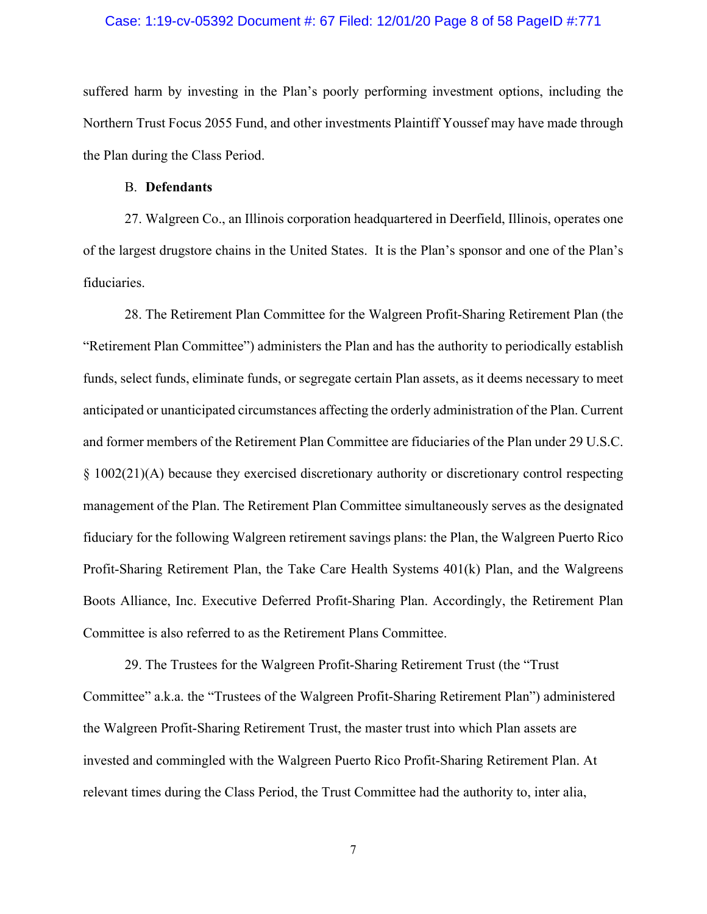suffered harm by investing in the Plan's poorly performing investment options, including the Northern Trust Focus 2055 Fund, and other investments Plaintiff Youssef may have made through the Plan during the Class Period.

B. **Defendants**

27. Walgreen Co., an Illinois corporation headquartered in Deerfield, Illinois, operates one of the largest drugstore chains in the United States. It is the Plan's sponsor and one of the Plan's fiduciaries.

28. The Retirement Plan Committee for the Walgreen Profit-Sharing Retirement Plan (the "Retirement Plan Committee") administers the Plan and has the authority to periodically establish funds, select funds, eliminate funds, or segregate certain Plan assets, as it deems necessary to meet anticipated or unanticipated circumstances affecting the orderly administration of the Plan. Current and former members of the Retirement Plan Committee are fiduciaries of the Plan under 29 U.S.C. § 1002(21)(A) because they exercised discretionary authority or discretionary control respecting management of the Plan. The Retirement Plan Committee simultaneously serves as the designated fiduciary for the following Walgreen retirement savings plans: the Plan, the Walgreen Puerto Rico Profit-Sharing Retirement Plan, the Take Care Health Systems 401(k) Plan, and the Walgreens Boots Alliance, Inc. Executive Deferred Profit-Sharing Plan. Accordingly, the Retirement Plan Committee is also referred to as the Retirement Plans Committee.

29. The Trustees for the Walgreen Profit-Sharing Retirement Trust (the "Trust Committee" a.k.a. the "Trustees of the Walgreen Profit-Sharing Retirement Plan") administered the Walgreen Profit-Sharing Retirement Trust, the master trust into which Plan assets are invested and commingled with the Walgreen Puerto Rico Profit-Sharing Retirement Plan. At relevant times during the Class Period, the Trust Committee had the authority to, inter alia,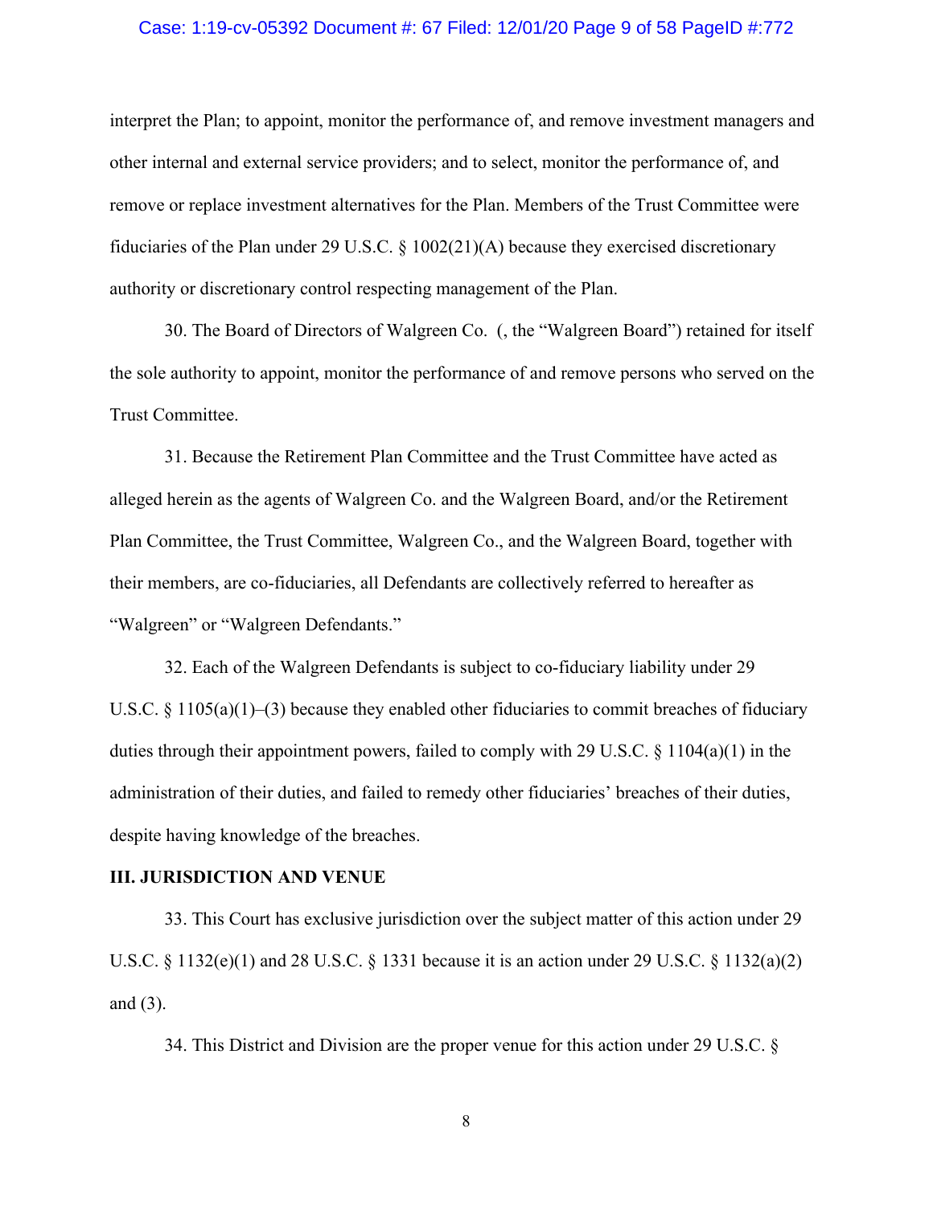interpret the Plan; to appoint, monitor the performance of, and remove investment managers and other internal and external service providers; and to select, monitor the performance of, and remove or replace investment alternatives for the Plan. Members of the Trust Committee were fiduciaries of the Plan under 29 U.S.C. § 1002(21)(A) because they exercised discretionary authority or discretionary control respecting management of the Plan.

30. The Board of Directors of Walgreen Co. (, the "Walgreen Board") retained for itself the sole authority to appoint, monitor the performance of and remove persons who served on the Trust Committee.

31. Because the Retirement Plan Committee and the Trust Committee have acted as alleged herein as the agents of Walgreen Co. and the Walgreen Board, and/or the Retirement Plan Committee, the Trust Committee, Walgreen Co., and the Walgreen Board, together with their members, are co-fiduciaries, all Defendants are collectively referred to hereafter as "Walgreen" or "Walgreen Defendants."

32. Each of the Walgreen Defendants is subject to co-fiduciary liability under 29 U.S.C. § 1105(a)(1)–(3) because they enabled other fiduciaries to commit breaches of fiduciary duties through their appointment powers, failed to comply with 29 U.S.C. § 1104(a)(1) in the administration of their duties, and failed to remedy other fiduciaries' breaches of their duties, despite having knowledge of the breaches.

## III. JURISDICTION AND VENUE

33. This Court has exclusive jurisdiction over the subject matter of this action under 29 U.S.C. § 1132(e)(1) and 28 U.S.C. § 1331 because it is an action under 29 U.S.C. § 1132(a)(2) and (3).

34. This District and Division are the proper venue for this action under 29 U.S.C. §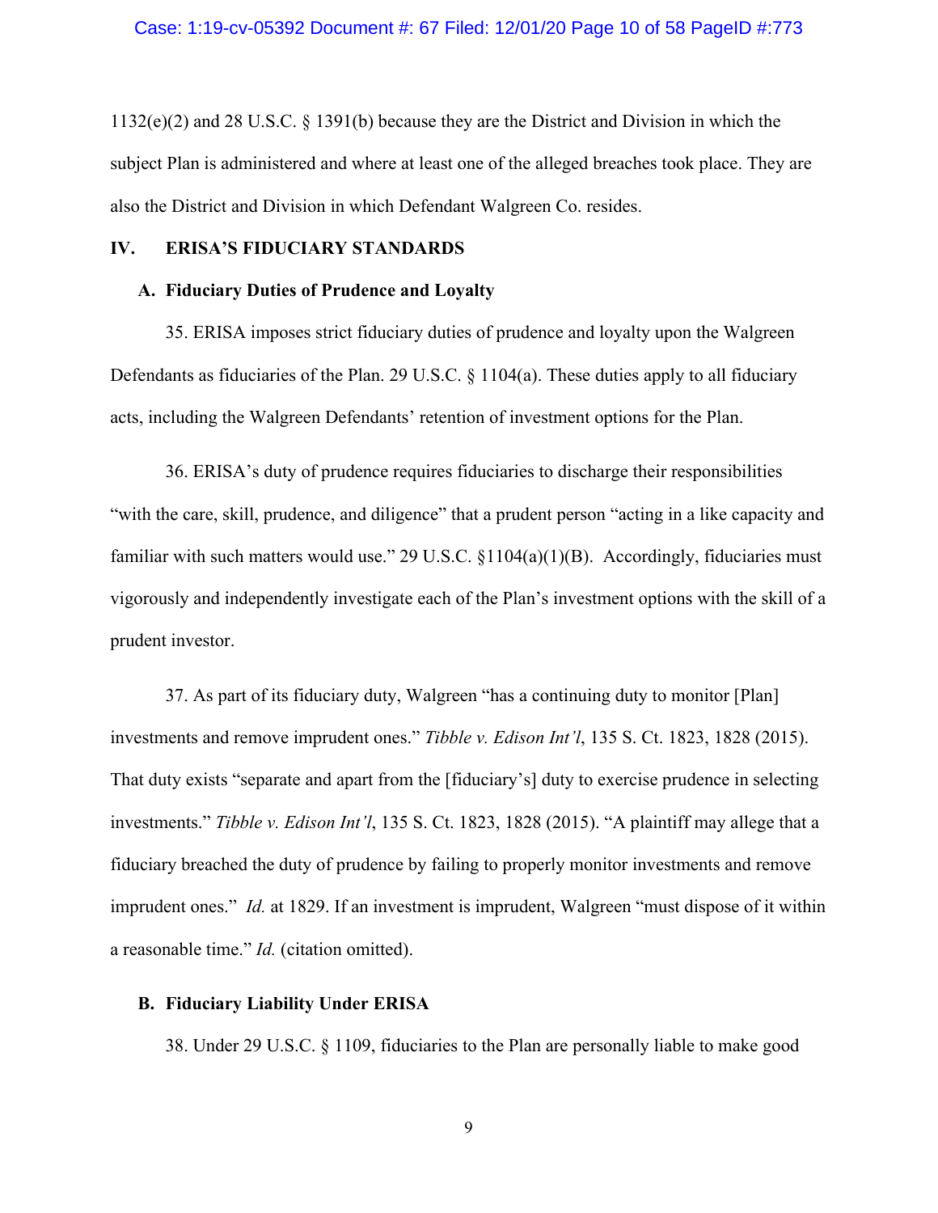1132(e)(2) and 28 U.S.C. § 1391(b) because they are the District and Division in which the subject Plan is administered and where at least one of the alleged breaches took place. They are also the District and Division in which Defendant Walgreen Co. resides.

## IV. ERISA'S FIDUCIARY STANDARDS

### A. Fiduciary Duties of Prudence and Loyalty

35. ERISA imposes strict fiduciary duties of prudence and loyalty upon the Walgreen Defendants as fiduciaries of the Plan. 29 U.S.C. § 1104(a). These duties apply to all fiduciary acts, including the Walgreen Defendants' retention of investment options for the Plan.

36. ERISA's duty of prudence requires fiduciaries to discharge their responsibilities "with the care, skill, prudence, and diligence" that a prudent person "acting in a like capacity and familiar with such matters would use." 29 U.S.C. §1104(a)(1)(B). Accordingly, fiduciaries must vigorously and independently investigate each of the Plan's investment options with the skill of a prudent investor.

37. As part of its fiduciary duty, Walgreen "has a continuing duty to monitor [Plan] investments and remove imprudent ones." *Tibble v. Edison Int'l*, 135 S. Ct. 1823, 1828 (2015). That duty exists "separate and apart from the [fiduciary's] duty to exercise prudence in selecting investments." *Tibble v. Edison Int'l*, 135 S. Ct. 1823, 1828 (2015). "A plaintiff may allege that a fiduciary breached the duty of prudence by failing to properly monitor investments and remove imprudent ones." *Id.* at 1829. If an investment is imprudent, Walgreen "must dispose of it within a reasonable time." *Id.* (citation omitted).

### B. Fiduciary Liability Under ERISA

38. Under 29 U.S.C. § 1109, fiduciaries to the Plan are personally liable to make good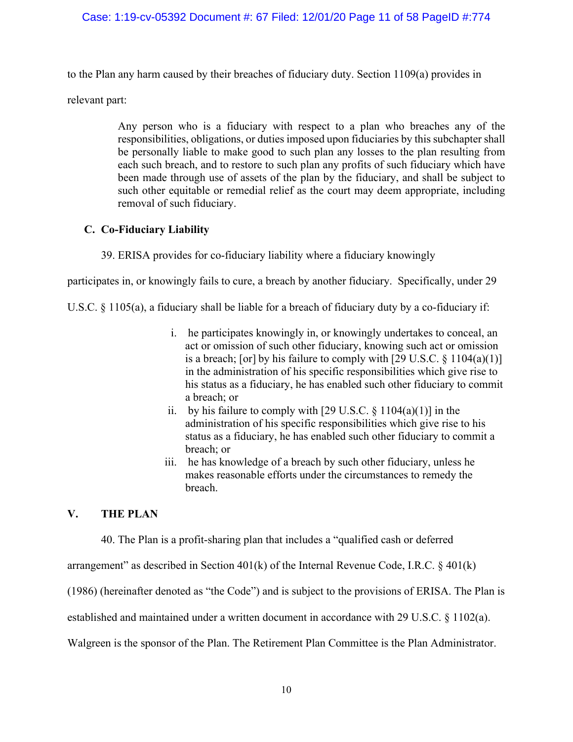to the Plan any harm caused by their breaches of fiduciary duty. Section 1109(a) provides in relevant part:

> Any person who is a fiduciary with respect to a plan who breaches any of the responsibilities, obligations, or duties imposed upon fiduciaries by this subchapter shall be personally liable to make good to such plan any losses to the plan resulting from each such breach, and to restore to such plan any profits of such fiduciary which have been made through use of assets of the plan by the fiduciary, and shall be subject to such other equitable or remedial relief as the court may deem appropriate, including removal of such fiduciary.

### C. Co-Fiduciary Liability

39. ERISA provides for co-fiduciary liability where a fiduciary knowingly participates in, or knowingly fails to cure, a breach by another fiduciary. Specifically, under 29 U.S.C. § 1105(a), a fiduciary shall be liable for a breach of fiduciary duty by a co-fiduciary if:

> i. he participates knowingly in, or knowingly undertakes to conceal, an act or omission of such other fiduciary, knowing such act or omission is a breach; [or] by his failure to comply with [29 U.S.C. § 1104(a)(1)] in the administration of his specific responsibilities which give rise to his status as a fiduciary, he has enabled such other fiduciary to commit a breach; or
>
> ii. by his failure to comply with [29 U.S.C. § 1104(a)(1)] in the administration of his specific responsibilities which give rise to his status as a fiduciary, he has enabled such other fiduciary to commit a breach; or
>
> iii. he has knowledge of a breach by such other fiduciary, unless he makes reasonable efforts under the circumstances to remedy the breach.

## V. THE PLAN

40. The Plan is a profit-sharing plan that includes a "qualified cash or deferred arrangement" as described in Section 401(k) of the Internal Revenue Code, I.R.C. § 401(k) (1986) (hereinafter denoted as "the Code") and is subject to the provisions of ERISA. The Plan is established and maintained under a written document in accordance with 29 U.S.C. § 1102(a). Walgreen is the sponsor of the Plan. The Retirement Plan Committee is the Plan Administrator.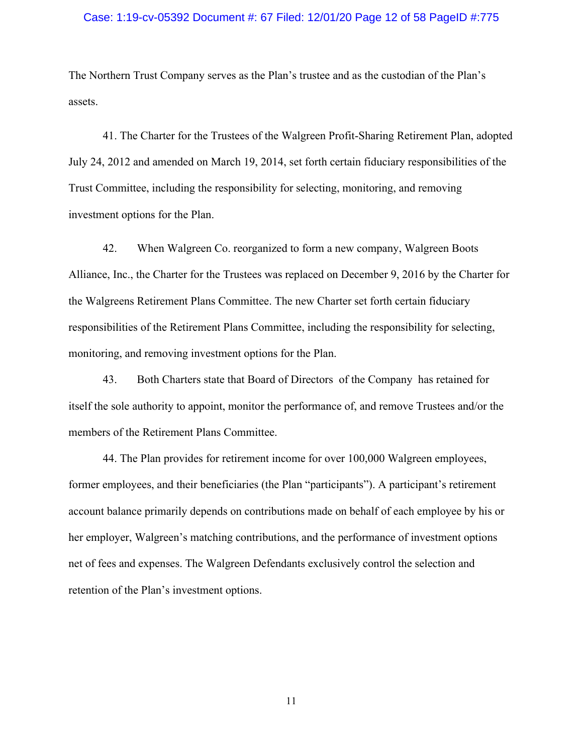The Northern Trust Company serves as the Plan's trustee and as the custodian of the Plan's assets.

41. The Charter for the Trustees of the Walgreen Profit-Sharing Retirement Plan, adopted July 24, 2012 and amended on March 19, 2014, set forth certain fiduciary responsibilities of the Trust Committee, including the responsibility for selecting, monitoring, and removing investment options for the Plan.

42. When Walgreen Co. reorganized to form a new company, Walgreen Boots Alliance, Inc., the Charter for the Trustees was replaced on December 9, 2016 by the Charter for the Walgreens Retirement Plans Committee. The new Charter set forth certain fiduciary responsibilities of the Retirement Plans Committee, including the responsibility for selecting, monitoring, and removing investment options for the Plan.

43. Both Charters state that Board of Directors of the Company has retained for itself the sole authority to appoint, monitor the performance of, and remove Trustees and/or the members of the Retirement Plans Committee.

44. The Plan provides for retirement income for over 100,000 Walgreen employees, former employees, and their beneficiaries (the Plan "participants"). A participant's retirement account balance primarily depends on contributions made on behalf of each employee by his or her employer, Walgreen's matching contributions, and the performance of investment options net of fees and expenses. The Walgreen Defendants exclusively control the selection and retention of the Plan's investment options.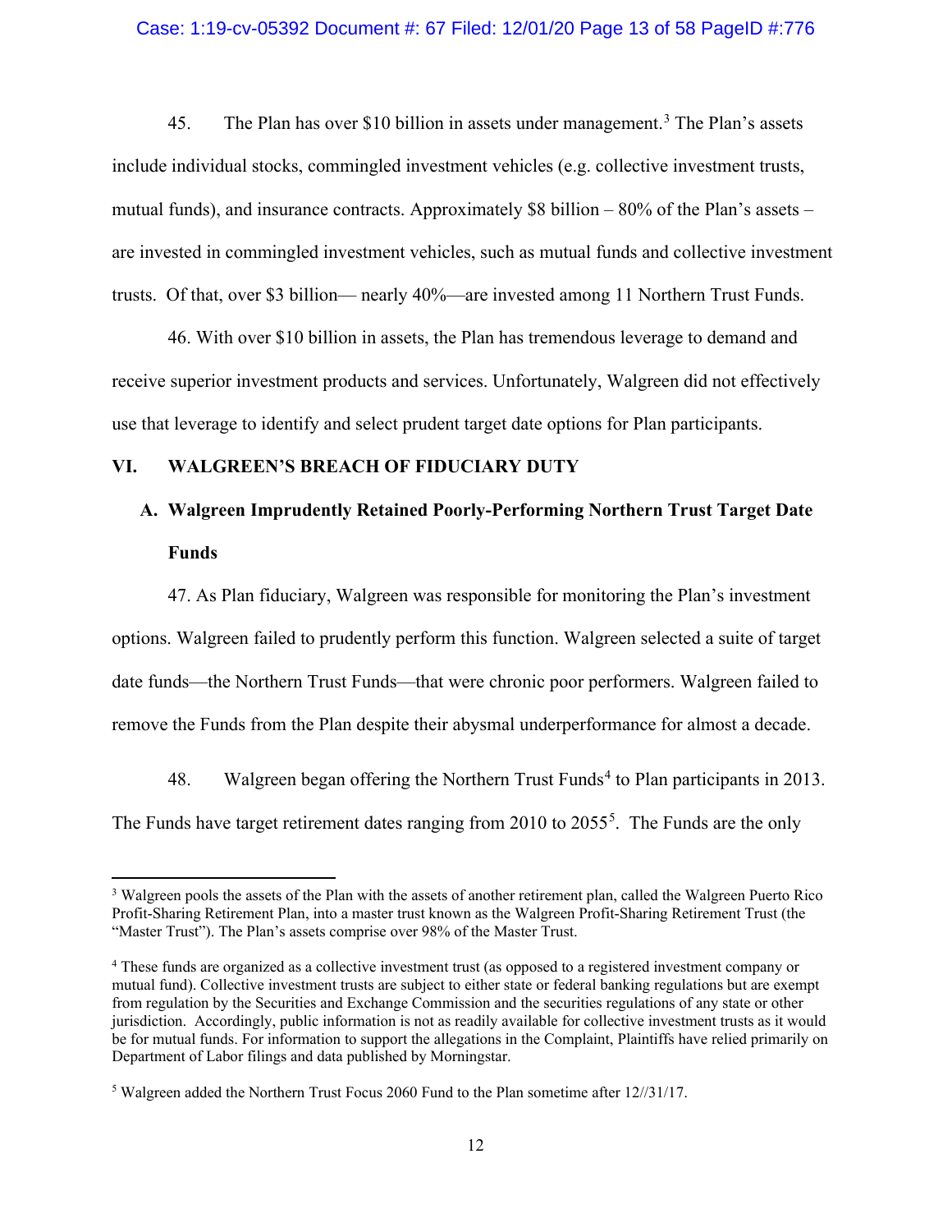45. The Plan has over $10 billion in assets under management.[3] The Plan's assets include individual stocks, commingled investment vehicles (e.g. collective investment trusts, mutual funds), and insurance contracts. Approximately $8 billion – 80% of the Plan's assets – are invested in commingled investment vehicles, such as mutual funds and collective investment trusts. Of that, over $3 billion— nearly 40%—are invested among 11 Northern Trust Funds.

46. With over $10 billion in assets, the Plan has tremendous leverage to demand and receive superior investment products and services. Unfortunately, Walgreen did not effectively use that leverage to identify and select prudent target date options for Plan participants.

## VI. WALGREEN'S BREACH OF FIDUCIARY DUTY

### A. Walgreen Imprudently Retained Poorly-Performing Northern Trust Target Date Funds

47. As Plan fiduciary, Walgreen was responsible for monitoring the Plan's investment options. Walgreen failed to prudently perform this function. Walgreen selected a suite of target date funds—the Northern Trust Funds—that were chronic poor performers. Walgreen failed to remove the Funds from the Plan despite their abysmal underperformance for almost a decade.

48. Walgreen began offering the Northern Trust Funds[4] to Plan participants in 2013. The Funds have target retirement dates ranging from 2010 to 2055[5]. The Funds are the only

---

[3] Walgreen pools the assets of the Plan with the assets of another retirement plan, called the Walgreen Puerto Rico Profit-Sharing Retirement Plan, into a master trust known as the Walgreen Profit-Sharing Retirement Trust (the "Master Trust"). The Plan's assets comprise over 98% of the Master Trust.

[4] These funds are organized as a collective investment trust (as opposed to a registered investment company or mutual fund). Collective investment trusts are subject to either state or federal banking regulations but are exempt from regulation by the Securities and Exchange Commission and the securities regulations of any state or other jurisdiction. Accordingly, public information is not as readily available for collective investment trusts as it would be for mutual funds. For information to support the allegations in the Complaint, Plaintiffs have relied primarily on Department of Labor filings and data published by Morningstar.

[5] Walgreen added the Northern Trust Focus 2060 Fund to the Plan sometime after 12//31/17.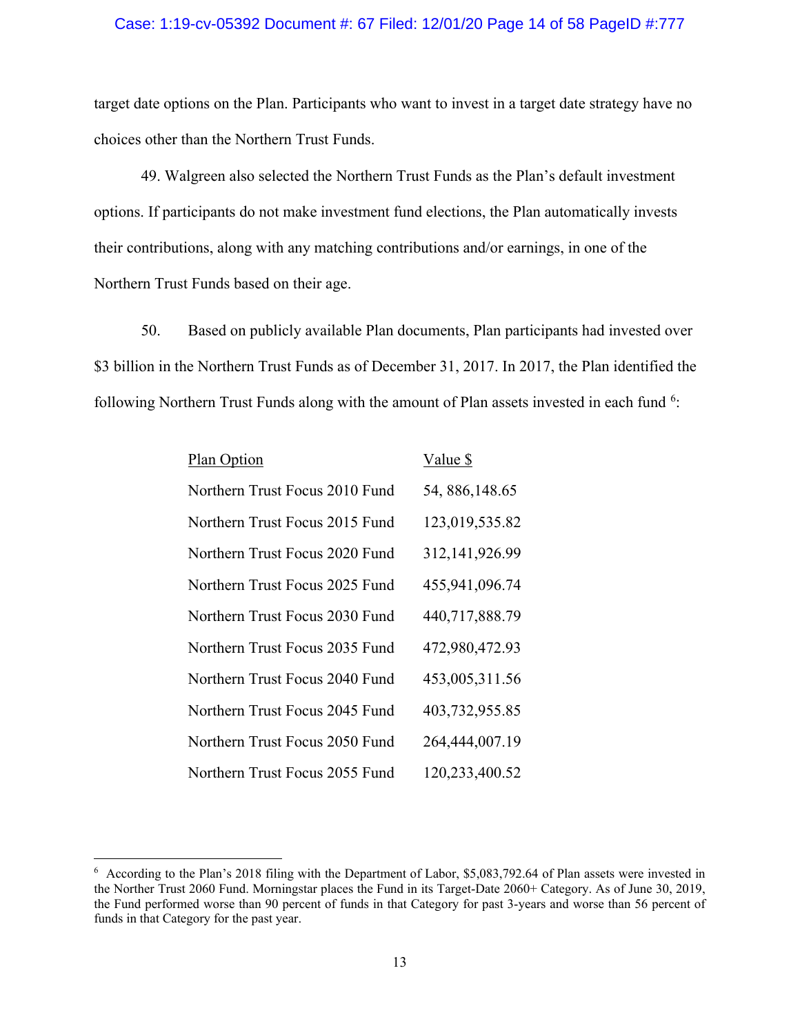target date options on the Plan. Participants who want to invest in a target date strategy have no choices other than the Northern Trust Funds.

49. Walgreen also selected the Northern Trust Funds as the Plan's default investment options. If participants do not make investment fund elections, the Plan automatically invests their contributions, along with any matching contributions and/or earnings, in one of the Northern Trust Funds based on their age.

50. Based on publicly available Plan documents, Plan participants had invested over $3 billion in the Northern Trust Funds as of December 31, 2017. In 2017, the Plan identified the following Northern Trust Funds along with the amount of Plan assets invested in each fund [6]:

| Plan Option | Value $ |
|---|---|
| Northern Trust Focus 2010 Fund | 54, 886,148.65 |
| Northern Trust Focus 2015 Fund | 123,019,535.82 |
| Northern Trust Focus 2020 Fund | 312,141,926.99 |
| Northern Trust Focus 2025 Fund | 455,941,096.74 |
| Northern Trust Focus 2030 Fund | 440,717,888.79 |
| Northern Trust Focus 2035 Fund | 472,980,472.93 |
| Northern Trust Focus 2040 Fund | 453,005,311.56 |
| Northern Trust Focus 2045 Fund | 403,732,955.85 |
| Northern Trust Focus 2050 Fund | 264,444,007.19 |
| Northern Trust Focus 2055 Fund | 120,233,400.52 |

[6] According to the Plan's 2018 filing with the Department of Labor, $5,083,792.64 of Plan assets were invested in the Norther Trust 2060 Fund. Morningstar places the Fund in its Target-Date 2060+ Category. As of June 30, 2019, the Fund performed worse than 90 percent of funds in that Category for past 3-years and worse than 56 percent of funds in that Category for the past year.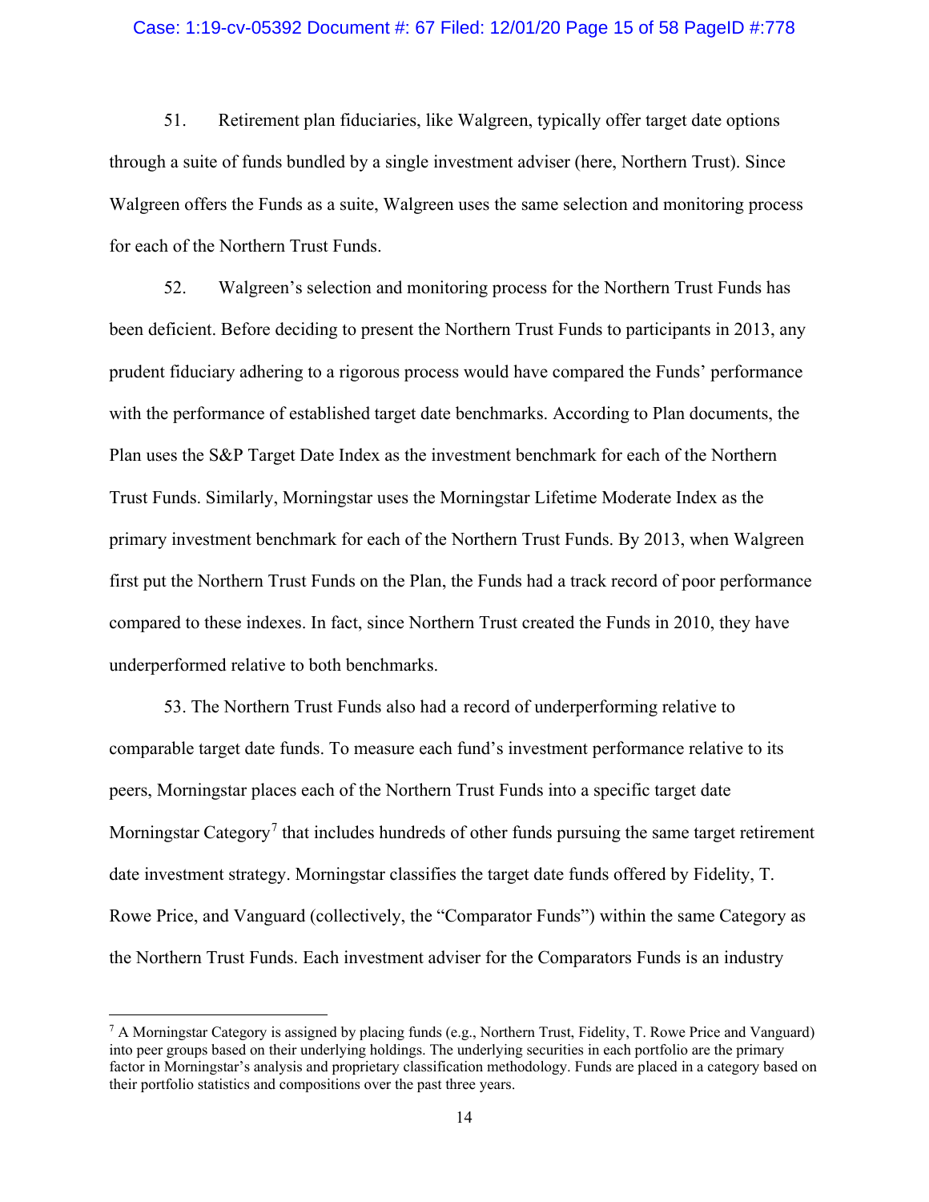51. Retirement plan fiduciaries, like Walgreen, typically offer target date options through a suite of funds bundled by a single investment adviser (here, Northern Trust). Since Walgreen offers the Funds as a suite, Walgreen uses the same selection and monitoring process for each of the Northern Trust Funds.

52. Walgreen's selection and monitoring process for the Northern Trust Funds has been deficient. Before deciding to present the Northern Trust Funds to participants in 2013, any prudent fiduciary adhering to a rigorous process would have compared the Funds' performance with the performance of established target date benchmarks. According to Plan documents, the Plan uses the S&P Target Date Index as the investment benchmark for each of the Northern Trust Funds. Similarly, Morningstar uses the Morningstar Lifetime Moderate Index as the primary investment benchmark for each of the Northern Trust Funds. By 2013, when Walgreen first put the Northern Trust Funds on the Plan, the Funds had a track record of poor performance compared to these indexes. In fact, since Northern Trust created the Funds in 2010, they have underperformed relative to both benchmarks.

53. The Northern Trust Funds also had a record of underperforming relative to comparable target date funds. To measure each fund's investment performance relative to its peers, Morningstar places each of the Northern Trust Funds into a specific target date Morningstar Category[7] that includes hundreds of other funds pursuing the same target retirement date investment strategy. Morningstar classifies the target date funds offered by Fidelity, T. Rowe Price, and Vanguard (collectively, the "Comparator Funds") within the same Category as the Northern Trust Funds. Each investment adviser for the Comparators Funds is an industry

---

[7] A Morningstar Category is assigned by placing funds (e.g., Northern Trust, Fidelity, T. Rowe Price and Vanguard) into peer groups based on their underlying holdings. The underlying securities in each portfolio are the primary factor in Morningstar's analysis and proprietary classification methodology. Funds are placed in a category based on their portfolio statistics and compositions over the past three years.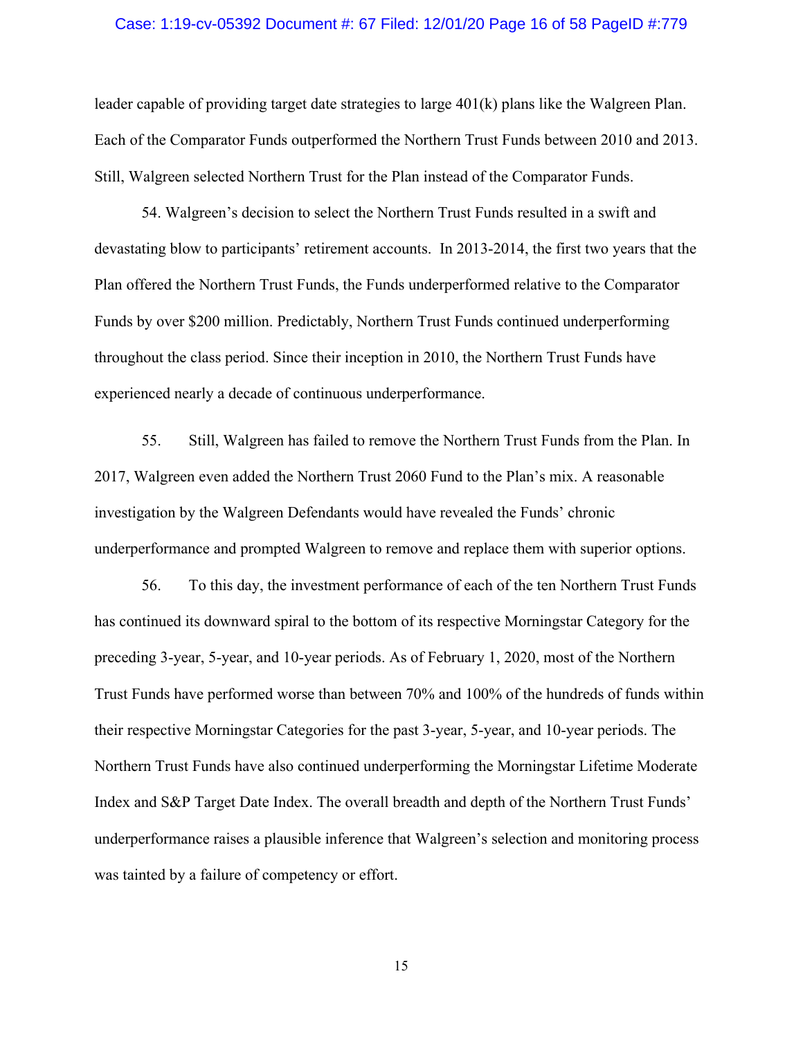leader capable of providing target date strategies to large 401(k) plans like the Walgreen Plan. Each of the Comparator Funds outperformed the Northern Trust Funds between 2010 and 2013. Still, Walgreen selected Northern Trust for the Plan instead of the Comparator Funds.

54. Walgreen's decision to select the Northern Trust Funds resulted in a swift and devastating blow to participants' retirement accounts. In 2013-2014, the first two years that the Plan offered the Northern Trust Funds, the Funds underperformed relative to the Comparator Funds by over $200 million. Predictably, Northern Trust Funds continued underperforming throughout the class period. Since their inception in 2010, the Northern Trust Funds have experienced nearly a decade of continuous underperformance.

55. Still, Walgreen has failed to remove the Northern Trust Funds from the Plan. In 2017, Walgreen even added the Northern Trust 2060 Fund to the Plan's mix. A reasonable investigation by the Walgreen Defendants would have revealed the Funds' chronic underperformance and prompted Walgreen to remove and replace them with superior options.

56. To this day, the investment performance of each of the ten Northern Trust Funds has continued its downward spiral to the bottom of its respective Morningstar Category for the preceding 3-year, 5-year, and 10-year periods. As of February 1, 2020, most of the Northern Trust Funds have performed worse than between 70% and 100% of the hundreds of funds within their respective Morningstar Categories for the past 3-year, 5-year, and 10-year periods. The Northern Trust Funds have also continued underperforming the Morningstar Lifetime Moderate Index and S&P Target Date Index. The overall breadth and depth of the Northern Trust Funds' underperformance raises a plausible inference that Walgreen's selection and monitoring process was tainted by a failure of competency or effort.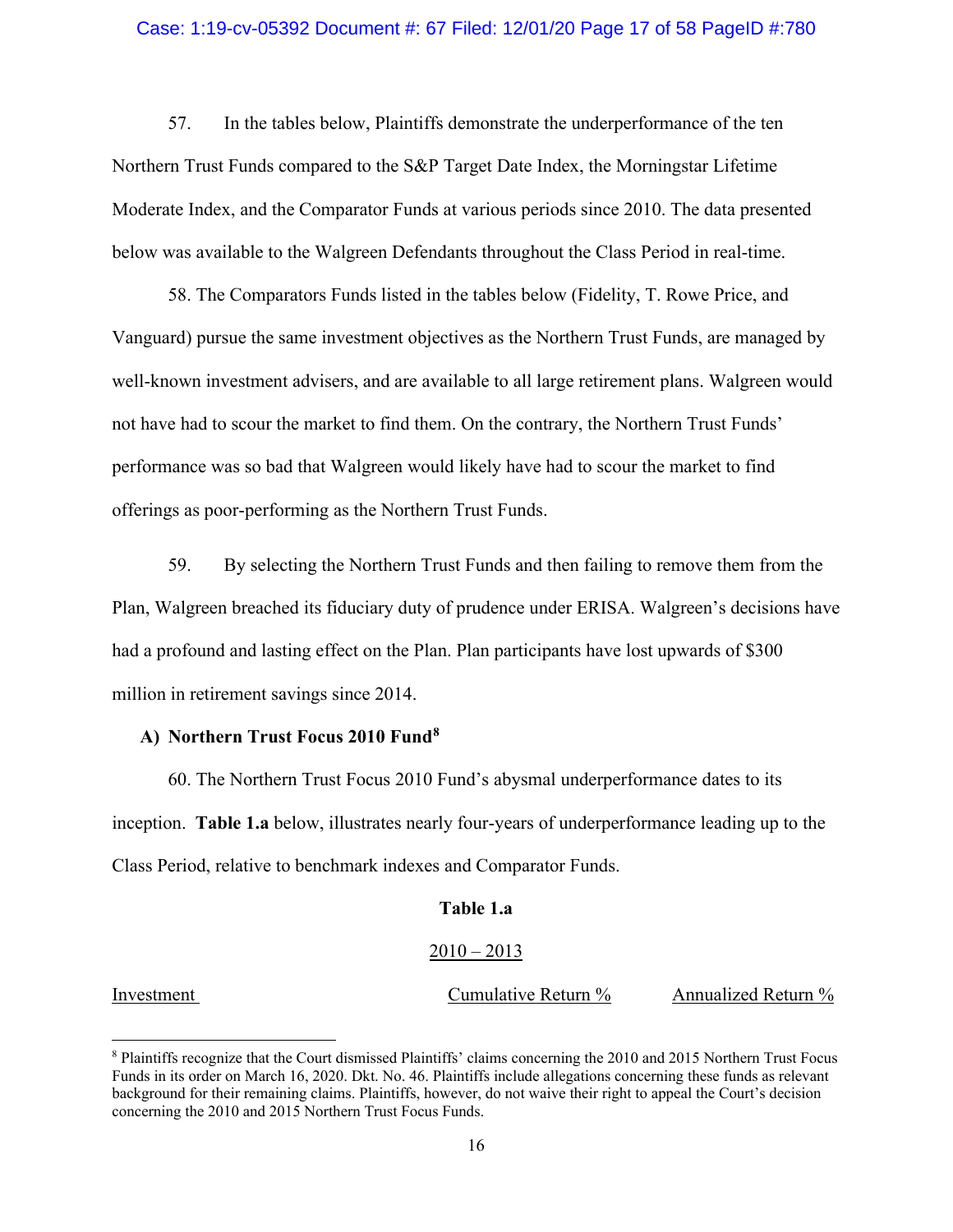57. In the tables below, Plaintiffs demonstrate the underperformance of the ten Northern Trust Funds compared to the S&P Target Date Index, the Morningstar Lifetime Moderate Index, and the Comparator Funds at various periods since 2010. The data presented below was available to the Walgreen Defendants throughout the Class Period in real-time.

58. The Comparators Funds listed in the tables below (Fidelity, T. Rowe Price, and Vanguard) pursue the same investment objectives as the Northern Trust Funds, are managed by well-known investment advisers, and are available to all large retirement plans. Walgreen would not have had to scour the market to find them. On the contrary, the Northern Trust Funds' performance was so bad that Walgreen would likely have had to scour the market to find offerings as poor-performing as the Northern Trust Funds.

59. By selecting the Northern Trust Funds and then failing to remove them from the Plan, Walgreen breached its fiduciary duty of prudence under ERISA. Walgreen's decisions have had a profound and lasting effect on the Plan. Plan participants have lost upwards of $300 million in retirement savings since 2014.

### A) Northern Trust Focus 2010 Fund[8]

60. The Northern Trust Focus 2010 Fund's abysmal underperformance dates to its inception. **Table 1.a** below, illustrates nearly four-years of underperformance leading up to the Class Period, relative to benchmark indexes and Comparator Funds.

**Table 1.a**

2010 – 2013

| Investment | Cumulative Return % | Annualized Return % |
|---|---|---|

[8] Plaintiffs recognize that the Court dismissed Plaintiffs' claims concerning the 2010 and 2015 Northern Trust Focus Funds in its order on March 16, 2020. Dkt. No. 46. Plaintiffs include allegations concerning these funds as relevant background for their remaining claims. Plaintiffs, however, do not waive their right to appeal the Court's decision concerning the 2010 and 2015 Northern Trust Focus Funds.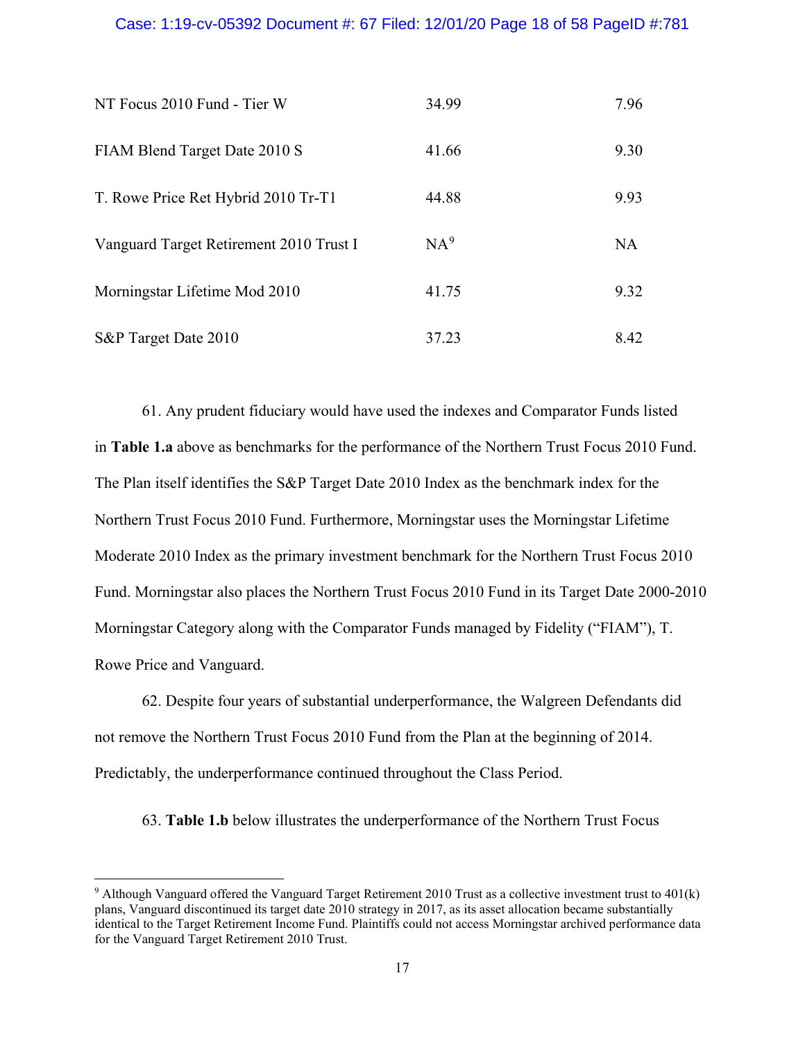| | | |
|---|---|---|
| NT Focus 2010 Fund - Tier W | 34.99 | 7.96 |
| FIAM Blend Target Date 2010 S | 41.66 | 9.30 |
| T. Rowe Price Ret Hybrid 2010 Tr-T1 | 44.88 | 9.93 |
| Vanguard Target Retirement 2010 Trust I | NA[9] | NA |
| Morningstar Lifetime Mod 2010 | 41.75 | 9.32 |
| S&P Target Date 2010 | 37.23 | 8.42 |

61. Any prudent fiduciary would have used the indexes and Comparator Funds listed in **Table 1.a** above as benchmarks for the performance of the Northern Trust Focus 2010 Fund. The Plan itself identifies the S&P Target Date 2010 Index as the benchmark index for the Northern Trust Focus 2010 Fund. Furthermore, Morningstar uses the Morningstar Lifetime Moderate 2010 Index as the primary investment benchmark for the Northern Trust Focus 2010 Fund. Morningstar also places the Northern Trust Focus 2010 Fund in its Target Date 2000-2010 Morningstar Category along with the Comparator Funds managed by Fidelity ("FIAM"), T. Rowe Price and Vanguard.

62. Despite four years of substantial underperformance, the Walgreen Defendants did not remove the Northern Trust Focus 2010 Fund from the Plan at the beginning of 2014. Predictably, the underperformance continued throughout the Class Period.

63. **Table 1.b** below illustrates the underperformance of the Northern Trust Focus

[9] Although Vanguard offered the Vanguard Target Retirement 2010 Trust as a collective investment trust to 401(k) plans, Vanguard discontinued its target date 2010 strategy in 2017, as its asset allocation became substantially identical to the Target Retirement Income Fund. Plaintiffs could not access Morningstar archived performance data for the Vanguard Target Retirement 2010 Trust.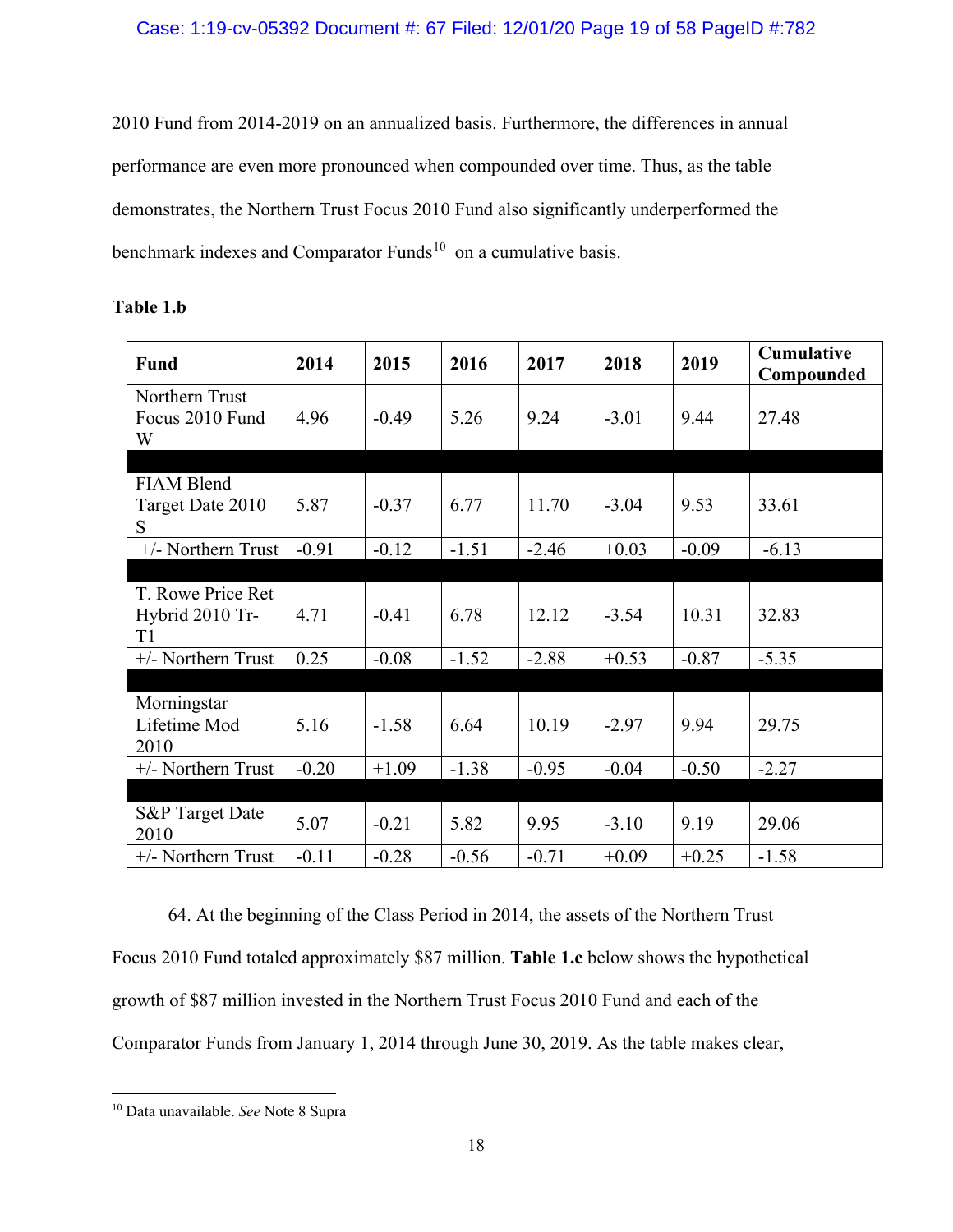2010 Fund from 2014-2019 on an annualized basis. Furthermore, the differences in annual performance are even more pronounced when compounded over time. Thus, as the table demonstrates, the Northern Trust Focus 2010 Fund also significantly underperformed the benchmark indexes and Comparator Funds[10] on a cumulative basis.

**Table 1.b**

| Fund | 2014 | 2015 | 2016 | 2017 | 2018 | 2019 | Cumulative Compounded |
|---|---|---|---|---|---|---|---|
| Northern Trust Focus 2010 Fund W | 4.96 | -0.49 | 5.26 | 9.24 | -3.01 | 9.44 | 27.48 |
| | | | | | | | |
| FIAM Blend Target Date 2010 S | 5.87 | -0.37 | 6.77 | 11.70 | -3.04 | 9.53 | 33.61 |
| +/- Northern Trust | -0.91 | -0.12 | -1.51 | -2.46 | +0.03 | -0.09 | -6.13 |
| | | | | | | | |
| T. Rowe Price Ret Hybrid 2010 Tr-T1 | 4.71 | -0.41 | 6.78 | 12.12 | -3.54 | 10.31 | 32.83 |
| +/- Northern Trust | 0.25 | -0.08 | -1.52 | -2.88 | +0.53 | -0.87 | -5.35 |
| | | | | | | | |
| Morningstar Lifetime Mod 2010 | 5.16 | -1.58 | 6.64 | 10.19 | -2.97 | 9.94 | 29.75 |
| +/- Northern Trust | -0.20 | +1.09 | -1.38 | -0.95 | -0.04 | -0.50 | -2.27 |
| | | | | | | | |
| S&P Target Date 2010 | 5.07 | -0.21 | 5.82 | 9.95 | -3.10 | 9.19 | 29.06 |
| +/- Northern Trust | -0.11 | -0.28 | -0.56 | -0.71 | +0.09 | +0.25 | -1.58 |

64. At the beginning of the Class Period in 2014, the assets of the Northern Trust Focus 2010 Fund totaled approximately $87 million. **Table 1.c** below shows the hypothetical growth of $87 million invested in the Northern Trust Focus 2010 Fund and each of the Comparator Funds from January 1, 2014 through June 30, 2019. As the table makes clear,

[10] Data unavailable. *See* Note 8 Supra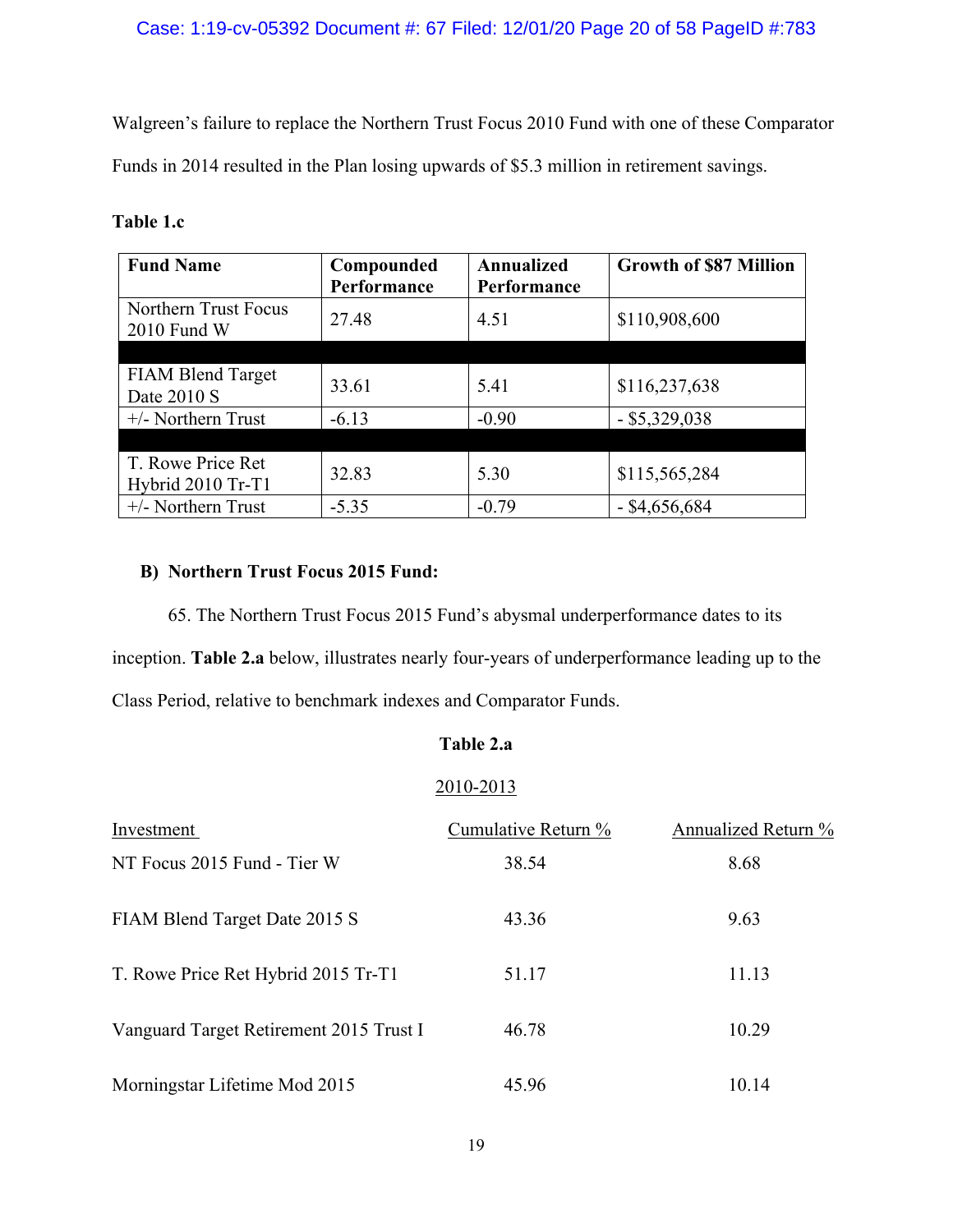Walgreen's failure to replace the Northern Trust Focus 2010 Fund with one of these Comparator Funds in 2014 resulted in the Plan losing upwards of $5.3 million in retirement savings.

**Table 1.c**

| Fund Name | Compounded Performance | Annualized Performance | Growth of $87 Million |
|---|---|---|---|
| Northern Trust Focus 2010 Fund W | 27.48 | 4.51 | $110,908,600 |
| | | | |
| FIAM Blend Target Date 2010 S | 33.61 | 5.41 | $116,237,638 |
| +/- Northern Trust | -6.13 | -0.90 | - $5,329,038 |
| | | | |
| T. Rowe Price Ret Hybrid 2010 Tr-T1 | 32.83 | 5.30 | $115,565,284 |
| +/- Northern Trust | -5.35 | -0.79 | - $4,656,684 |

**B) Northern Trust Focus 2015 Fund:**

65. The Northern Trust Focus 2015 Fund's abysmal underperformance dates to its inception. **Table 2.a** below, illustrates nearly four-years of underperformance leading up to the Class Period, relative to benchmark indexes and Comparator Funds.

**Table 2.a**

2010-2013

| Investment | Cumulative Return % | Annualized Return % |
|---|---|---|
| NT Focus 2015 Fund - Tier W | 38.54 | 8.68 |
| FIAM Blend Target Date 2015 S | 43.36 | 9.63 |
| T. Rowe Price Ret Hybrid 2015 Tr-T1 | 51.17 | 11.13 |
| Vanguard Target Retirement 2015 Trust I | 46.78 | 10.29 |
| Morningstar Lifetime Mod 2015 | 45.96 | 10.14 |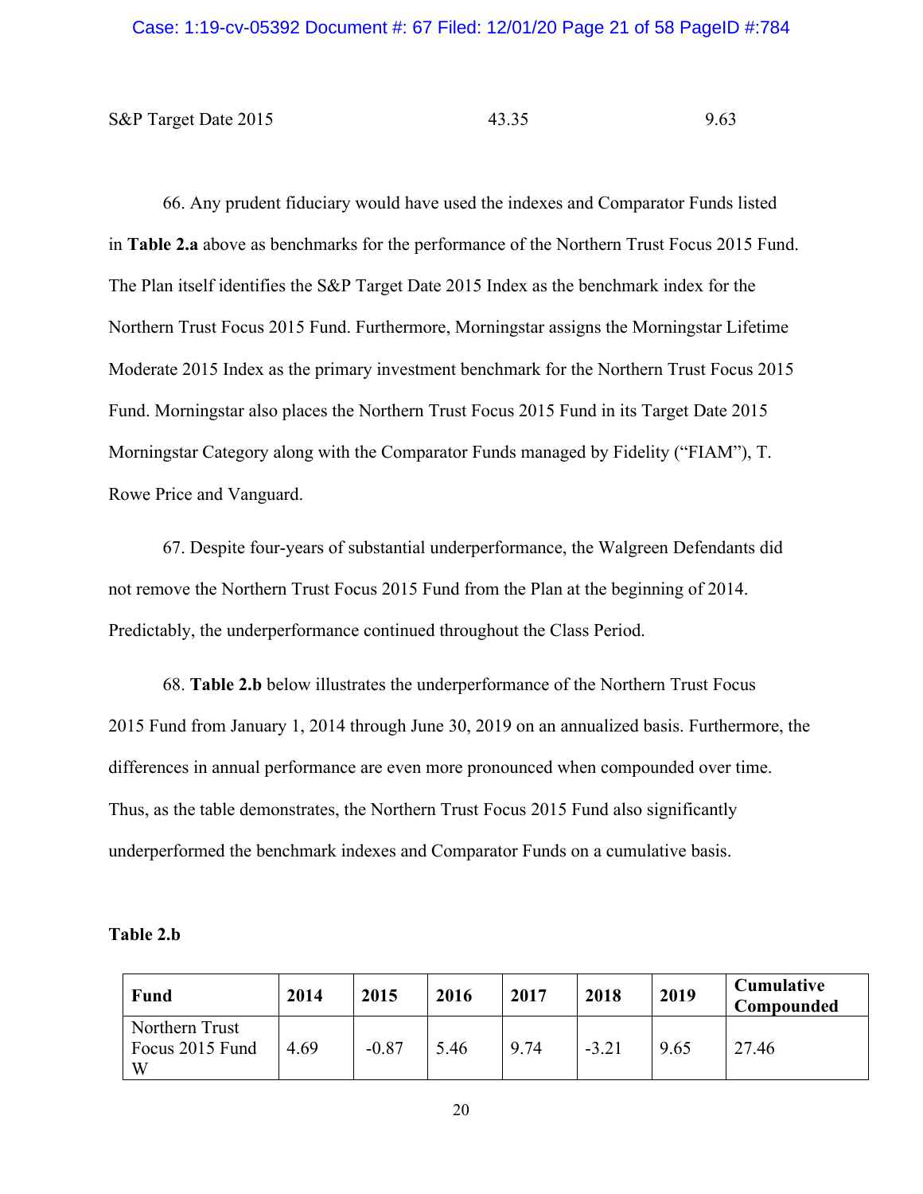| S&P Target Date 2015 | 43.35 | 9.63 |
|---|---|---|

66. Any prudent fiduciary would have used the indexes and Comparator Funds listed in **Table 2.a** above as benchmarks for the performance of the Northern Trust Focus 2015 Fund. The Plan itself identifies the S&P Target Date 2015 Index as the benchmark index for the Northern Trust Focus 2015 Fund. Furthermore, Morningstar assigns the Morningstar Lifetime Moderate 2015 Index as the primary investment benchmark for the Northern Trust Focus 2015 Fund. Morningstar also places the Northern Trust Focus 2015 Fund in its Target Date 2015 Morningstar Category along with the Comparator Funds managed by Fidelity ("FIAM"), T. Rowe Price and Vanguard.

67. Despite four-years of substantial underperformance, the Walgreen Defendants did not remove the Northern Trust Focus 2015 Fund from the Plan at the beginning of 2014. Predictably, the underperformance continued throughout the Class Period.

68. **Table 2.b** below illustrates the underperformance of the Northern Trust Focus 2015 Fund from January 1, 2014 through June 30, 2019 on an annualized basis. Furthermore, the differences in annual performance are even more pronounced when compounded over time. Thus, as the table demonstrates, the Northern Trust Focus 2015 Fund also significantly underperformed the benchmark indexes and Comparator Funds on a cumulative basis.

**Table 2.b**

| Fund | 2014 | 2015 | 2016 | 2017 | 2018 | 2019 | Cumulative Compounded |
|---|---|---|---|---|---|---|---|
| Northern Trust Focus 2015 Fund W | 4.69 | -0.87 | 5.46 | 9.74 | -3.21 | 9.65 | 27.46 |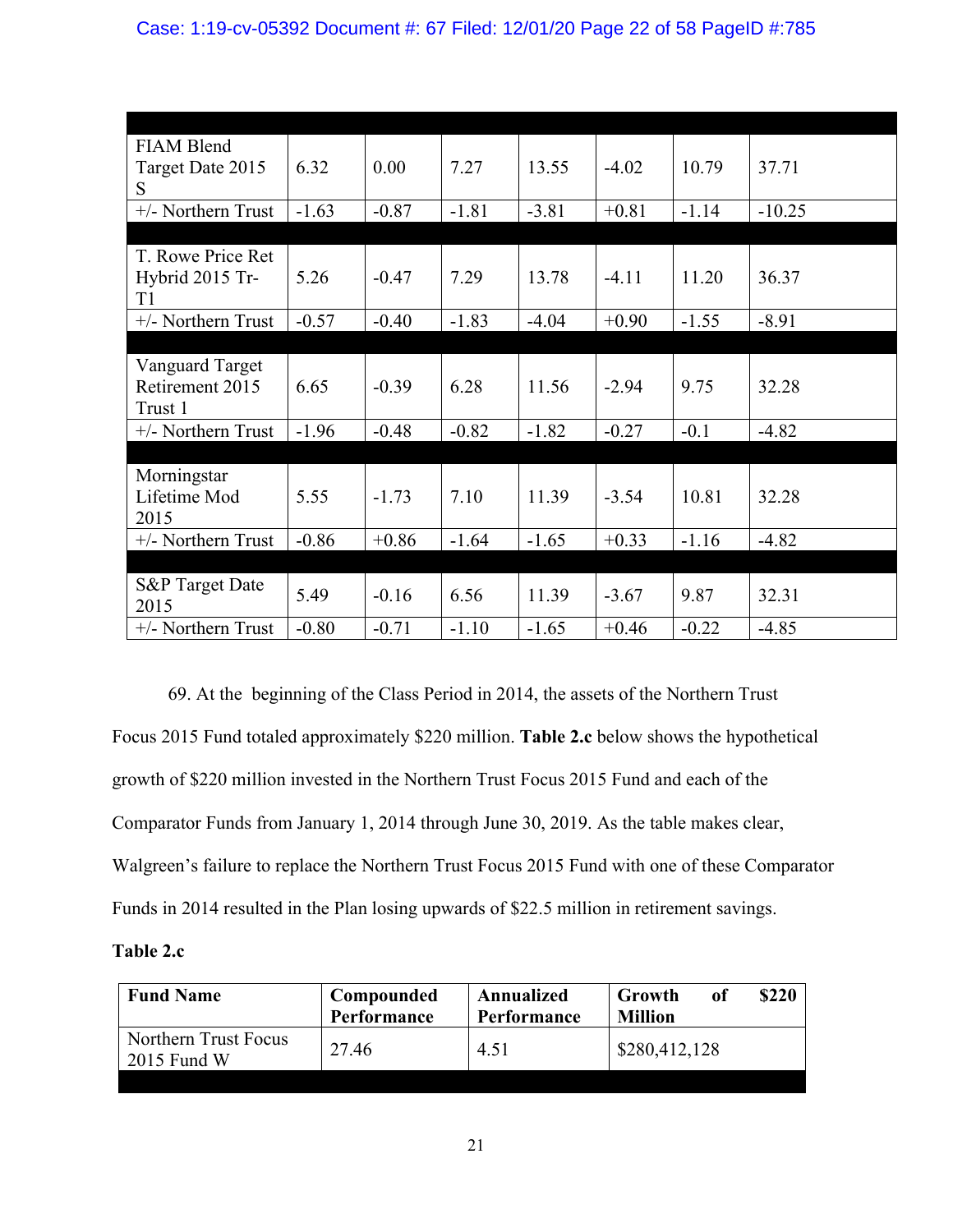| | | | | | | | |
|---|---|---|---|---|---|---|---|
| FIAM Blend Target Date 2015 S | 6.32 | 0.00 | 7.27 | 13.55 | -4.02 | 10.79 | 37.71 |
| +/- Northern Trust | -1.63 | -0.87 | -1.81 | -3.81 | +0.81 | -1.14 | -10.25 |
| | | | | | | | |
| T. Rowe Price Ret Hybrid 2015 Tr-T1 | 5.26 | -0.47 | 7.29 | 13.78 | -4.11 | 11.20 | 36.37 |
| +/- Northern Trust | -0.57 | -0.40 | -1.83 | -4.04 | +0.90 | -1.55 | -8.91 |
| | | | | | | | |
| Vanguard Target Retirement 2015 Trust 1 | 6.65 | -0.39 | 6.28 | 11.56 | -2.94 | 9.75 | 32.28 |
| +/- Northern Trust | -1.96 | -0.48 | -0.82 | -1.82 | -0.27 | -0.1 | -4.82 |
| | | | | | | | |
| Morningstar Lifetime Mod 2015 | 5.55 | -1.73 | 7.10 | 11.39 | -3.54 | 10.81 | 32.28 |
| +/- Northern Trust | -0.86 | +0.86 | -1.64 | -1.65 | +0.33 | -1.16 | -4.82 |
| | | | | | | | |
| S&P Target Date 2015 | 5.49 | -0.16 | 6.56 | 11.39 | -3.67 | 9.87 | 32.31 |
| +/- Northern Trust | -0.80 | -0.71 | -1.10 | -1.65 | +0.46 | -0.22 | -4.85 |

69. At the beginning of the Class Period in 2014, the assets of the Northern Trust Focus 2015 Fund totaled approximately $220 million. **Table 2.c** below shows the hypothetical growth of $220 million invested in the Northern Trust Focus 2015 Fund and each of the Comparator Funds from January 1, 2014 through June 30, 2019. As the table makes clear, Walgreen's failure to replace the Northern Trust Focus 2015 Fund with one of these Comparator Funds in 2014 resulted in the Plan losing upwards of $22.5 million in retirement savings.

**Table 2.c**

| **Fund Name** | **Compounded Performance** | **Annualized Performance** | **Growth of $220 Million** |
|---|---|---|---|
| Northern Trust Focus 2015 Fund W | 27.46 | 4.51 | $280,412,128 |
| | | | |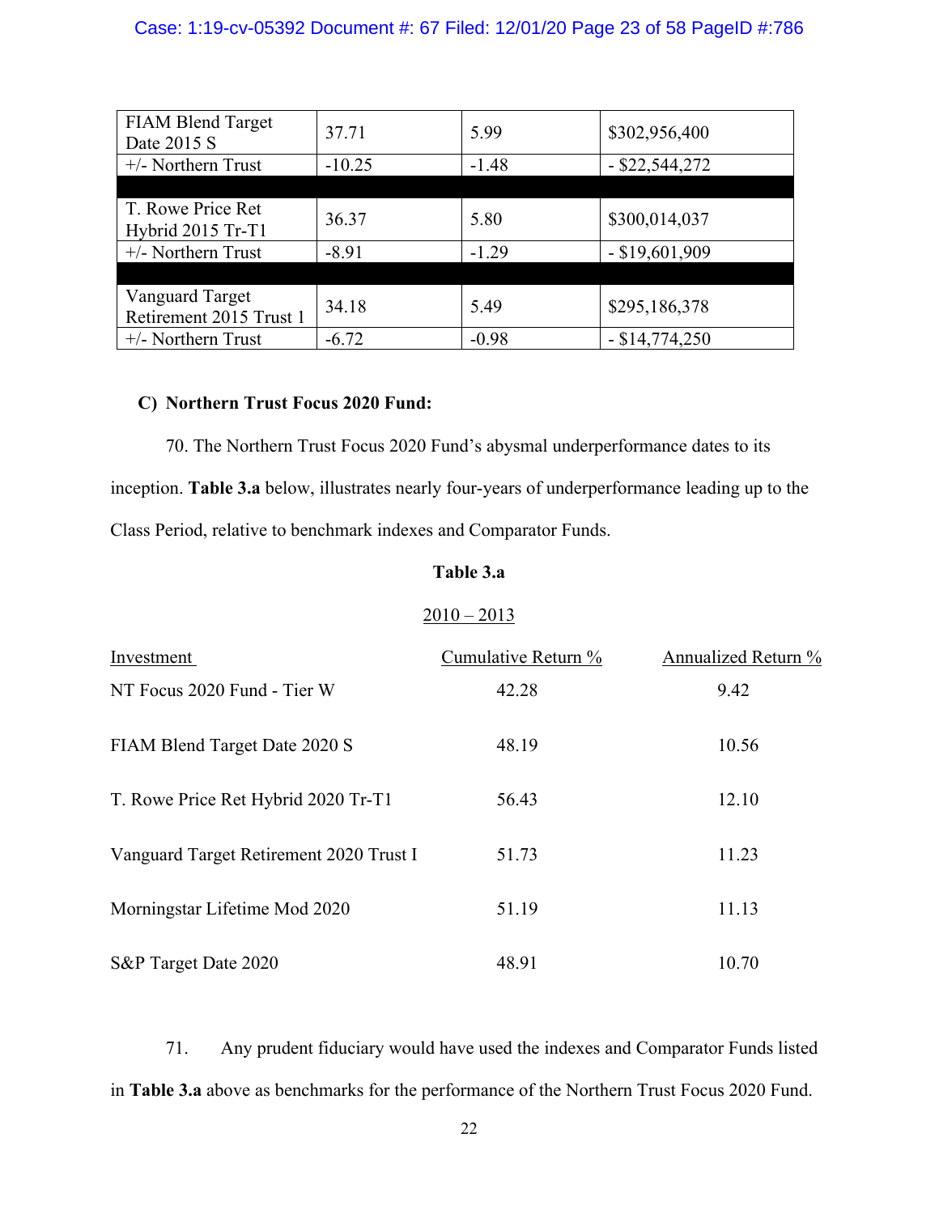| | | | |
|---|---|---|---|
| FIAM Blend Target Date 2015 S | 37.71 | 5.99 | $302,956,400 |
| +/- Northern Trust | -10.25 | -1.48 | - $22,544,272 |
| | | | |
| T. Rowe Price Ret Hybrid 2015 Tr-T1 | 36.37 | 5.80 | $300,014,037 |
| +/- Northern Trust | -8.91 | -1.29 | - $19,601,909 |
| | | | |
| Vanguard Target Retirement 2015 Trust 1 | 34.18 | 5.49 | $295,186,378 |
| +/- Northern Trust | -6.72 | -0.98 | - $14,774,250 |

**C) Northern Trust Focus 2020 Fund:**

70. The Northern Trust Focus 2020 Fund's abysmal underperformance dates to its inception. **Table 3.a** below, illustrates nearly four-years of underperformance leading up to the Class Period, relative to benchmark indexes and Comparator Funds.

**Table 3.a**

2010 – 2013

| Investment | Cumulative Return % | Annualized Return % |
|---|---|---|
| NT Focus 2020 Fund - Tier W | 42.28 | 9.42 |
| FIAM Blend Target Date 2020 S | 48.19 | 10.56 |
| T. Rowe Price Ret Hybrid 2020 Tr-T1 | 56.43 | 12.10 |
| Vanguard Target Retirement 2020 Trust I | 51.73 | 11.23 |
| Morningstar Lifetime Mod 2020 | 51.19 | 11.13 |
| S&P Target Date 2020 | 48.91 | 10.70 |

71. Any prudent fiduciary would have used the indexes and Comparator Funds listed in **Table 3.a** above as benchmarks for the performance of the Northern Trust Focus 2020 Fund.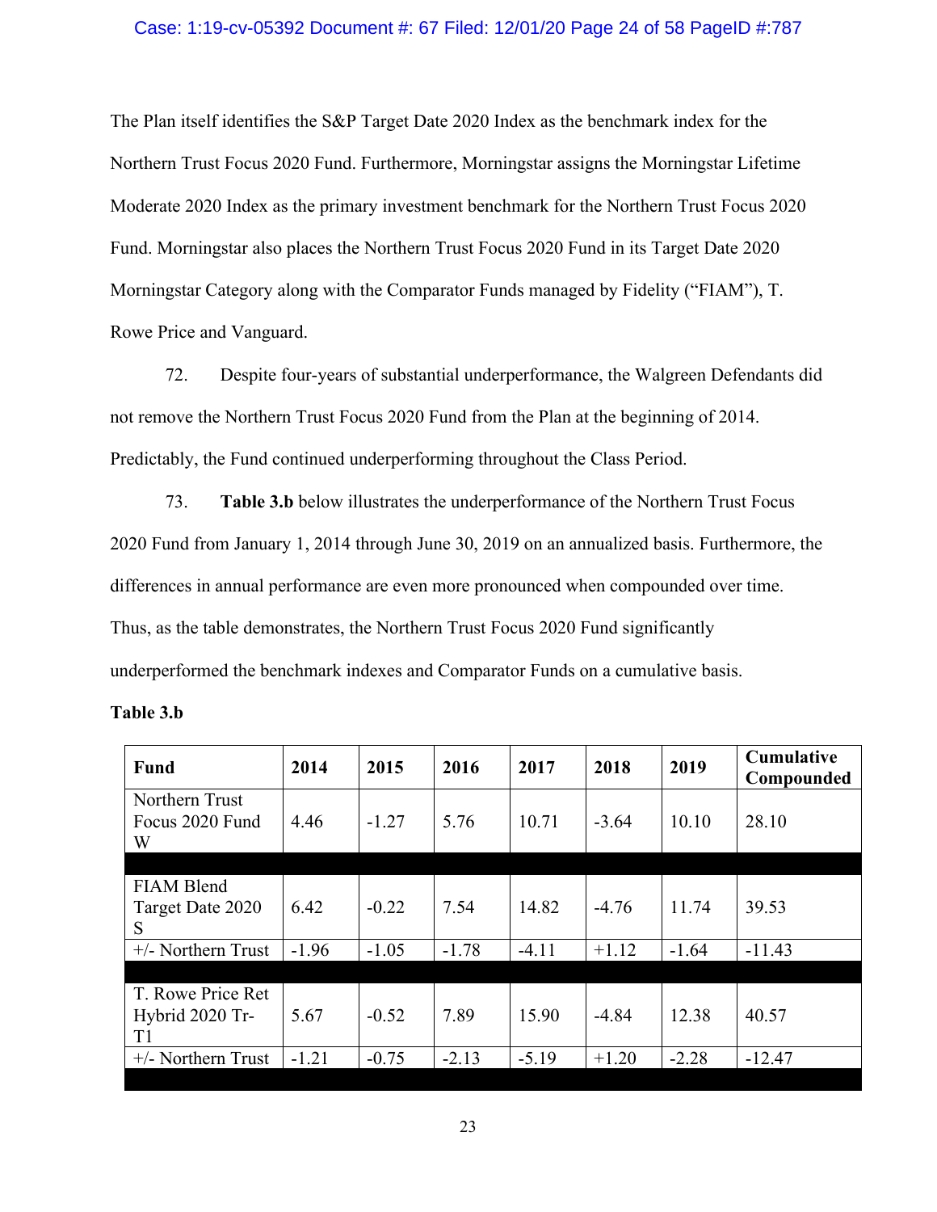The Plan itself identifies the S&P Target Date 2020 Index as the benchmark index for the Northern Trust Focus 2020 Fund. Furthermore, Morningstar assigns the Morningstar Lifetime Moderate 2020 Index as the primary investment benchmark for the Northern Trust Focus 2020 Fund. Morningstar also places the Northern Trust Focus 2020 Fund in its Target Date 2020 Morningstar Category along with the Comparator Funds managed by Fidelity ("FIAM"), T. Rowe Price and Vanguard.

72. Despite four-years of substantial underperformance, the Walgreen Defendants did not remove the Northern Trust Focus 2020 Fund from the Plan at the beginning of 2014. Predictably, the Fund continued underperforming throughout the Class Period.

73. **Table 3.b** below illustrates the underperformance of the Northern Trust Focus 2020 Fund from January 1, 2014 through June 30, 2019 on an annualized basis. Furthermore, the differences in annual performance are even more pronounced when compounded over time. Thus, as the table demonstrates, the Northern Trust Focus 2020 Fund significantly underperformed the benchmark indexes and Comparator Funds on a cumulative basis.

**Table 3.b**

| Fund | 2014 | 2015 | 2016 | 2017 | 2018 | 2019 | Cumulative Compounded |
|---|---|---|---|---|---|---|---|
| Northern Trust Focus 2020 Fund W | 4.46 | -1.27 | 5.76 | 10.71 | -3.64 | 10.10 | 28.10 |
| | | | | | | | |
| FIAM Blend Target Date 2020 S | 6.42 | -0.22 | 7.54 | 14.82 | -4.76 | 11.74 | 39.53 |
| +/- Northern Trust | -1.96 | -1.05 | -1.78 | -4.11 | +1.12 | -1.64 | -11.43 |
| | | | | | | | |
| T. Rowe Price Ret Hybrid 2020 Tr-T1 | 5.67 | -0.52 | 7.89 | 15.90 | -4.84 | 12.38 | 40.57 |
| +/- Northern Trust | -1.21 | -0.75 | -2.13 | -5.19 | +1.20 | -2.28 | -12.47 |
| | | | | | | | |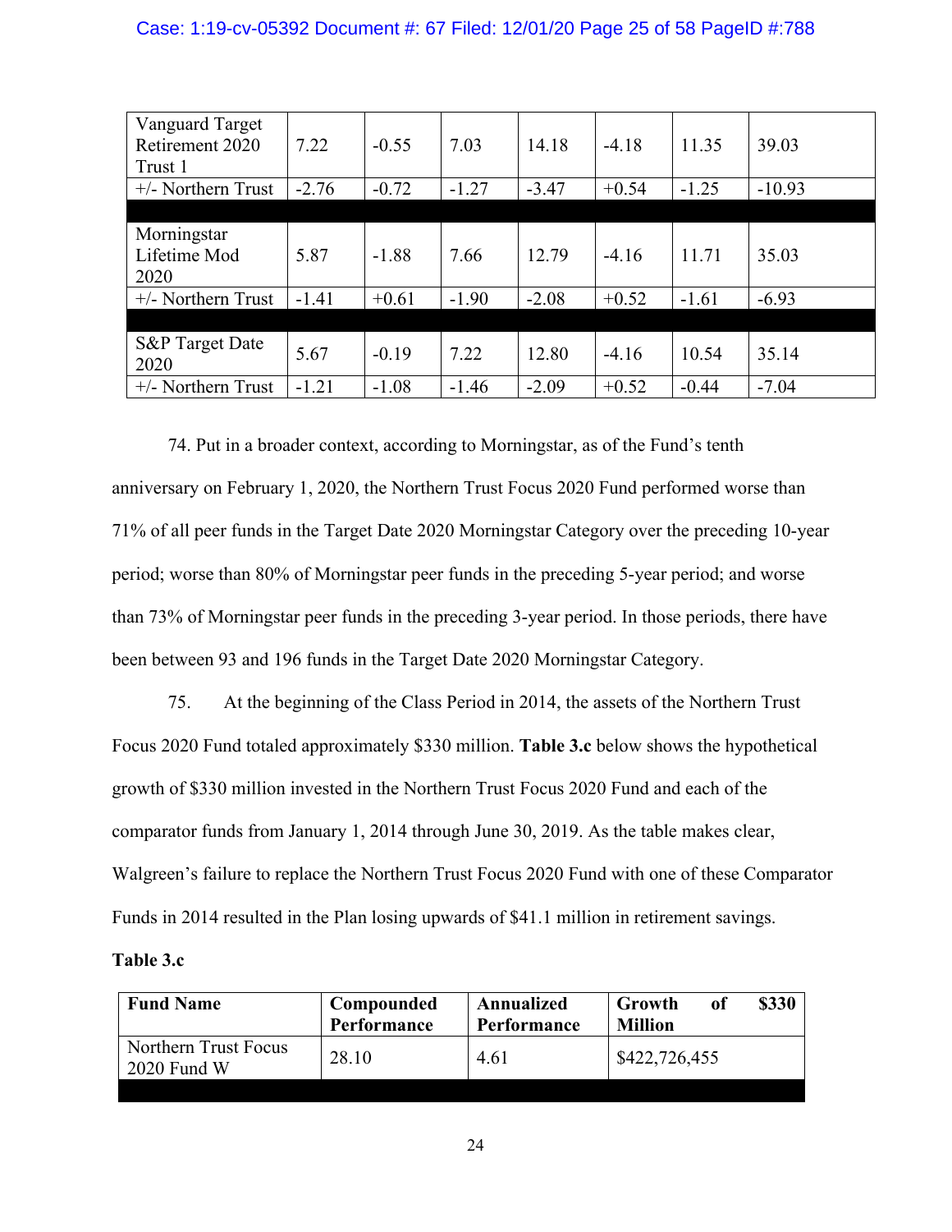| | | | | | | | |
|---|---|---|---|---|---|---|---|
| Vanguard Target Retirement 2020 Trust 1 | 7.22 | -0.55 | 7.03 | 14.18 | -4.18 | 11.35 | 39.03 |
| +/- Northern Trust | -2.76 | -0.72 | -1.27 | -3.47 | +0.54 | -1.25 | -10.93 |
| | | | | | | | |
| Morningstar Lifetime Mod 2020 | 5.87 | -1.88 | 7.66 | 12.79 | -4.16 | 11.71 | 35.03 |
| +/- Northern Trust | -1.41 | +0.61 | -1.90 | -2.08 | +0.52 | -1.61 | -6.93 |
| | | | | | | | |
| S&P Target Date 2020 | 5.67 | -0.19 | 7.22 | 12.80 | -4.16 | 10.54 | 35.14 |
| +/- Northern Trust | -1.21 | -1.08 | -1.46 | -2.09 | +0.52 | -0.44 | -7.04 |

74. Put in a broader context, according to Morningstar, as of the Fund's tenth anniversary on February 1, 2020, the Northern Trust Focus 2020 Fund performed worse than 71% of all peer funds in the Target Date 2020 Morningstar Category over the preceding 10-year period; worse than 80% of Morningstar peer funds in the preceding 5-year period; and worse than 73% of Morningstar peer funds in the preceding 3-year period. In those periods, there have been between 93 and 196 funds in the Target Date 2020 Morningstar Category.

75. At the beginning of the Class Period in 2014, the assets of the Northern Trust Focus 2020 Fund totaled approximately $330 million. **Table 3.c** below shows the hypothetical growth of $330 million invested in the Northern Trust Focus 2020 Fund and each of the comparator funds from January 1, 2014 through June 30, 2019. As the table makes clear, Walgreen's failure to replace the Northern Trust Focus 2020 Fund with one of these Comparator Funds in 2014 resulted in the Plan losing upwards of $41.1 million in retirement savings.

**Table 3.c**

| **Fund Name** | **Compounded Performance** | **Annualized Performance** | **Growth of $330 Million** |
|---|---|---|---|
| Northern Trust Focus 2020 Fund W | 28.10 | 4.61 | $422,726,455 |
| | | | |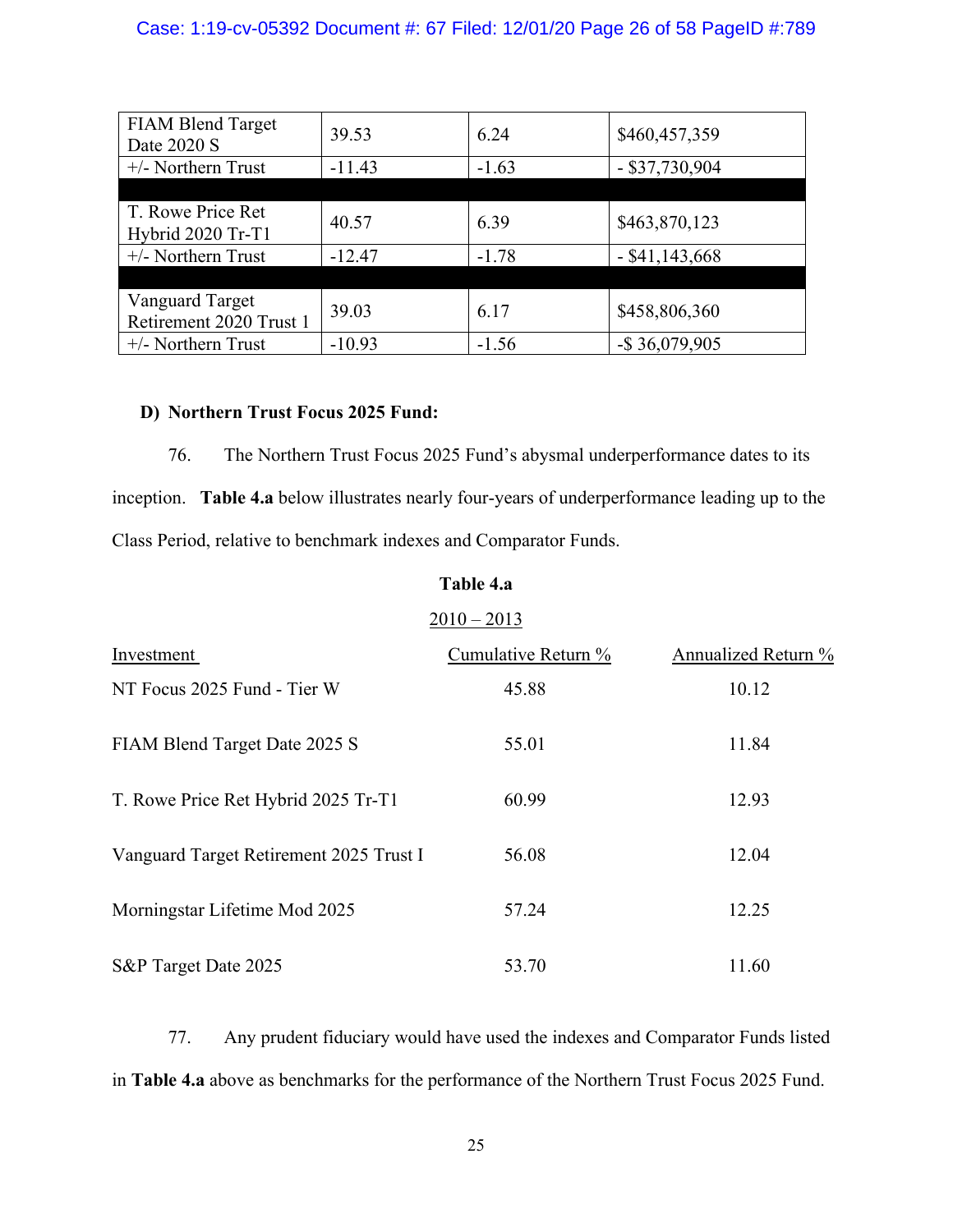| FIAM Blend Target Date 2020 S | 39.53 | 6.24 | $460,457,359 |
|---|---|---|---|
| +/- Northern Trust | -11.43 | -1.63 | - $37,730,904 |
| | | | |
| T. Rowe Price Ret Hybrid 2020 Tr-T1 | 40.57 | 6.39 | $463,870,123 |
| +/- Northern Trust | -12.47 | -1.78 | - $41,143,668 |
| | | | |
| Vanguard Target Retirement 2020 Trust 1 | 39.03 | 6.17 | $458,806,360 |
| +/- Northern Trust | -10.93 | -1.56 | -$ 36,079,905 |

**D) Northern Trust Focus 2025 Fund:**

76. The Northern Trust Focus 2025 Fund's abysmal underperformance dates to its inception. **Table 4.a** below illustrates nearly four-years of underperformance leading up to the Class Period, relative to benchmark indexes and Comparator Funds.

**Table 4.a**

2010 – 2013

| Investment | Cumulative Return % | Annualized Return % |
|---|---|---|
| NT Focus 2025 Fund - Tier W | 45.88 | 10.12 |
| FIAM Blend Target Date 2025 S | 55.01 | 11.84 |
| T. Rowe Price Ret Hybrid 2025 Tr-T1 | 60.99 | 12.93 |
| Vanguard Target Retirement 2025 Trust I | 56.08 | 12.04 |
| Morningstar Lifetime Mod 2025 | 57.24 | 12.25 |
| S&P Target Date 2025 | 53.70 | 11.60 |

77. Any prudent fiduciary would have used the indexes and Comparator Funds listed in **Table 4.a** above as benchmarks for the performance of the Northern Trust Focus 2025 Fund.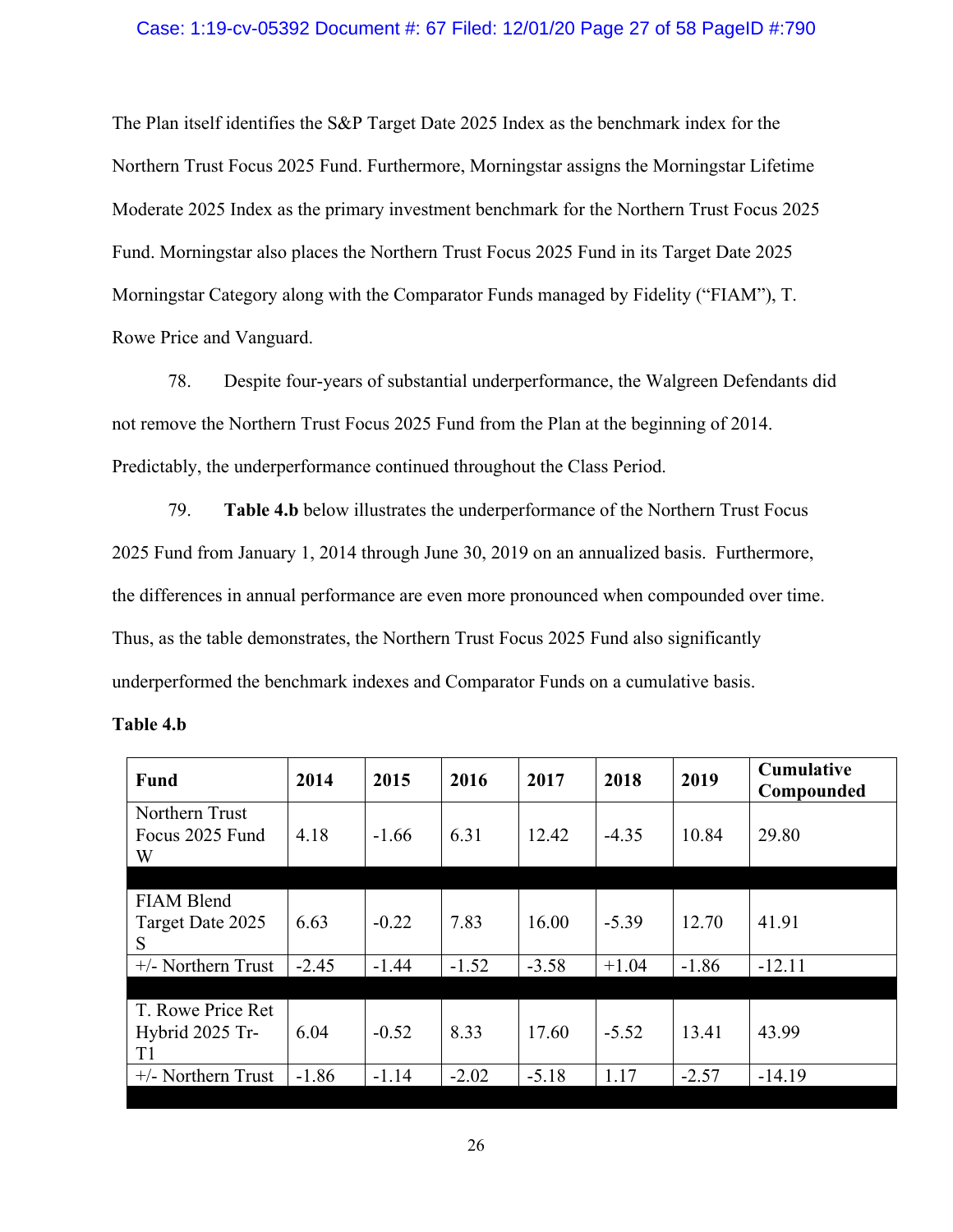The Plan itself identifies the S&P Target Date 2025 Index as the benchmark index for the Northern Trust Focus 2025 Fund. Furthermore, Morningstar assigns the Morningstar Lifetime Moderate 2025 Index as the primary investment benchmark for the Northern Trust Focus 2025 Fund. Morningstar also places the Northern Trust Focus 2025 Fund in its Target Date 2025 Morningstar Category along with the Comparator Funds managed by Fidelity ("FIAM"), T. Rowe Price and Vanguard.

78. Despite four-years of substantial underperformance, the Walgreen Defendants did not remove the Northern Trust Focus 2025 Fund from the Plan at the beginning of 2014. Predictably, the underperformance continued throughout the Class Period.

79. **Table 4.b** below illustrates the underperformance of the Northern Trust Focus 2025 Fund from January 1, 2014 through June 30, 2019 on an annualized basis. Furthermore, the differences in annual performance are even more pronounced when compounded over time. Thus, as the table demonstrates, the Northern Trust Focus 2025 Fund also significantly underperformed the benchmark indexes and Comparator Funds on a cumulative basis.

**Table 4.b**

| Fund | 2014 | 2015 | 2016 | 2017 | 2018 | 2019 | Cumulative Compounded |
|---|---|---|---|---|---|---|---|
| Northern Trust Focus 2025 Fund W | 4.18 | -1.66 | 6.31 | 12.42 | -4.35 | 10.84 | 29.80 |
| | | | | | | | |
| FIAM Blend Target Date 2025 S | 6.63 | -0.22 | 7.83 | 16.00 | -5.39 | 12.70 | 41.91 |
| +/- Northern Trust | -2.45 | -1.44 | -1.52 | -3.58 | +1.04 | -1.86 | -12.11 |
| | | | | | | | |
| T. Rowe Price Ret Hybrid 2025 Tr-T1 | 6.04 | -0.52 | 8.33 | 17.60 | -5.52 | 13.41 | 43.99 |
| +/- Northern Trust | -1.86 | -1.14 | -2.02 | -5.18 | 1.17 | -2.57 | -14.19 |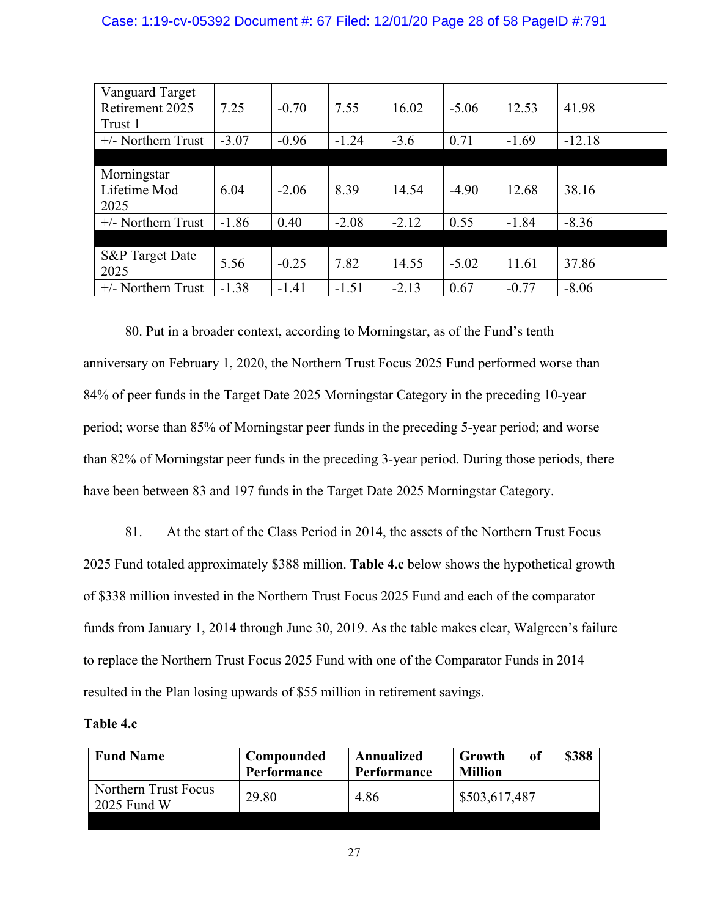| | | | | | | | |
|---|---|---|---|---|---|---|---|
| Vanguard Target Retirement 2025 Trust 1 | 7.25 | -0.70 | 7.55 | 16.02 | -5.06 | 12.53 | 41.98 |
| +/- Northern Trust | -3.07 | -0.96 | -1.24 | -3.6 | 0.71 | -1.69 | -12.18 |
| | | | | | | | |
| Morningstar Lifetime Mod 2025 | 6.04 | -2.06 | 8.39 | 14.54 | -4.90 | 12.68 | 38.16 |
| +/- Northern Trust | -1.86 | 0.40 | -2.08 | -2.12 | 0.55 | -1.84 | -8.36 |
| | | | | | | | |
| S&P Target Date 2025 | 5.56 | -0.25 | 7.82 | 14.55 | -5.02 | 11.61 | 37.86 |
| +/- Northern Trust | -1.38 | -1.41 | -1.51 | -2.13 | 0.67 | -0.77 | -8.06 |

80. Put in a broader context, according to Morningstar, as of the Fund's tenth anniversary on February 1, 2020, the Northern Trust Focus 2025 Fund performed worse than 84% of peer funds in the Target Date 2025 Morningstar Category in the preceding 10-year period; worse than 85% of Morningstar peer funds in the preceding 5-year period; and worse than 82% of Morningstar peer funds in the preceding 3-year period. During those periods, there have been between 83 and 197 funds in the Target Date 2025 Morningstar Category.

81. At the start of the Class Period in 2014, the assets of the Northern Trust Focus 2025 Fund totaled approximately $388 million. **Table 4.c** below shows the hypothetical growth of $338 million invested in the Northern Trust Focus 2025 Fund and each of the comparator funds from January 1, 2014 through June 30, 2019. As the table makes clear, Walgreen's failure to replace the Northern Trust Focus 2025 Fund with one of the Comparator Funds in 2014 resulted in the Plan losing upwards of $55 million in retirement savings.

**Table 4.c**

| **Fund Name** | **Compounded Performance** | **Annualized Performance** | **Growth of $388 Million** |
|---|---|---|---|
| Northern Trust Focus 2025 Fund W | 29.80 | 4.86 | $503,617,487 |
| | | | |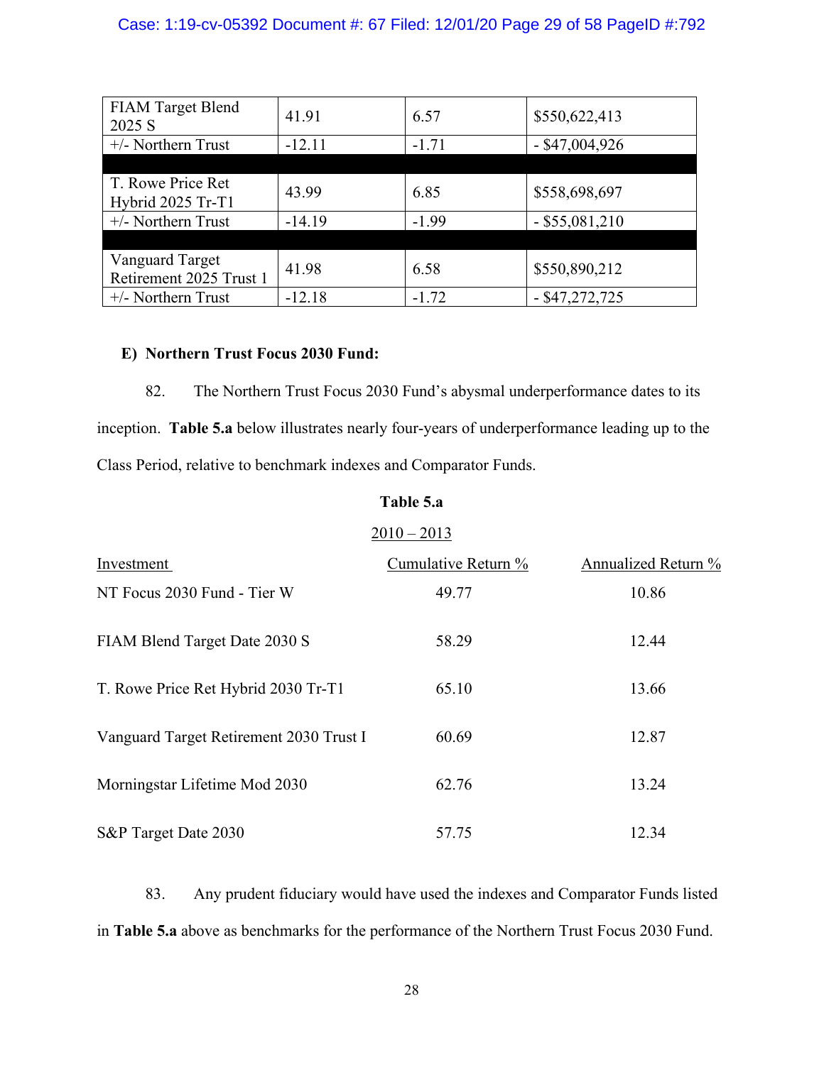| | | | |
|---|---|---|---|
| FIAM Target Blend 2025 S | 41.91 | 6.57 | $550,622,413 |
| +/- Northern Trust | -12.11 | -1.71 | - $47,004,926 |
| | | | |
| T. Rowe Price Ret Hybrid 2025 Tr-T1 | 43.99 | 6.85 | $558,698,697 |
| +/- Northern Trust | -14.19 | -1.99 | - $55,081,210 |
| | | | |
| Vanguard Target Retirement 2025 Trust 1 | 41.98 | 6.58 | $550,890,212 |
| +/- Northern Trust | -12.18 | -1.72 | - $47,272,725 |

**E) Northern Trust Focus 2030 Fund:**

82. The Northern Trust Focus 2030 Fund's abysmal underperformance dates to its inception. **Table 5.a** below illustrates nearly four-years of underperformance leading up to the Class Period, relative to benchmark indexes and Comparator Funds.

**Table 5.a**

2010 – 2013

| Investment | Cumulative Return % | Annualized Return % |
|---|---|---|
| NT Focus 2030 Fund - Tier W | 49.77 | 10.86 |
| FIAM Blend Target Date 2030 S | 58.29 | 12.44 |
| T. Rowe Price Ret Hybrid 2030 Tr-T1 | 65.10 | 13.66 |
| Vanguard Target Retirement 2030 Trust I | 60.69 | 12.87 |
| Morningstar Lifetime Mod 2030 | 62.76 | 13.24 |
| S&P Target Date 2030 | 57.75 | 12.34 |

83. Any prudent fiduciary would have used the indexes and Comparator Funds listed in **Table 5.a** above as benchmarks for the performance of the Northern Trust Focus 2030 Fund.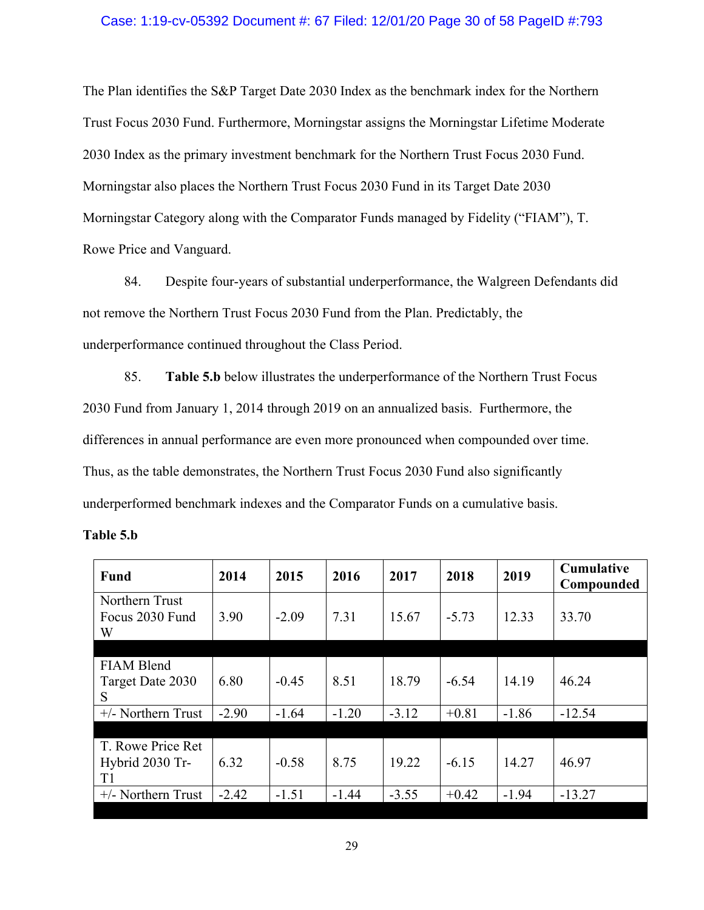The Plan identifies the S&P Target Date 2030 Index as the benchmark index for the Northern Trust Focus 2030 Fund. Furthermore, Morningstar assigns the Morningstar Lifetime Moderate 2030 Index as the primary investment benchmark for the Northern Trust Focus 2030 Fund. Morningstar also places the Northern Trust Focus 2030 Fund in its Target Date 2030 Morningstar Category along with the Comparator Funds managed by Fidelity ("FIAM"), T. Rowe Price and Vanguard.

84. Despite four-years of substantial underperformance, the Walgreen Defendants did not remove the Northern Trust Focus 2030 Fund from the Plan. Predictably, the underperformance continued throughout the Class Period.

85. **Table 5.b** below illustrates the underperformance of the Northern Trust Focus 2030 Fund from January 1, 2014 through 2019 on an annualized basis. Furthermore, the differences in annual performance are even more pronounced when compounded over time. Thus, as the table demonstrates, the Northern Trust Focus 2030 Fund also significantly underperformed benchmark indexes and the Comparator Funds on a cumulative basis.

**Table 5.b**

| Fund | 2014 | 2015 | 2016 | 2017 | 2018 | 2019 | Cumulative Compounded |
|---|---|---|---|---|---|---|---|
| Northern Trust Focus 2030 Fund W | 3.90 | -2.09 | 7.31 | 15.67 | -5.73 | 12.33 | 33.70 |
| | | | | | | | |
| FIAM Blend Target Date 2030 S | 6.80 | -0.45 | 8.51 | 18.79 | -6.54 | 14.19 | 46.24 |
| +/- Northern Trust | -2.90 | -1.64 | -1.20 | -3.12 | +0.81 | -1.86 | -12.54 |
| | | | | | | | |
| T. Rowe Price Ret Hybrid 2030 Tr-T1 | 6.32 | -0.58 | 8.75 | 19.22 | -6.15 | 14.27 | 46.97 |
| +/- Northern Trust | -2.42 | -1.51 | -1.44 | -3.55 | +0.42 | -1.94 | -13.27 |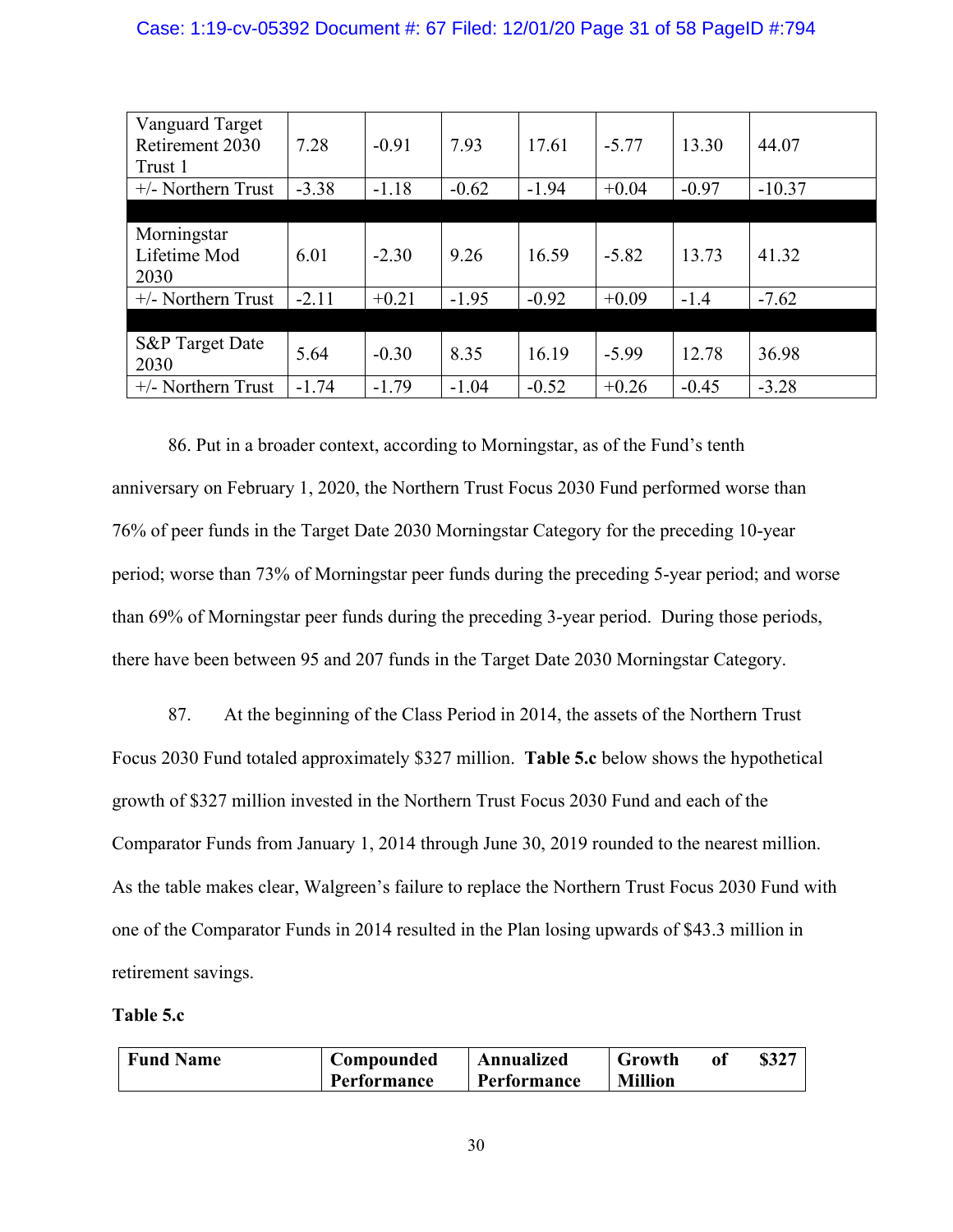| | | | | | | | |
|---|---|---|---|---|---|---|---|
| Vanguard Target Retirement 2030 Trust 1 | 7.28 | -0.91 | 7.93 | 17.61 | -5.77 | 13.30 | 44.07 |
| +/- Northern Trust | -3.38 | -1.18 | -0.62 | -1.94 | +0.04 | -0.97 | -10.37 |
| | | | | | | | |
| Morningstar Lifetime Mod 2030 | 6.01 | -2.30 | 9.26 | 16.59 | -5.82 | 13.73 | 41.32 |
| +/- Northern Trust | -2.11 | +0.21 | -1.95 | -0.92 | +0.09 | -1.4 | -7.62 |
| | | | | | | | |
| S&P Target Date 2030 | 5.64 | -0.30 | 8.35 | 16.19 | -5.99 | 12.78 | 36.98 |
| +/- Northern Trust | -1.74 | -1.79 | -1.04 | -0.52 | +0.26 | -0.45 | -3.28 |

86. Put in a broader context, according to Morningstar, as of the Fund's tenth anniversary on February 1, 2020, the Northern Trust Focus 2030 Fund performed worse than 76% of peer funds in the Target Date 2030 Morningstar Category for the preceding 10-year period; worse than 73% of Morningstar peer funds during the preceding 5-year period; and worse than 69% of Morningstar peer funds during the preceding 3-year period. During those periods, there have been between 95 and 207 funds in the Target Date 2030 Morningstar Category.

87. At the beginning of the Class Period in 2014, the assets of the Northern Trust Focus 2030 Fund totaled approximately $327 million. **Table 5.c** below shows the hypothetical growth of $327 million invested in the Northern Trust Focus 2030 Fund and each of the Comparator Funds from January 1, 2014 through June 30, 2019 rounded to the nearest million. As the table makes clear, Walgreen's failure to replace the Northern Trust Focus 2030 Fund with one of the Comparator Funds in 2014 resulted in the Plan losing upwards of $43.3 million in retirement savings.

**Table 5.c**

| **Fund Name** | **Compounded Performance** | **Annualized Performance** | **Growth of $327 Million** |
|---|---|---|---|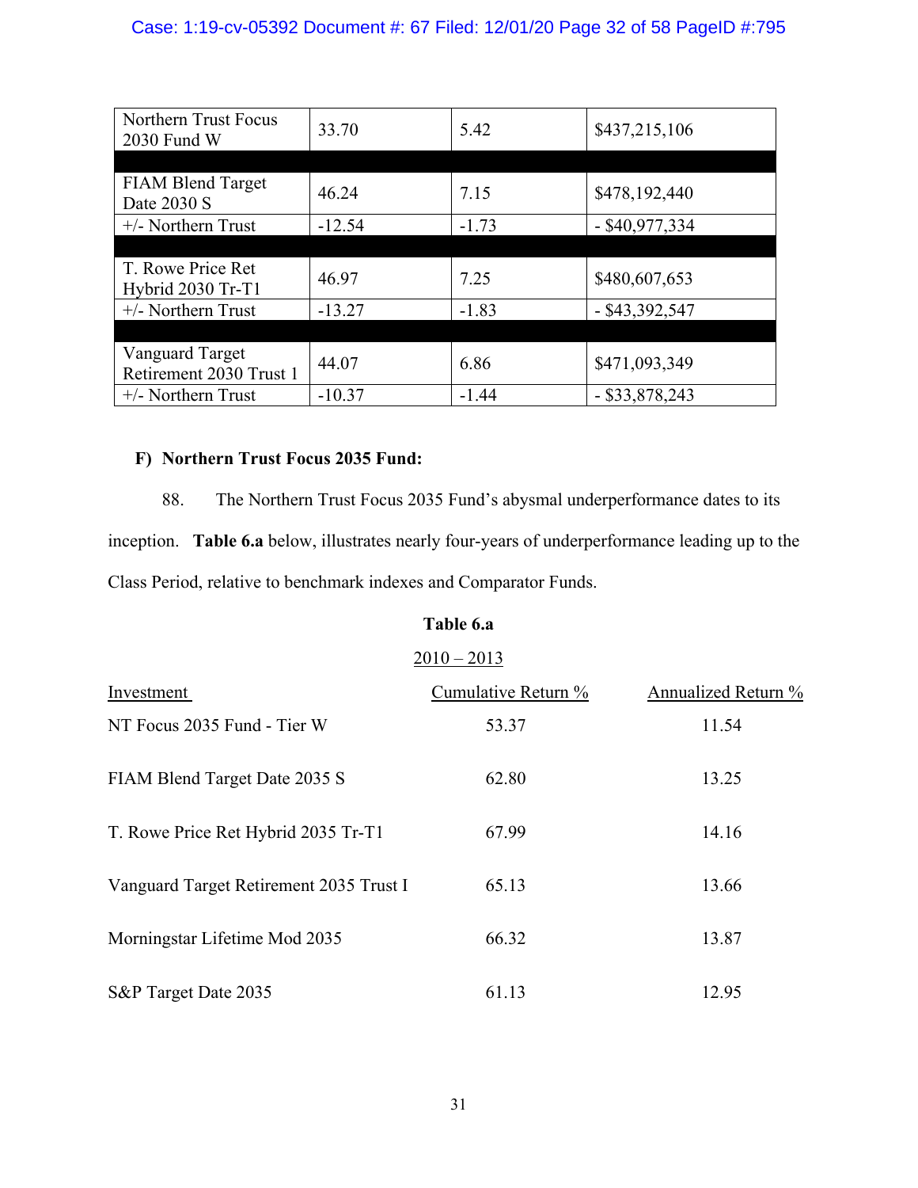| Northern Trust Focus 2030 Fund W | 33.70 | 5.42 | $437,215,106 |
|---|---|---|---|
| | | | |
| FIAM Blend Target Date 2030 S | 46.24 | 7.15 | $478,192,440 |
| +/- Northern Trust | -12.54 | -1.73 | - $40,977,334 |
| | | | |
| T. Rowe Price Ret Hybrid 2030 Tr-T1 | 46.97 | 7.25 | $480,607,653 |
| +/- Northern Trust | -13.27 | -1.83 | - $43,392,547 |
| | | | |
| Vanguard Target Retirement 2030 Trust 1 | 44.07 | 6.86 | $471,093,349 |
| +/- Northern Trust | -10.37 | -1.44 | - $33,878,243 |

**F) Northern Trust Focus 2035 Fund:**

88. The Northern Trust Focus 2035 Fund's abysmal underperformance dates to its inception. **Table 6.a** below, illustrates nearly four-years of underperformance leading up to the Class Period, relative to benchmark indexes and Comparator Funds.

**Table 6.a**

2010 – 2013

| Investment | Cumulative Return % | Annualized Return % |
|---|---|---|
| NT Focus 2035 Fund - Tier W | 53.37 | 11.54 |
| FIAM Blend Target Date 2035 S | 62.80 | 13.25 |
| T. Rowe Price Ret Hybrid 2035 Tr-T1 | 67.99 | 14.16 |
| Vanguard Target Retirement 2035 Trust I | 65.13 | 13.66 |
| Morningstar Lifetime Mod 2035 | 66.32 | 13.87 |
| S&P Target Date 2035 | 61.13 | 12.95 |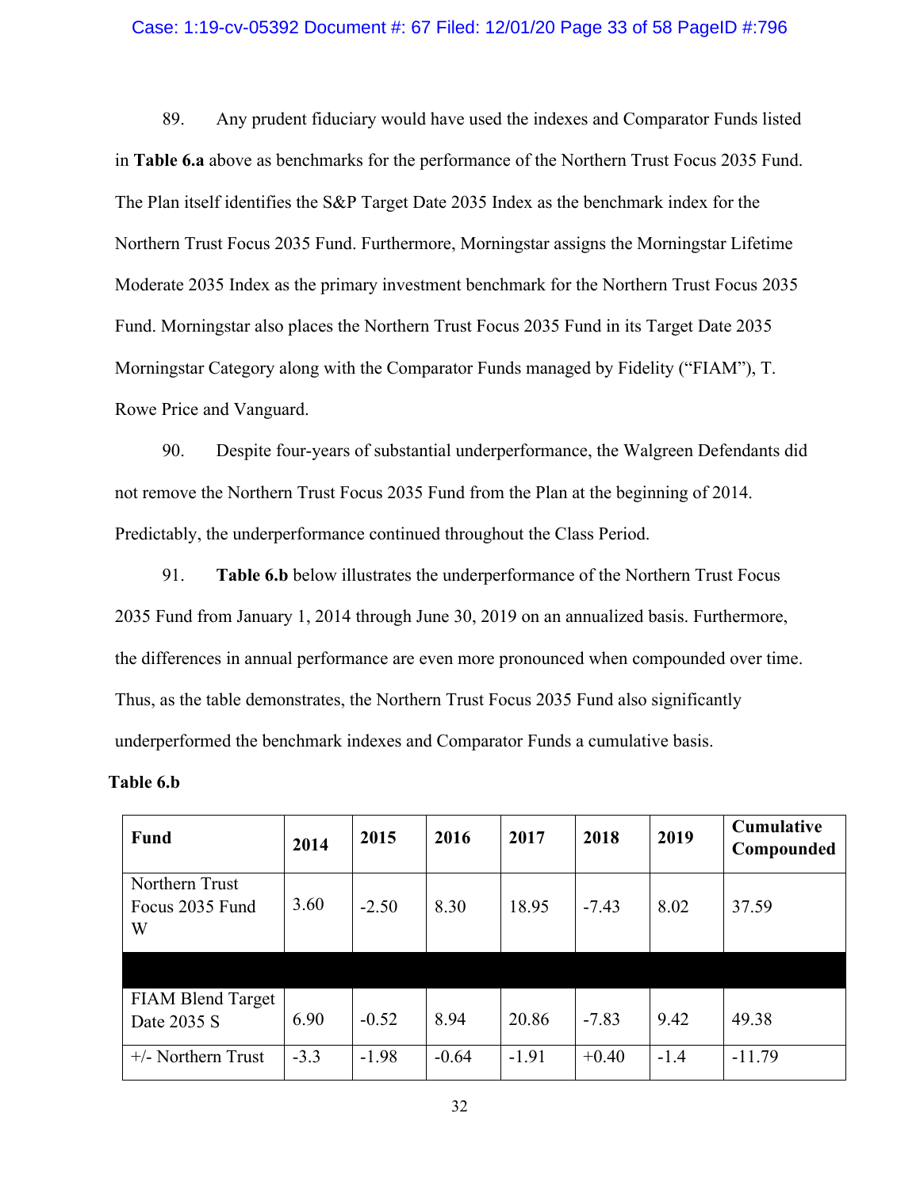89. Any prudent fiduciary would have used the indexes and Comparator Funds listed in **Table 6.a** above as benchmarks for the performance of the Northern Trust Focus 2035 Fund. The Plan itself identifies the S&P Target Date 2035 Index as the benchmark index for the Northern Trust Focus 2035 Fund. Furthermore, Morningstar assigns the Morningstar Lifetime Moderate 2035 Index as the primary investment benchmark for the Northern Trust Focus 2035 Fund. Morningstar also places the Northern Trust Focus 2035 Fund in its Target Date 2035 Morningstar Category along with the Comparator Funds managed by Fidelity ("FIAM"), T. Rowe Price and Vanguard.

90. Despite four-years of substantial underperformance, the Walgreen Defendants did not remove the Northern Trust Focus 2035 Fund from the Plan at the beginning of 2014. Predictably, the underperformance continued throughout the Class Period.

91. **Table 6.b** below illustrates the underperformance of the Northern Trust Focus 2035 Fund from January 1, 2014 through June 30, 2019 on an annualized basis. Furthermore, the differences in annual performance are even more pronounced when compounded over time. Thus, as the table demonstrates, the Northern Trust Focus 2035 Fund also significantly underperformed the benchmark indexes and Comparator Funds a cumulative basis.

**Table 6.b**

| Fund | 2014 | 2015 | 2016 | 2017 | 2018 | 2019 | Cumulative Compounded |
|---|---|---|---|---|---|---|---|
| Northern Trust Focus 2035 Fund W | 3.60 | -2.50 | 8.30 | 18.95 | -7.43 | 8.02 | 37.59 |
| | | | | | | | |
| FIAM Blend Target Date 2035 S | 6.90 | -0.52 | 8.94 | 20.86 | -7.83 | 9.42 | 49.38 |
| +/- Northern Trust | -3.3 | -1.98 | -0.64 | -1.91 | +0.40 | -1.4 | -11.79 |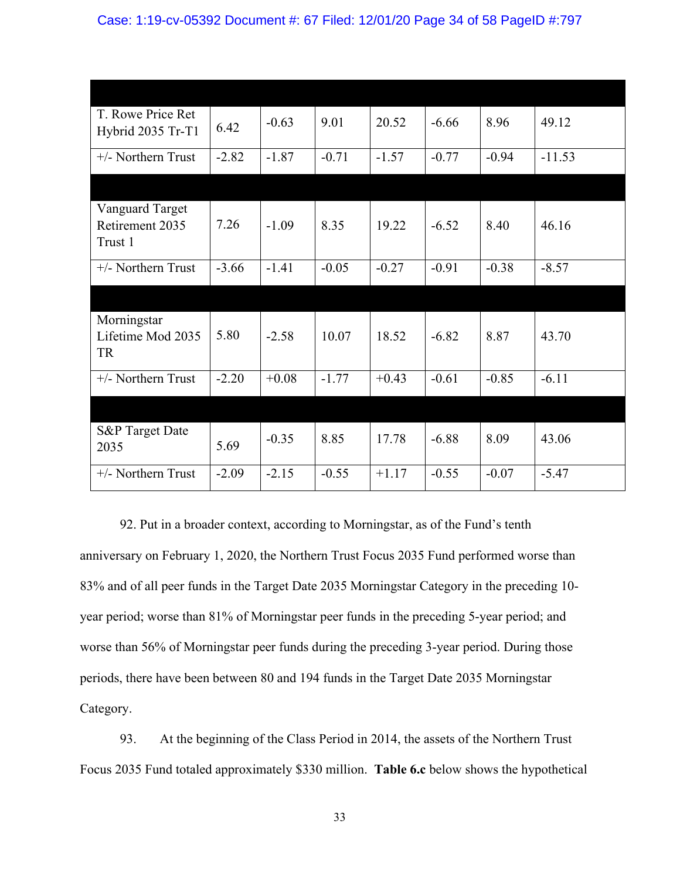| | | | | | | | |
|---|---|---|---|---|---|---|---|
| T. Rowe Price Ret Hybrid 2035 Tr-T1 | 6.42 | -0.63 | 9.01 | 20.52 | -6.66 | 8.96 | 49.12 |
| +/- Northern Trust | -2.82 | -1.87 | -0.71 | -1.57 | -0.77 | -0.94 | -11.53 |
| | | | | | | | |
| Vanguard Target Retirement 2035 Trust 1 | 7.26 | -1.09 | 8.35 | 19.22 | -6.52 | 8.40 | 46.16 |
| +/- Northern Trust | -3.66 | -1.41 | -0.05 | -0.27 | -0.91 | -0.38 | -8.57 |
| | | | | | | | |
| Morningstar Lifetime Mod 2035 TR | 5.80 | -2.58 | 10.07 | 18.52 | -6.82 | 8.87 | 43.70 |
| +/- Northern Trust | -2.20 | +0.08 | -1.77 | +0.43 | -0.61 | -0.85 | -6.11 |
| | | | | | | | |
| S&P Target Date 2035 | 5.69 | -0.35 | 8.85 | 17.78 | -6.88 | 8.09 | 43.06 |
| +/- Northern Trust | -2.09 | -2.15 | -0.55 | +1.17 | -0.55 | -0.07 | -5.47 |

92. Put in a broader context, according to Morningstar, as of the Fund's tenth anniversary on February 1, 2020, the Northern Trust Focus 2035 Fund performed worse than 83% and of all peer funds in the Target Date 2035 Morningstar Category in the preceding 10-year period; worse than 81% of Morningstar peer funds in the preceding 5-year period; and worse than 56% of Morningstar peer funds during the preceding 3-year period. During those periods, there have been between 80 and 194 funds in the Target Date 2035 Morningstar Category.

93. At the beginning of the Class Period in 2014, the assets of the Northern Trust Focus 2035 Fund totaled approximately $330 million. **Table 6.c** below shows the hypothetical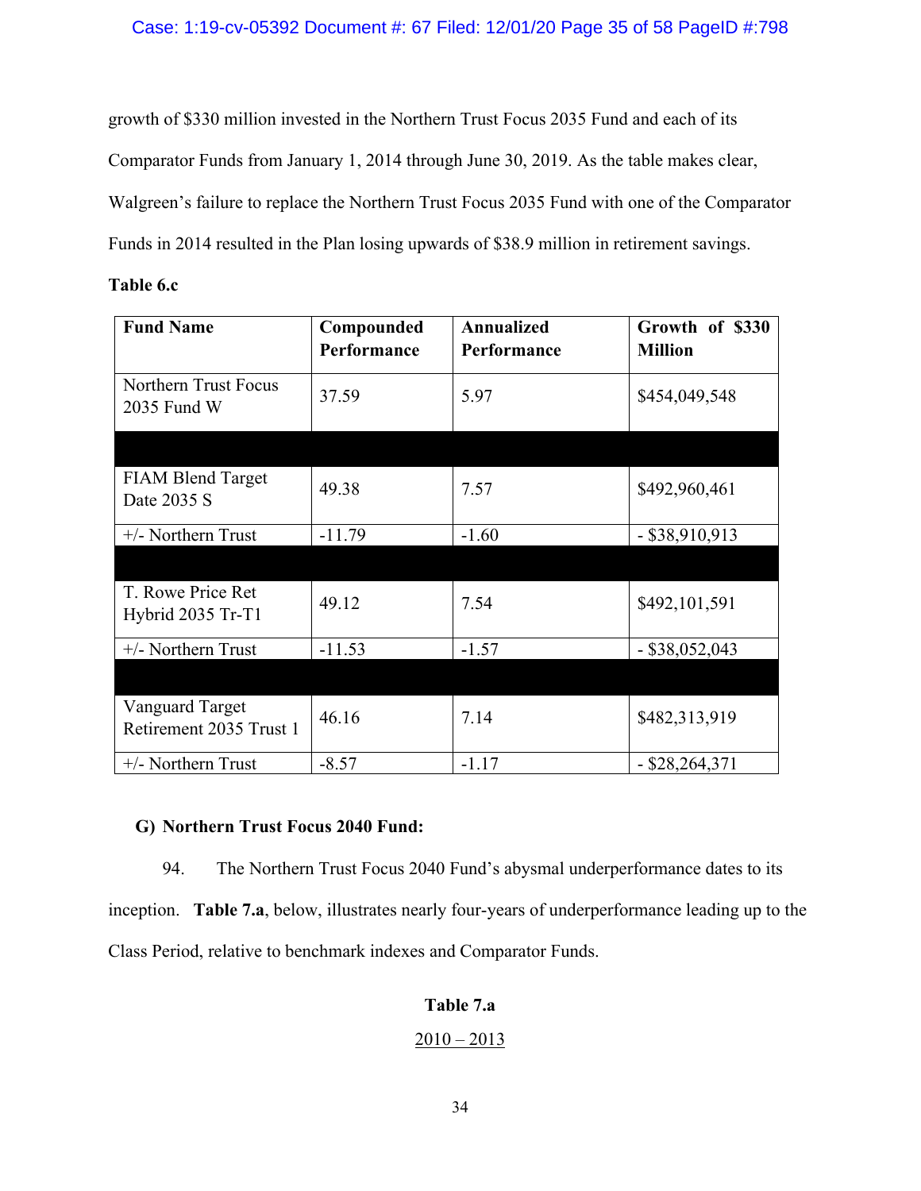growth of $330 million invested in the Northern Trust Focus 2035 Fund and each of its Comparator Funds from January 1, 2014 through June 30, 2019. As the table makes clear, Walgreen's failure to replace the Northern Trust Focus 2035 Fund with one of the Comparator Funds in 2014 resulted in the Plan losing upwards of $38.9 million in retirement savings.

**Table 6.c**

| Fund Name | Compounded Performance | Annualized Performance | Growth of $330 Million |
|---|---|---|---|
| Northern Trust Focus 2035 Fund W | 37.59 | 5.97 | $454,049,548 |
| | | | |
| FIAM Blend Target Date 2035 S | 49.38 | 7.57 | $492,960,461 |
| +/- Northern Trust | -11.79 | -1.60 | - $38,910,913 |
| | | | |
| T. Rowe Price Ret Hybrid 2035 Tr-T1 | 49.12 | 7.54 | $492,101,591 |
| +/- Northern Trust | -11.53 | -1.57 | - $38,052,043 |
| | | | |
| Vanguard Target Retirement 2035 Trust 1 | 46.16 | 7.14 | $482,313,919 |
| +/- Northern Trust | -8.57 | -1.17 | - $28,264,371 |

### G) Northern Trust Focus 2040 Fund:

94. The Northern Trust Focus 2040 Fund's abysmal underperformance dates to its inception. **Table 7.a**, below, illustrates nearly four-years of underperformance leading up to the Class Period, relative to benchmark indexes and Comparator Funds.

**Table 7.a**

2010 – 2013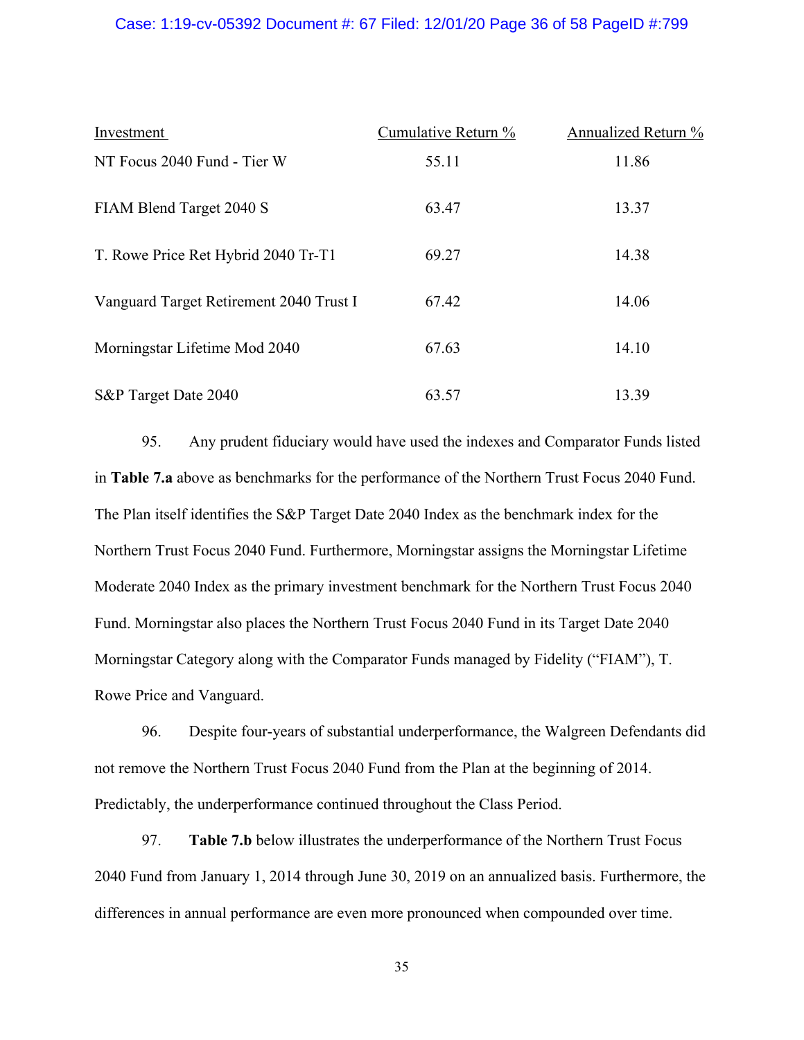| Investment | Cumulative Return % | Annualized Return % |
|---|---|---|
| NT Focus 2040 Fund - Tier W | 55.11 | 11.86 |
| FIAM Blend Target 2040 S | 63.47 | 13.37 |
| T. Rowe Price Ret Hybrid 2040 Tr-T1 | 69.27 | 14.38 |
| Vanguard Target Retirement 2040 Trust I | 67.42 | 14.06 |
| Morningstar Lifetime Mod 2040 | 67.63 | 14.10 |
| S&P Target Date 2040 | 63.57 | 13.39 |

95. Any prudent fiduciary would have used the indexes and Comparator Funds listed in **Table 7.a** above as benchmarks for the performance of the Northern Trust Focus 2040 Fund. The Plan itself identifies the S&P Target Date 2040 Index as the benchmark index for the Northern Trust Focus 2040 Fund. Furthermore, Morningstar assigns the Morningstar Lifetime Moderate 2040 Index as the primary investment benchmark for the Northern Trust Focus 2040 Fund. Morningstar also places the Northern Trust Focus 2040 Fund in its Target Date 2040 Morningstar Category along with the Comparator Funds managed by Fidelity ("FIAM"), T. Rowe Price and Vanguard.

96. Despite four-years of substantial underperformance, the Walgreen Defendants did not remove the Northern Trust Focus 2040 Fund from the Plan at the beginning of 2014. Predictably, the underperformance continued throughout the Class Period.

97. **Table 7.b** below illustrates the underperformance of the Northern Trust Focus 2040 Fund from January 1, 2014 through June 30, 2019 on an annualized basis. Furthermore, the differences in annual performance are even more pronounced when compounded over time.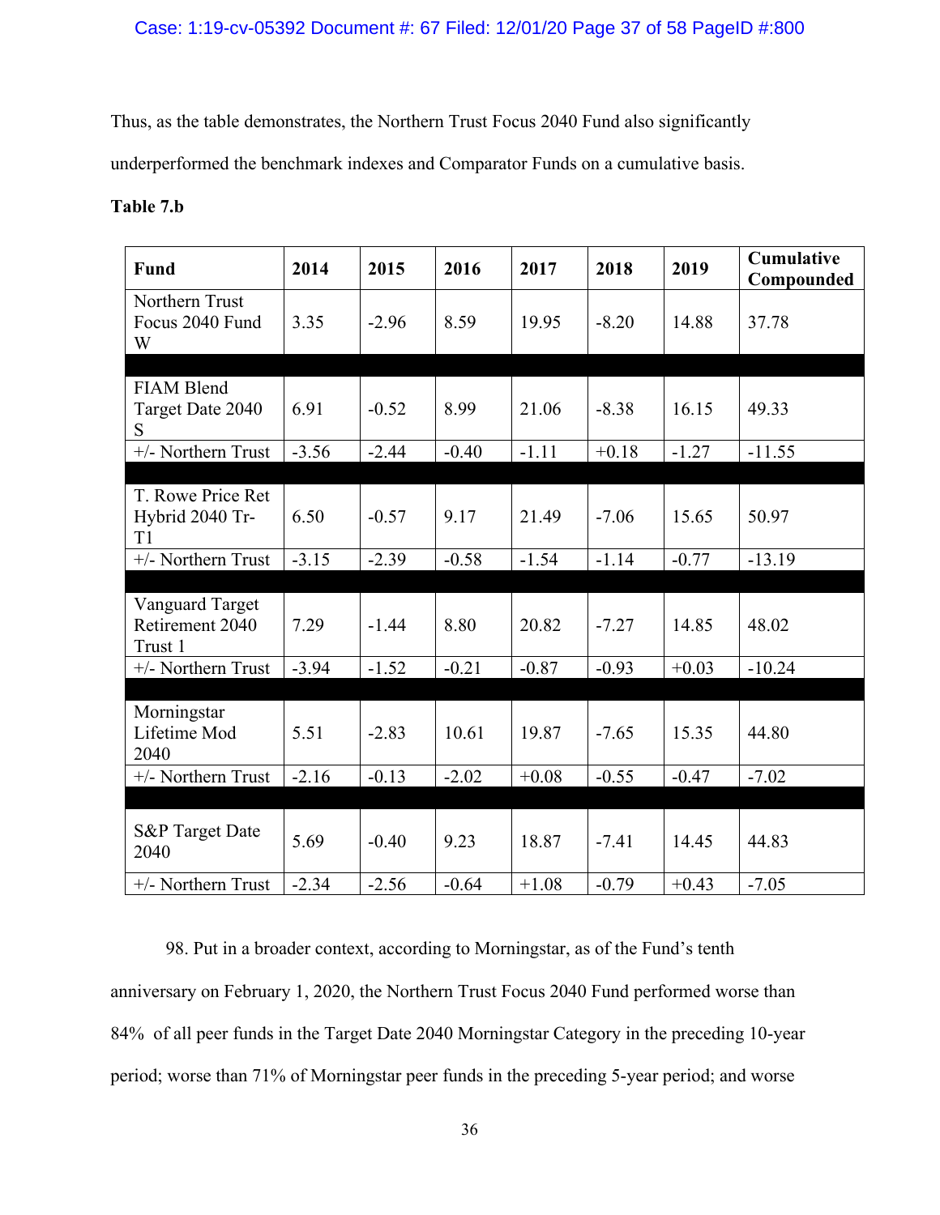Thus, as the table demonstrates, the Northern Trust Focus 2040 Fund also significantly underperformed the benchmark indexes and Comparator Funds on a cumulative basis.

**Table 7.b**

| Fund | 2014 | 2015 | 2016 | 2017 | 2018 | 2019 | Cumulative Compounded |
|---|---|---|---|---|---|---|---|
| Northern Trust Focus 2040 Fund W | 3.35 | -2.96 | 8.59 | 19.95 | -8.20 | 14.88 | 37.78 |
| | | | | | | | |
| FIAM Blend Target Date 2040 S | 6.91 | -0.52 | 8.99 | 21.06 | -8.38 | 16.15 | 49.33 |
| +/- Northern Trust | -3.56 | -2.44 | -0.40 | -1.11 | +0.18 | -1.27 | -11.55 |
| | | | | | | | |
| T. Rowe Price Ret Hybrid 2040 Tr-T1 | 6.50 | -0.57 | 9.17 | 21.49 | -7.06 | 15.65 | 50.97 |
| +/- Northern Trust | -3.15 | -2.39 | -0.58 | -1.54 | -1.14 | -0.77 | -13.19 |
| | | | | | | | |
| Vanguard Target Retirement 2040 Trust 1 | 7.29 | -1.44 | 8.80 | 20.82 | -7.27 | 14.85 | 48.02 |
| +/- Northern Trust | -3.94 | -1.52 | -0.21 | -0.87 | -0.93 | +0.03 | -10.24 |
| | | | | | | | |
| Morningstar Lifetime Mod 2040 | 5.51 | -2.83 | 10.61 | 19.87 | -7.65 | 15.35 | 44.80 |
| +/- Northern Trust | -2.16 | -0.13 | -2.02 | +0.08 | -0.55 | -0.47 | -7.02 |
| | | | | | | | |
| S&P Target Date 2040 | 5.69 | -0.40 | 9.23 | 18.87 | -7.41 | 14.45 | 44.83 |
| +/- Northern Trust | -2.34 | -2.56 | -0.64 | +1.08 | -0.79 | +0.43 | -7.05 |

98. Put in a broader context, according to Morningstar, as of the Fund's tenth anniversary on February 1, 2020, the Northern Trust Focus 2040 Fund performed worse than 84% of all peer funds in the Target Date 2040 Morningstar Category in the preceding 10-year period; worse than 71% of Morningstar peer funds in the preceding 5-year period; and worse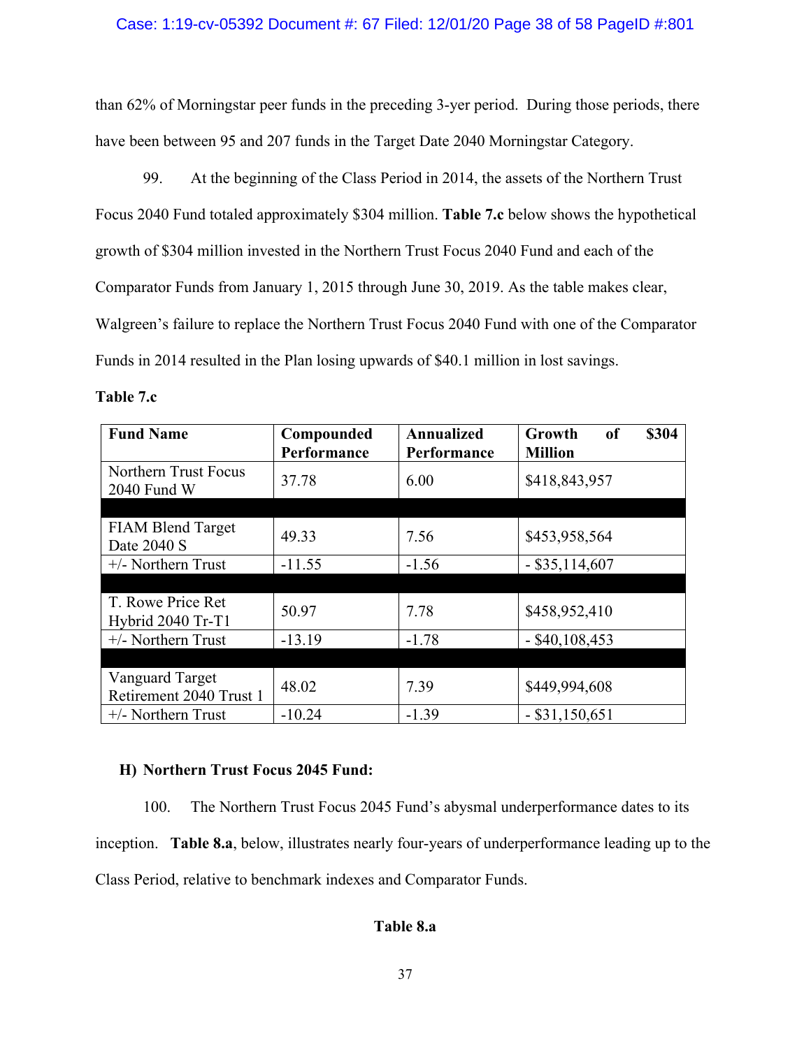than 62% of Morningstar peer funds in the preceding 3-yer period. During those periods, there have been between 95 and 207 funds in the Target Date 2040 Morningstar Category.

99. At the beginning of the Class Period in 2014, the assets of the Northern Trust Focus 2040 Fund totaled approximately $304 million. **Table 7.c** below shows the hypothetical growth of $304 million invested in the Northern Trust Focus 2040 Fund and each of the Comparator Funds from January 1, 2015 through June 30, 2019. As the table makes clear, Walgreen's failure to replace the Northern Trust Focus 2040 Fund with one of the Comparator Funds in 2014 resulted in the Plan losing upwards of $40.1 million in lost savings.

**Table 7.c**

| Fund Name | Compounded Performance | Annualized Performance | Growth of $304 Million |
|---|---|---|---|
| Northern Trust Focus 2040 Fund W | 37.78 | 6.00 | $418,843,957 |
| | | | |
| FIAM Blend Target Date 2040 S | 49.33 | 7.56 | $453,958,564 |
| +/- Northern Trust | -11.55 | -1.56 | - $35,114,607 |
| | | | |
| T. Rowe Price Ret Hybrid 2040 Tr-T1 | 50.97 | 7.78 | $458,952,410 |
| +/- Northern Trust | -13.19 | -1.78 | - $40,108,453 |
| | | | |
| Vanguard Target Retirement 2040 Trust 1 | 48.02 | 7.39 | $449,994,608 |
| +/- Northern Trust | -10.24 | -1.39 | - $31,150,651 |

### H) Northern Trust Focus 2045 Fund:

100. The Northern Trust Focus 2045 Fund's abysmal underperformance dates to its inception. **Table 8.a**, below, illustrates nearly four-years of underperformance leading up to the Class Period, relative to benchmark indexes and Comparator Funds.

**Table 8.a**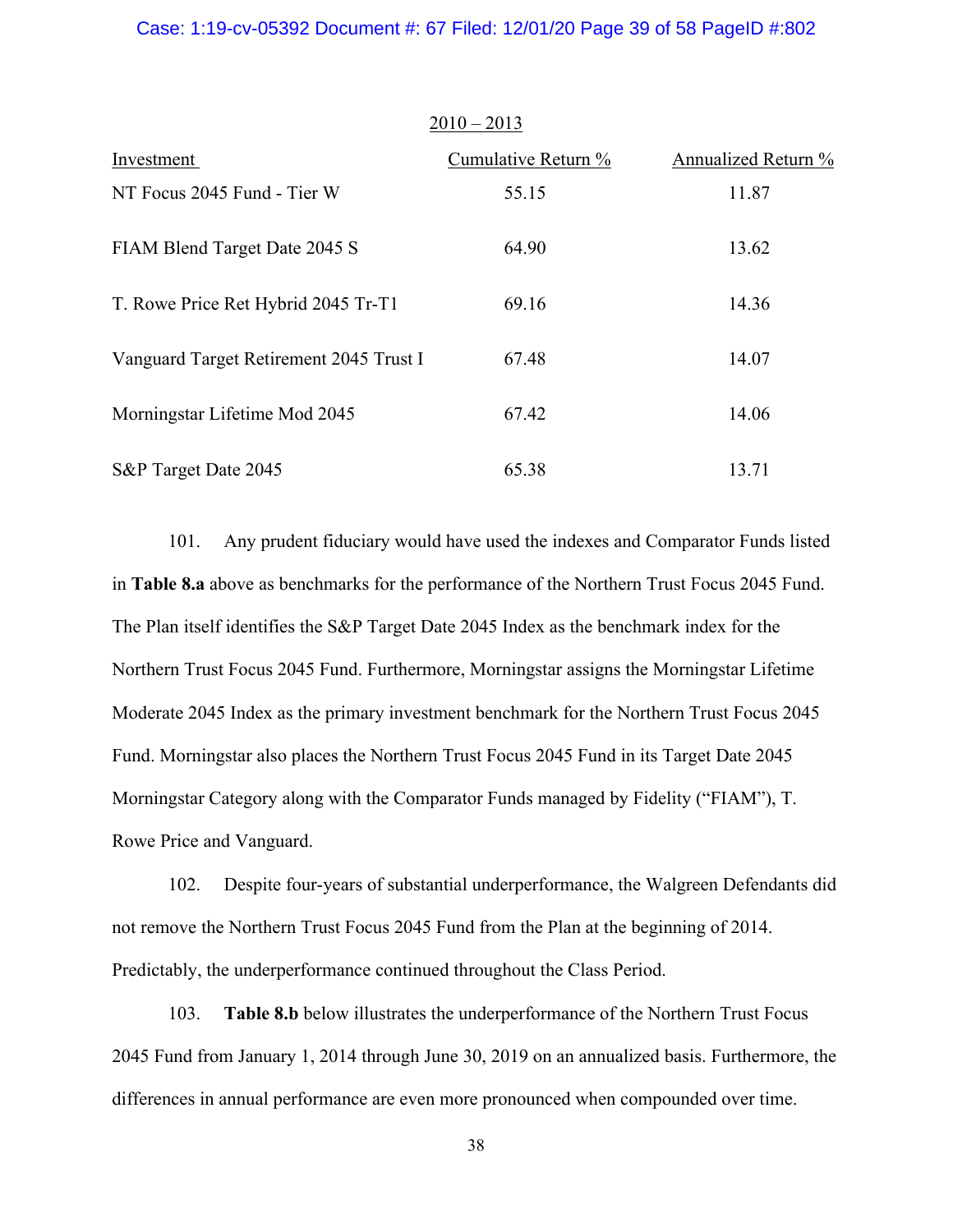2010 – 2013

| Investment | Cumulative Return % | Annualized Return % |
|---|---|---|
| NT Focus 2045 Fund - Tier W | 55.15 | 11.87 |
| FIAM Blend Target Date 2045 S | 64.90 | 13.62 |
| T. Rowe Price Ret Hybrid 2045 Tr-T1 | 69.16 | 14.36 |
| Vanguard Target Retirement 2045 Trust I | 67.48 | 14.07 |
| Morningstar Lifetime Mod 2045 | 67.42 | 14.06 |
| S&P Target Date 2045 | 65.38 | 13.71 |

101. Any prudent fiduciary would have used the indexes and Comparator Funds listed in **Table 8.a** above as benchmarks for the performance of the Northern Trust Focus 2045 Fund. The Plan itself identifies the S&P Target Date 2045 Index as the benchmark index for the Northern Trust Focus 2045 Fund. Furthermore, Morningstar assigns the Morningstar Lifetime Moderate 2045 Index as the primary investment benchmark for the Northern Trust Focus 2045 Fund. Morningstar also places the Northern Trust Focus 2045 Fund in its Target Date 2045 Morningstar Category along with the Comparator Funds managed by Fidelity ("FIAM"), T. Rowe Price and Vanguard.

102. Despite four-years of substantial underperformance, the Walgreen Defendants did not remove the Northern Trust Focus 2045 Fund from the Plan at the beginning of 2014. Predictably, the underperformance continued throughout the Class Period.

103. **Table 8.b** below illustrates the underperformance of the Northern Trust Focus 2045 Fund from January 1, 2014 through June 30, 2019 on an annualized basis. Furthermore, the differences in annual performance are even more pronounced when compounded over time.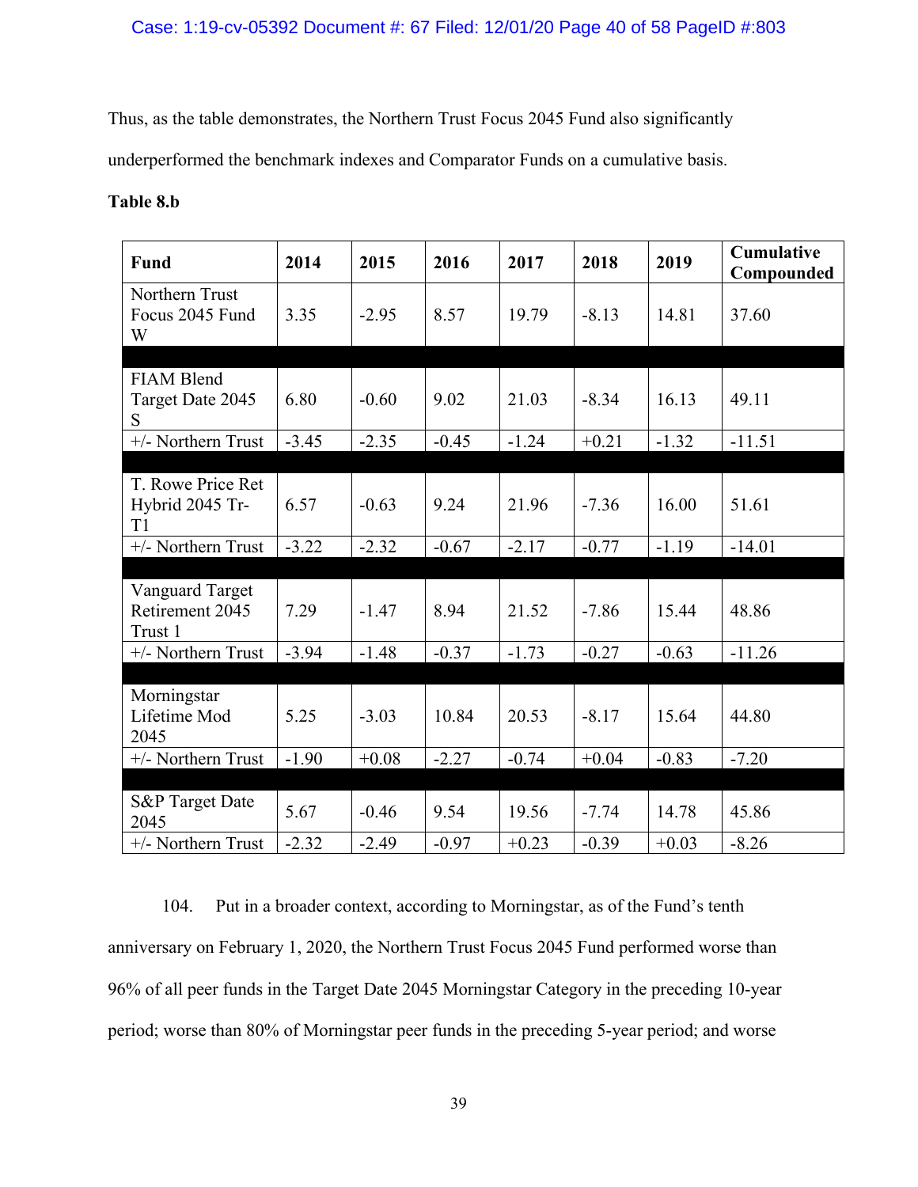Thus, as the table demonstrates, the Northern Trust Focus 2045 Fund also significantly underperformed the benchmark indexes and Comparator Funds on a cumulative basis.

**Table 8.b**

| Fund | 2014 | 2015 | 2016 | 2017 | 2018 | 2019 | Cumulative Compounded |
|---|---|---|---|---|---|---|---|
| Northern Trust Focus 2045 Fund W | 3.35 | -2.95 | 8.57 | 19.79 | -8.13 | 14.81 | 37.60 |
| | | | | | | | |
| FIAM Blend Target Date 2045 S | 6.80 | -0.60 | 9.02 | 21.03 | -8.34 | 16.13 | 49.11 |
| +/- Northern Trust | -3.45 | -2.35 | -0.45 | -1.24 | +0.21 | -1.32 | -11.51 |
| | | | | | | | |
| T. Rowe Price Ret Hybrid 2045 Tr-T1 | 6.57 | -0.63 | 9.24 | 21.96 | -7.36 | 16.00 | 51.61 |
| +/- Northern Trust | -3.22 | -2.32 | -0.67 | -2.17 | -0.77 | -1.19 | -14.01 |
| | | | | | | | |
| Vanguard Target Retirement 2045 Trust 1 | 7.29 | -1.47 | 8.94 | 21.52 | -7.86 | 15.44 | 48.86 |
| +/- Northern Trust | -3.94 | -1.48 | -0.37 | -1.73 | -0.27 | -0.63 | -11.26 |
| | | | | | | | |
| Morningstar Lifetime Mod 2045 | 5.25 | -3.03 | 10.84 | 20.53 | -8.17 | 15.64 | 44.80 |
| +/- Northern Trust | -1.90 | +0.08 | -2.27 | -0.74 | +0.04 | -0.83 | -7.20 |
| | | | | | | | |
| S&P Target Date 2045 | 5.67 | -0.46 | 9.54 | 19.56 | -7.74 | 14.78 | 45.86 |
| +/- Northern Trust | -2.32 | -2.49 | -0.97 | +0.23 | -0.39 | +0.03 | -8.26 |

104. Put in a broader context, according to Morningstar, as of the Fund's tenth anniversary on February 1, 2020, the Northern Trust Focus 2045 Fund performed worse than 96% of all peer funds in the Target Date 2045 Morningstar Category in the preceding 10-year period; worse than 80% of Morningstar peer funds in the preceding 5-year period; and worse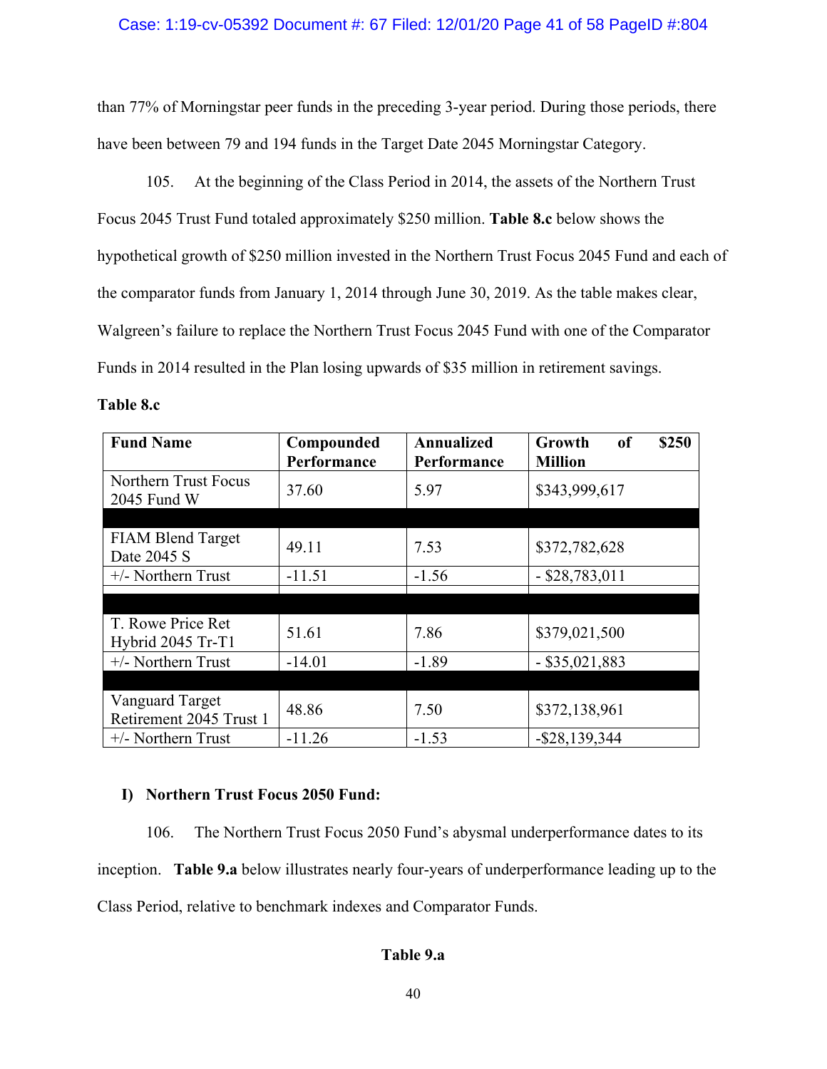than 77% of Morningstar peer funds in the preceding 3-year period. During those periods, there have been between 79 and 194 funds in the Target Date 2045 Morningstar Category.

105. At the beginning of the Class Period in 2014, the assets of the Northern Trust Focus 2045 Trust Fund totaled approximately $250 million. **Table 8.c** below shows the hypothetical growth of $250 million invested in the Northern Trust Focus 2045 Fund and each of the comparator funds from January 1, 2014 through June 30, 2019. As the table makes clear, Walgreen's failure to replace the Northern Trust Focus 2045 Fund with one of the Comparator Funds in 2014 resulted in the Plan losing upwards of $35 million in retirement savings.

**Table 8.c**

| Fund Name | Compounded Performance | Annualized Performance | Growth of $250 Million |
|---|---|---|---|
| Northern Trust Focus 2045 Fund W | 37.60 | 5.97 | $343,999,617 |
| | | | |
| FIAM Blend Target Date 2045 S | 49.11 | 7.53 | $372,782,628 |
| +/- Northern Trust | -11.51 | -1.56 | - $28,783,011 |
| | | | |
| | | | |
| T. Rowe Price Ret Hybrid 2045 Tr-T1 | 51.61 | 7.86 | $379,021,500 |
| +/- Northern Trust | -14.01 | -1.89 | - $35,021,883 |
| | | | |
| Vanguard Target Retirement 2045 Trust 1 | 48.86 | 7.50 | $372,138,961 |
| +/- Northern Trust | -11.26 | -1.53 | -$28,139,344 |

**I) Northern Trust Focus 2050 Fund:**

106. The Northern Trust Focus 2050 Fund's abysmal underperformance dates to its inception. **Table 9.a** below illustrates nearly four-years of underperformance leading up to the Class Period, relative to benchmark indexes and Comparator Funds.

**Table 9.a**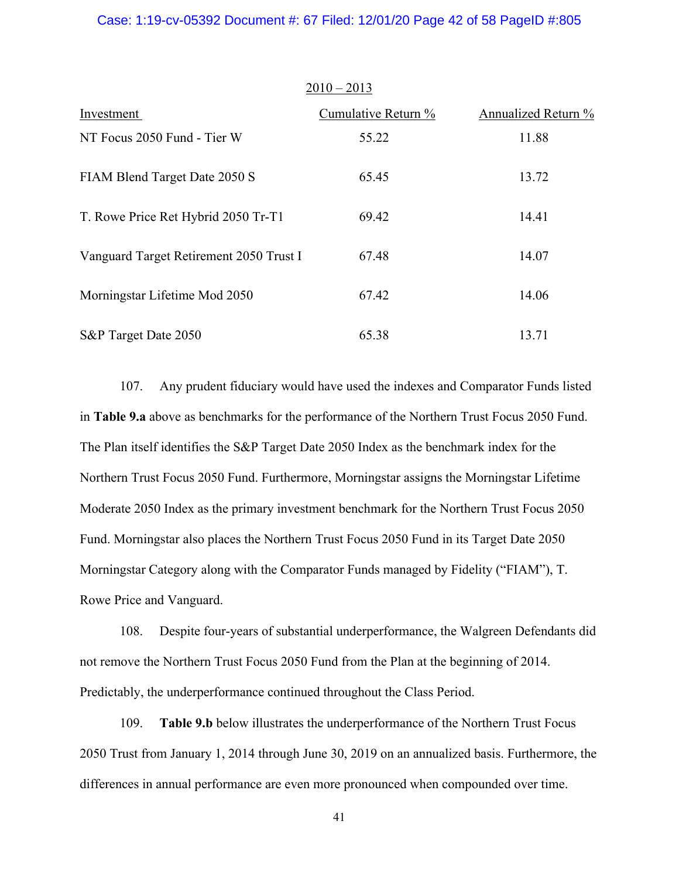2010 – 2013

| Investment | Cumulative Return % | Annualized Return % |
|---|---|---|
| NT Focus 2050 Fund - Tier W | 55.22 | 11.88 |
| FIAM Blend Target Date 2050 S | 65.45 | 13.72 |
| T. Rowe Price Ret Hybrid 2050 Tr-T1 | 69.42 | 14.41 |
| Vanguard Target Retirement 2050 Trust I | 67.48 | 14.07 |
| Morningstar Lifetime Mod 2050 | 67.42 | 14.06 |
| S&P Target Date 2050 | 65.38 | 13.71 |

107. Any prudent fiduciary would have used the indexes and Comparator Funds listed in **Table 9.a** above as benchmarks for the performance of the Northern Trust Focus 2050 Fund. The Plan itself identifies the S&P Target Date 2050 Index as the benchmark index for the Northern Trust Focus 2050 Fund. Furthermore, Morningstar assigns the Morningstar Lifetime Moderate 2050 Index as the primary investment benchmark for the Northern Trust Focus 2050 Fund. Morningstar also places the Northern Trust Focus 2050 Fund in its Target Date 2050 Morningstar Category along with the Comparator Funds managed by Fidelity ("FIAM"), T. Rowe Price and Vanguard.

108. Despite four-years of substantial underperformance, the Walgreen Defendants did not remove the Northern Trust Focus 2050 Fund from the Plan at the beginning of 2014. Predictably, the underperformance continued throughout the Class Period.

109. **Table 9.b** below illustrates the underperformance of the Northern Trust Focus 2050 Trust from January 1, 2014 through June 30, 2019 on an annualized basis. Furthermore, the differences in annual performance are even more pronounced when compounded over time.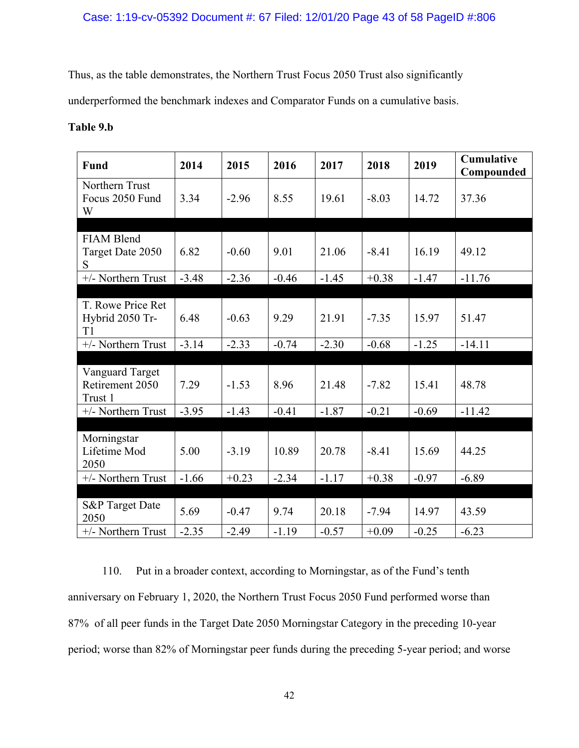Thus, as the table demonstrates, the Northern Trust Focus 2050 Trust also significantly underperformed the benchmark indexes and Comparator Funds on a cumulative basis.

**Table 9.b**

| Fund | 2014 | 2015 | 2016 | 2017 | 2018 | 2019 | Cumulative Compounded |
|---|---|---|---|---|---|---|---|
| Northern Trust Focus 2050 Fund W | 3.34 | -2.96 | 8.55 | 19.61 | -8.03 | 14.72 | 37.36 |
| | | | | | | | |
| FIAM Blend Target Date 2050 S | 6.82 | -0.60 | 9.01 | 21.06 | -8.41 | 16.19 | 49.12 |
| +/- Northern Trust | -3.48 | -2.36 | -0.46 | -1.45 | +0.38 | -1.47 | -11.76 |
| | | | | | | | |
| T. Rowe Price Ret Hybrid 2050 Tr-T1 | 6.48 | -0.63 | 9.29 | 21.91 | -7.35 | 15.97 | 51.47 |
| +/- Northern Trust | -3.14 | -2.33 | -0.74 | -2.30 | -0.68 | -1.25 | -14.11 |
| | | | | | | | |
| Vanguard Target Retirement 2050 Trust 1 | 7.29 | -1.53 | 8.96 | 21.48 | -7.82 | 15.41 | 48.78 |
| +/- Northern Trust | -3.95 | -1.43 | -0.41 | -1.87 | -0.21 | -0.69 | -11.42 |
| | | | | | | | |
| Morningstar Lifetime Mod 2050 | 5.00 | -3.19 | 10.89 | 20.78 | -8.41 | 15.69 | 44.25 |
| +/- Northern Trust | -1.66 | +0.23 | -2.34 | -1.17 | +0.38 | -0.97 | -6.89 |
| | | | | | | | |
| S&P Target Date 2050 | 5.69 | -0.47 | 9.74 | 20.18 | -7.94 | 14.97 | 43.59 |
| +/- Northern Trust | -2.35 | -2.49 | -1.19 | -0.57 | +0.09 | -0.25 | -6.23 |

110. Put in a broader context, according to Morningstar, as of the Fund's tenth anniversary on February 1, 2020, the Northern Trust Focus 2050 Fund performed worse than 87% of all peer funds in the Target Date 2050 Morningstar Category in the preceding 10-year period; worse than 82% of Morningstar peer funds during the preceding 5-year period; and worse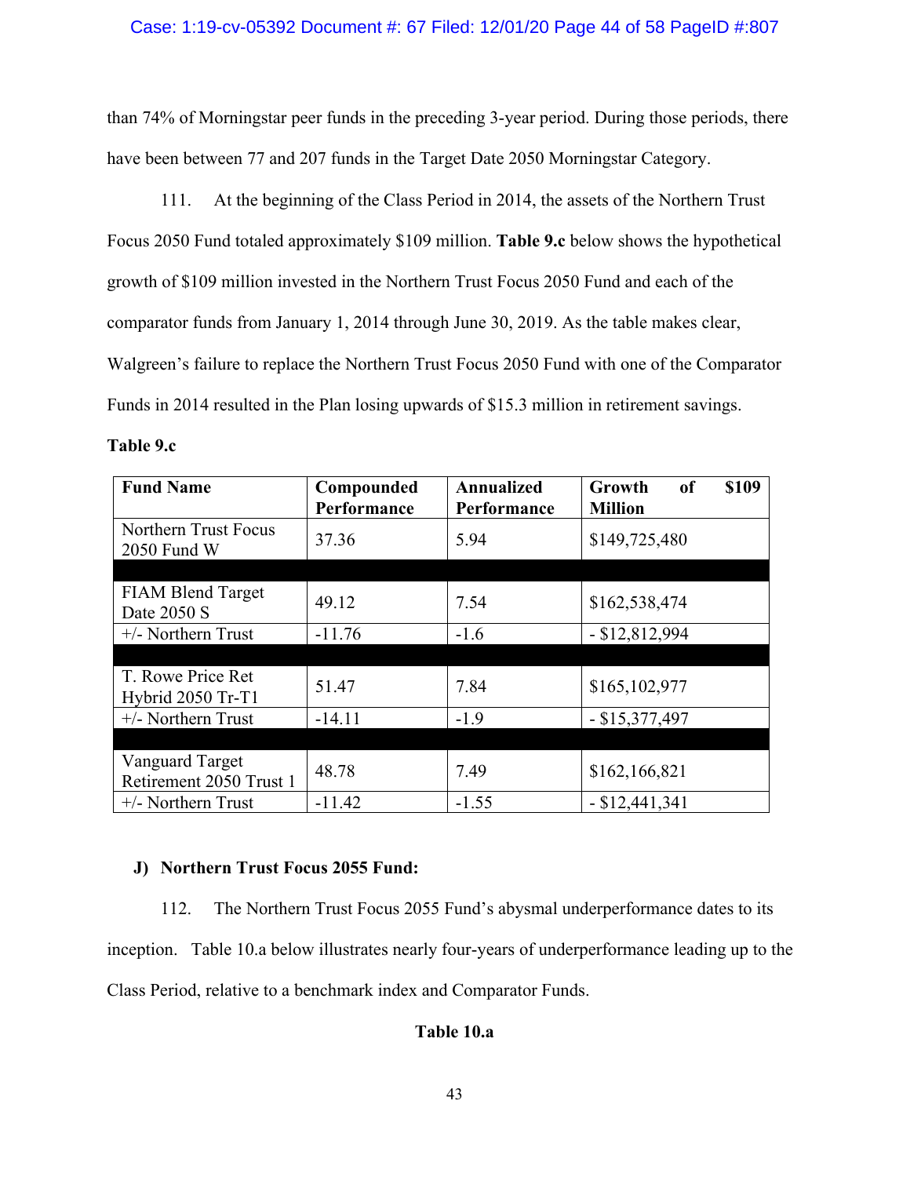than 74% of Morningstar peer funds in the preceding 3-year period. During those periods, there have been between 77 and 207 funds in the Target Date 2050 Morningstar Category.

111. At the beginning of the Class Period in 2014, the assets of the Northern Trust Focus 2050 Fund totaled approximately $109 million. **Table 9.c** below shows the hypothetical growth of $109 million invested in the Northern Trust Focus 2050 Fund and each of the comparator funds from January 1, 2014 through June 30, 2019. As the table makes clear, Walgreen's failure to replace the Northern Trust Focus 2050 Fund with one of the Comparator Funds in 2014 resulted in the Plan losing upwards of $15.3 million in retirement savings.

**Table 9.c**

| Fund Name | Compounded Performance | Annualized Performance | Growth of $109 Million |
|---|---|---|---|
| Northern Trust Focus 2050 Fund W | 37.36 | 5.94 | $149,725,480 |
| | | | |
| FIAM Blend Target Date 2050 S | 49.12 | 7.54 | $162,538,474 |
| +/- Northern Trust | -11.76 | -1.6 | - $12,812,994 |
| | | | |
| T. Rowe Price Ret Hybrid 2050 Tr-T1 | 51.47 | 7.84 | $165,102,977 |
| +/- Northern Trust | -14.11 | -1.9 | - $15,377,497 |
| | | | |
| Vanguard Target Retirement 2050 Trust 1 | 48.78 | 7.49 | $162,166,821 |
| +/- Northern Trust | -11.42 | -1.55 | - $12,441,341 |

**J) Northern Trust Focus 2055 Fund:**

112. The Northern Trust Focus 2055 Fund's abysmal underperformance dates to its inception. Table 10.a below illustrates nearly four-years of underperformance leading up to the Class Period, relative to a benchmark index and Comparator Funds.

**Table 10.a**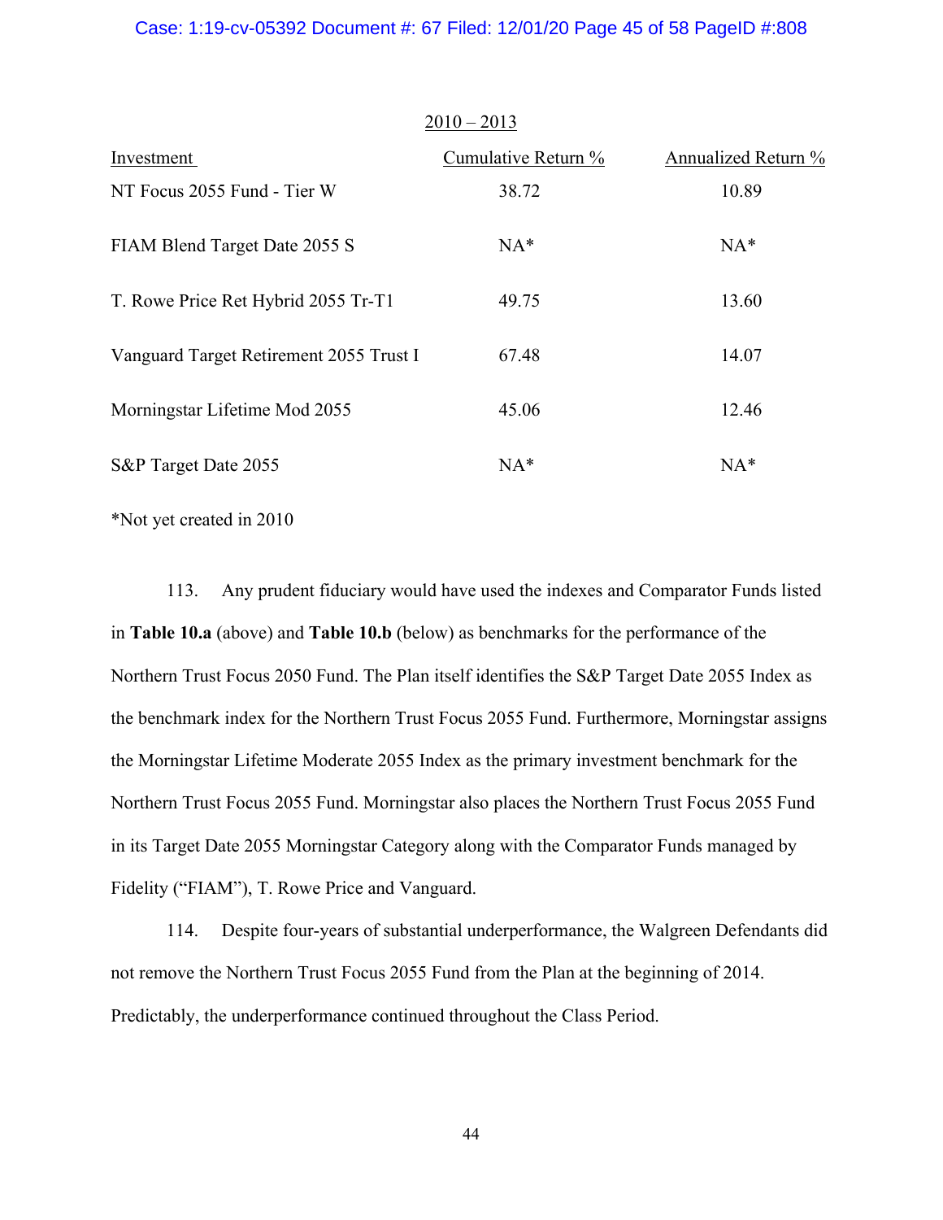2010 – 2013

| Investment | Cumulative Return % | Annualized Return % |
| --- | --- | --- |
| NT Focus 2055 Fund - Tier W | 38.72 | 10.89 |
| FIAM Blend Target Date 2055 S | NA* | NA* |
| T. Rowe Price Ret Hybrid 2055 Tr-T1 | 49.75 | 13.60 |
| Vanguard Target Retirement 2055 Trust I | 67.48 | 14.07 |
| Morningstar Lifetime Mod 2055 | 45.06 | 12.46 |
| S&P Target Date 2055 | NA* | NA* |

*Not yet created in 2010

113. Any prudent fiduciary would have used the indexes and Comparator Funds listed in **Table 10.a** (above) and **Table 10.b** (below) as benchmarks for the performance of the Northern Trust Focus 2050 Fund. The Plan itself identifies the S&P Target Date 2055 Index as the benchmark index for the Northern Trust Focus 2055 Fund. Furthermore, Morningstar assigns the Morningstar Lifetime Moderate 2055 Index as the primary investment benchmark for the Northern Trust Focus 2055 Fund. Morningstar also places the Northern Trust Focus 2055 Fund in its Target Date 2055 Morningstar Category along with the Comparator Funds managed by Fidelity ("FIAM"), T. Rowe Price and Vanguard.

114. Despite four-years of substantial underperformance, the Walgreen Defendants did not remove the Northern Trust Focus 2055 Fund from the Plan at the beginning of 2014. Predictably, the underperformance continued throughout the Class Period.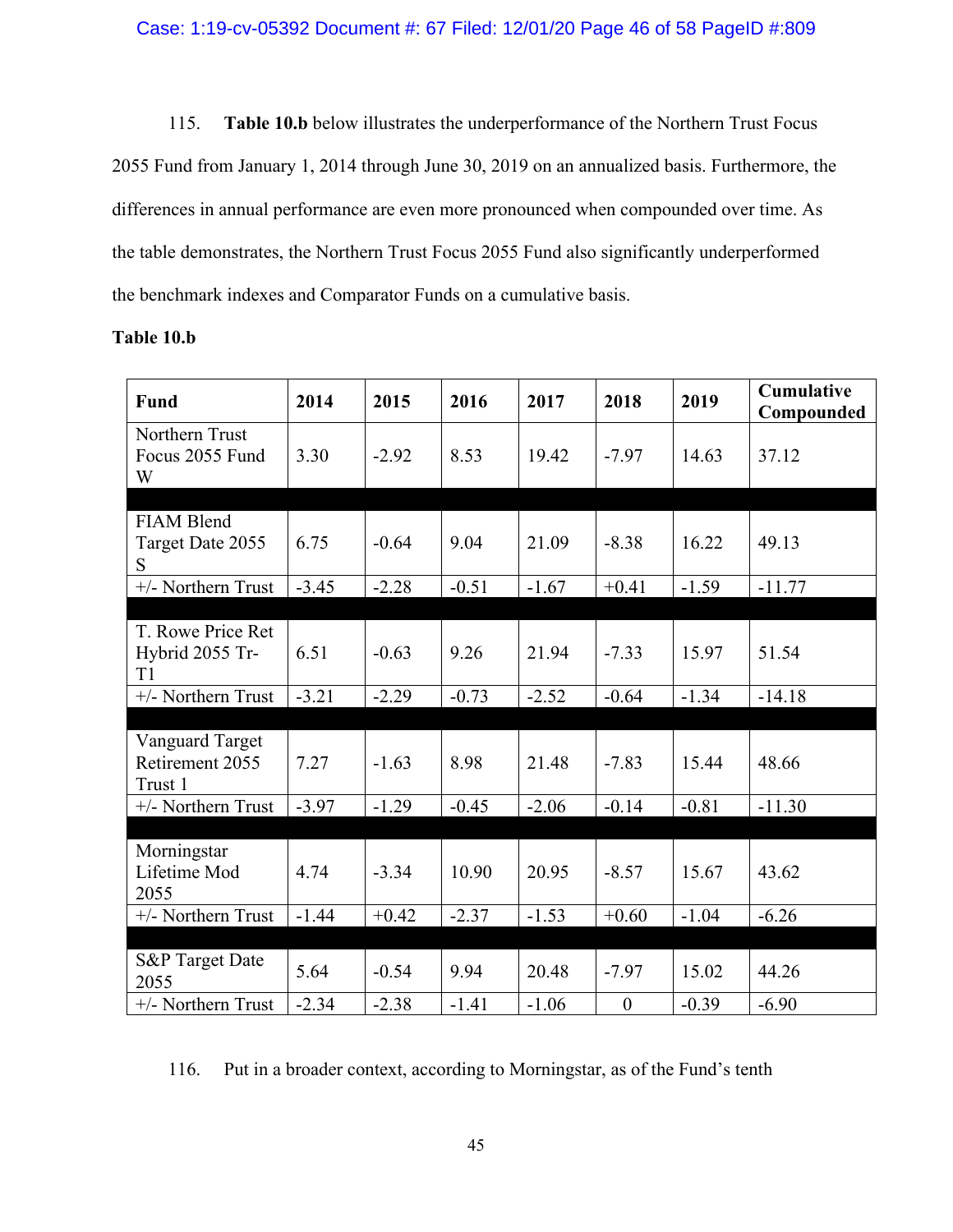115. **Table 10.b** below illustrates the underperformance of the Northern Trust Focus 2055 Fund from January 1, 2014 through June 30, 2019 on an annualized basis. Furthermore, the differences in annual performance are even more pronounced when compounded over time. As the table demonstrates, the Northern Trust Focus 2055 Fund also significantly underperformed the benchmark indexes and Comparator Funds on a cumulative basis.

**Table 10.b**

| Fund | 2014 | 2015 | 2016 | 2017 | 2018 | 2019 | Cumulative Compounded |
|---|---|---|---|---|---|---|---|
| Northern Trust Focus 2055 Fund W | 3.30 | -2.92 | 8.53 | 19.42 | -7.97 | 14.63 | 37.12 |
| | | | | | | | |
| FIAM Blend Target Date 2055 S | 6.75 | -0.64 | 9.04 | 21.09 | -8.38 | 16.22 | 49.13 |
| +/- Northern Trust | -3.45 | -2.28 | -0.51 | -1.67 | +0.41 | -1.59 | -11.77 |
| | | | | | | | |
| T. Rowe Price Ret Hybrid 2055 Tr-T1 | 6.51 | -0.63 | 9.26 | 21.94 | -7.33 | 15.97 | 51.54 |
| +/- Northern Trust | -3.21 | -2.29 | -0.73 | -2.52 | -0.64 | -1.34 | -14.18 |
| | | | | | | | |
| Vanguard Target Retirement 2055 Trust 1 | 7.27 | -1.63 | 8.98 | 21.48 | -7.83 | 15.44 | 48.66 |
| +/- Northern Trust | -3.97 | -1.29 | -0.45 | -2.06 | -0.14 | -0.81 | -11.30 |
| | | | | | | | |
| Morningstar Lifetime Mod 2055 | 4.74 | -3.34 | 10.90 | 20.95 | -8.57 | 15.67 | 43.62 |
| +/- Northern Trust | -1.44 | +0.42 | -2.37 | -1.53 | +0.60 | -1.04 | -6.26 |
| | | | | | | | |
| S&P Target Date 2055 | 5.64 | -0.54 | 9.94 | 20.48 | -7.97 | 15.02 | 44.26 |
| +/- Northern Trust | -2.34 | -2.38 | -1.41 | -1.06 | 0 | -0.39 | -6.90 |

116. Put in a broader context, according to Morningstar, as of the Fund's tenth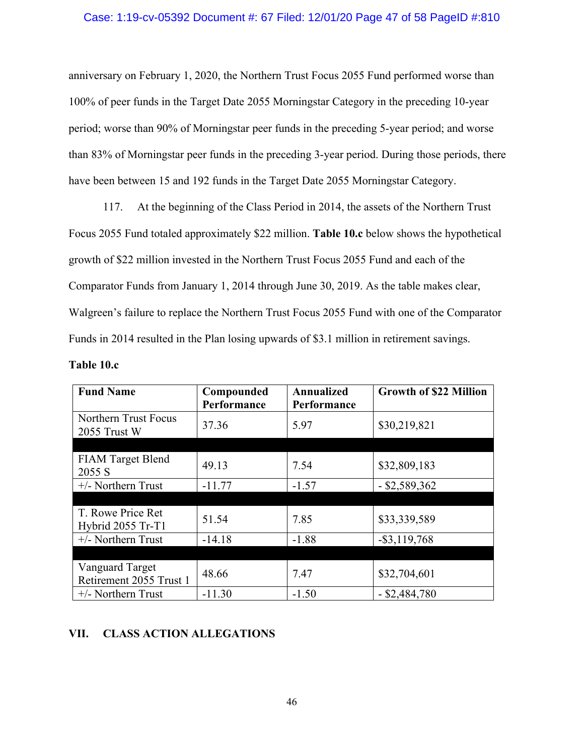anniversary on February 1, 2020, the Northern Trust Focus 2055 Fund performed worse than 100% of peer funds in the Target Date 2055 Morningstar Category in the preceding 10-year period; worse than 90% of Morningstar peer funds in the preceding 5-year period; and worse than 83% of Morningstar peer funds in the preceding 3-year period. During those periods, there have been between 15 and 192 funds in the Target Date 2055 Morningstar Category.

117. At the beginning of the Class Period in 2014, the assets of the Northern Trust Focus 2055 Fund totaled approximately $22 million. **Table 10.c** below shows the hypothetical growth of $22 million invested in the Northern Trust Focus 2055 Fund and each of the Comparator Funds from January 1, 2014 through June 30, 2019. As the table makes clear, Walgreen's failure to replace the Northern Trust Focus 2055 Fund with one of the Comparator Funds in 2014 resulted in the Plan losing upwards of $3.1 million in retirement savings.

**Table 10.c**

| Fund Name | Compounded Performance | Annualized Performance | Growth of $22 Million |
|---|---|---|---|
| Northern Trust Focus 2055 Trust W | 37.36 | 5.97 | $30,219,821 |
| | | | |
| FIAM Target Blend 2055 S | 49.13 | 7.54 | $32,809,183 |
| +/- Northern Trust | -11.77 | -1.57 | - $2,589,362 |
| | | | |
| T. Rowe Price Ret Hybrid 2055 Tr-T1 | 51.54 | 7.85 | $33,339,589 |
| +/- Northern Trust | -14.18 | -1.88 | -$3,119,768 |
| | | | |
| Vanguard Target Retirement 2055 Trust 1 | 48.66 | 7.47 | $32,704,601 |
| +/- Northern Trust | -11.30 | -1.50 | - $2,484,780 |

## VII. CLASS ACTION ALLEGATIONS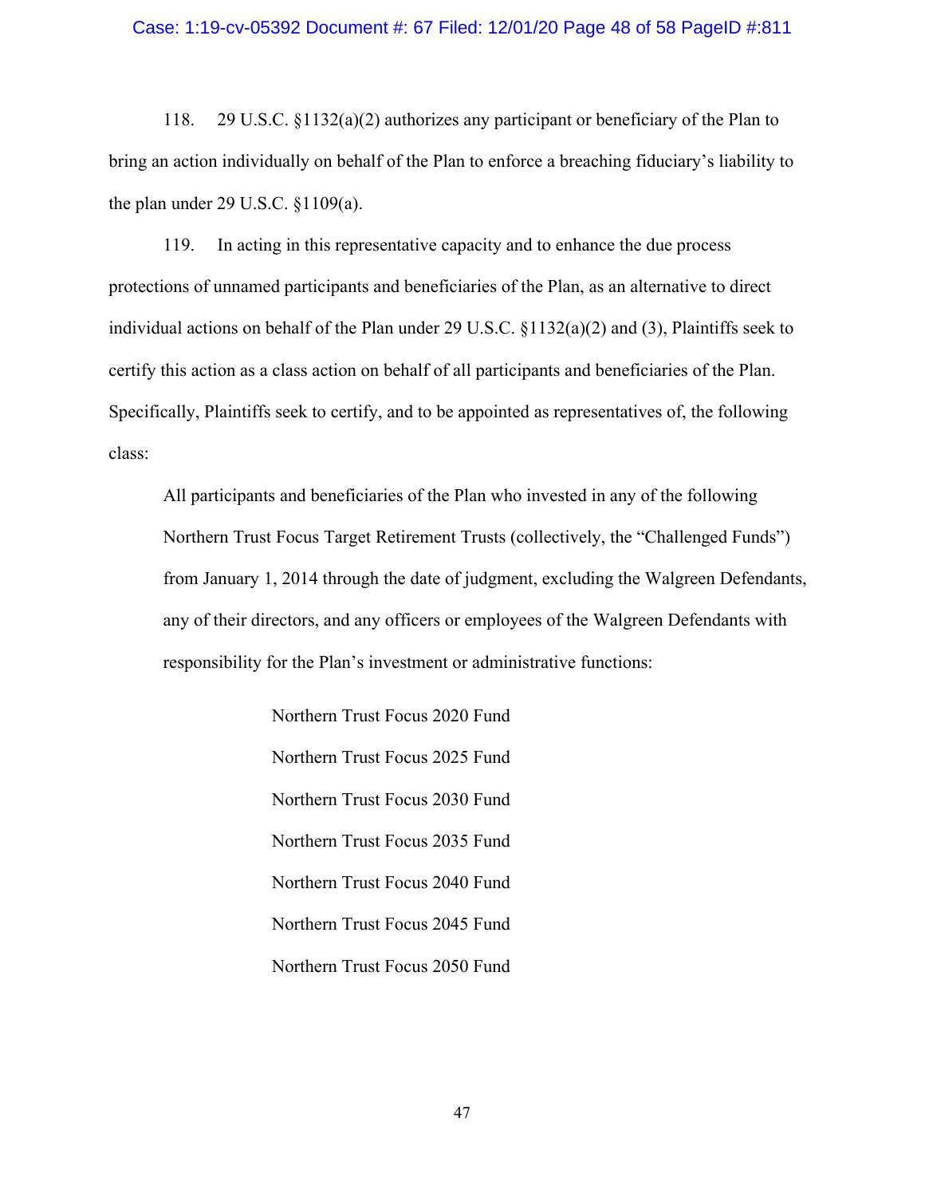118. 29 U.S.C. §1132(a)(2) authorizes any participant or beneficiary of the Plan to bring an action individually on behalf of the Plan to enforce a breaching fiduciary's liability to the plan under 29 U.S.C. §1109(a).

119. In acting in this representative capacity and to enhance the due process protections of unnamed participants and beneficiaries of the Plan, as an alternative to direct individual actions on behalf of the Plan under 29 U.S.C. §1132(a)(2) and (3), Plaintiffs seek to certify this action as a class action on behalf of all participants and beneficiaries of the Plan. Specifically, Plaintiffs seek to certify, and to be appointed as representatives of, the following class:

> All participants and beneficiaries of the Plan who invested in any of the following Northern Trust Focus Target Retirement Trusts (collectively, the "Challenged Funds") from January 1, 2014 through the date of judgment, excluding the Walgreen Defendants, any of their directors, and any officers or employees of the Walgreen Defendants with responsibility for the Plan's investment or administrative functions:
>
> Northern Trust Focus 2020 Fund
>
> Northern Trust Focus 2025 Fund
>
> Northern Trust Focus 2030 Fund
>
> Northern Trust Focus 2035 Fund
>
> Northern Trust Focus 2040 Fund
>
> Northern Trust Focus 2045 Fund
>
> Northern Trust Focus 2050 Fund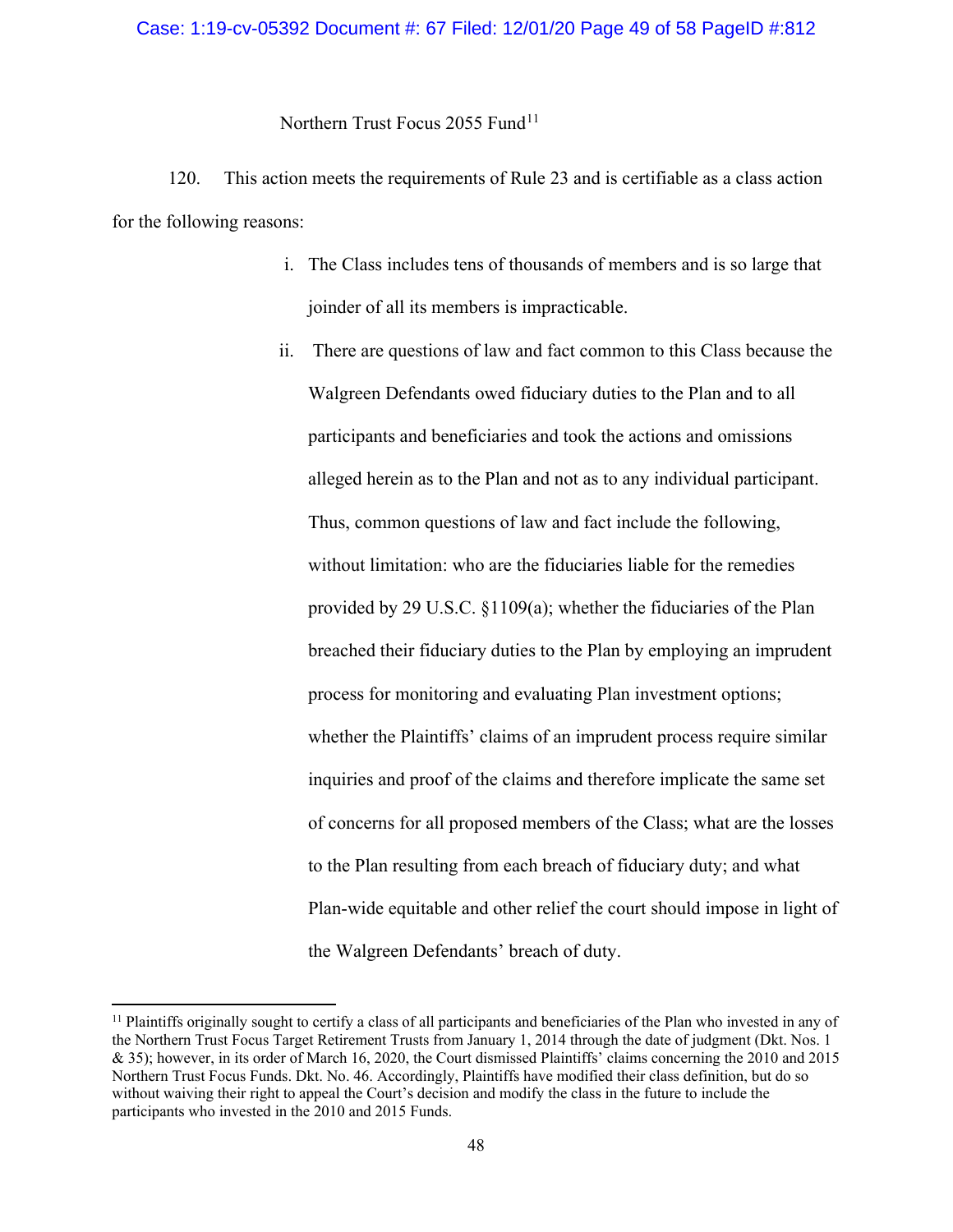Northern Trust Focus 2055 Fund[11]

120. This action meets the requirements of Rule 23 and is certifiable as a class action for the following reasons:

i. The Class includes tens of thousands of members and is so large that joinder of all its members is impracticable.

ii. There are questions of law and fact common to this Class because the Walgreen Defendants owed fiduciary duties to the Plan and to all participants and beneficiaries and took the actions and omissions alleged herein as to the Plan and not as to any individual participant. Thus, common questions of law and fact include the following, without limitation: who are the fiduciaries liable for the remedies provided by 29 U.S.C. §1109(a); whether the fiduciaries of the Plan breached their fiduciary duties to the Plan by employing an imprudent process for monitoring and evaluating Plan investment options; whether the Plaintiffs' claims of an imprudent process require similar inquiries and proof of the claims and therefore implicate the same set of concerns for all proposed members of the Class; what are the losses to the Plan resulting from each breach of fiduciary duty; and what Plan-wide equitable and other relief the court should impose in light of the Walgreen Defendants' breach of duty.

---

[11] Plaintiffs originally sought to certify a class of all participants and beneficiaries of the Plan who invested in any of the Northern Trust Focus Target Retirement Trusts from January 1, 2014 through the date of judgment (Dkt. Nos. 1 & 35); however, in its order of March 16, 2020, the Court dismissed Plaintiffs' claims concerning the 2010 and 2015 Northern Trust Focus Funds. Dkt. No. 46. Accordingly, Plaintiffs have modified their class definition, but do so without waiving their right to appeal the Court's decision and modify the class in the future to include the participants who invested in the 2010 and 2015 Funds.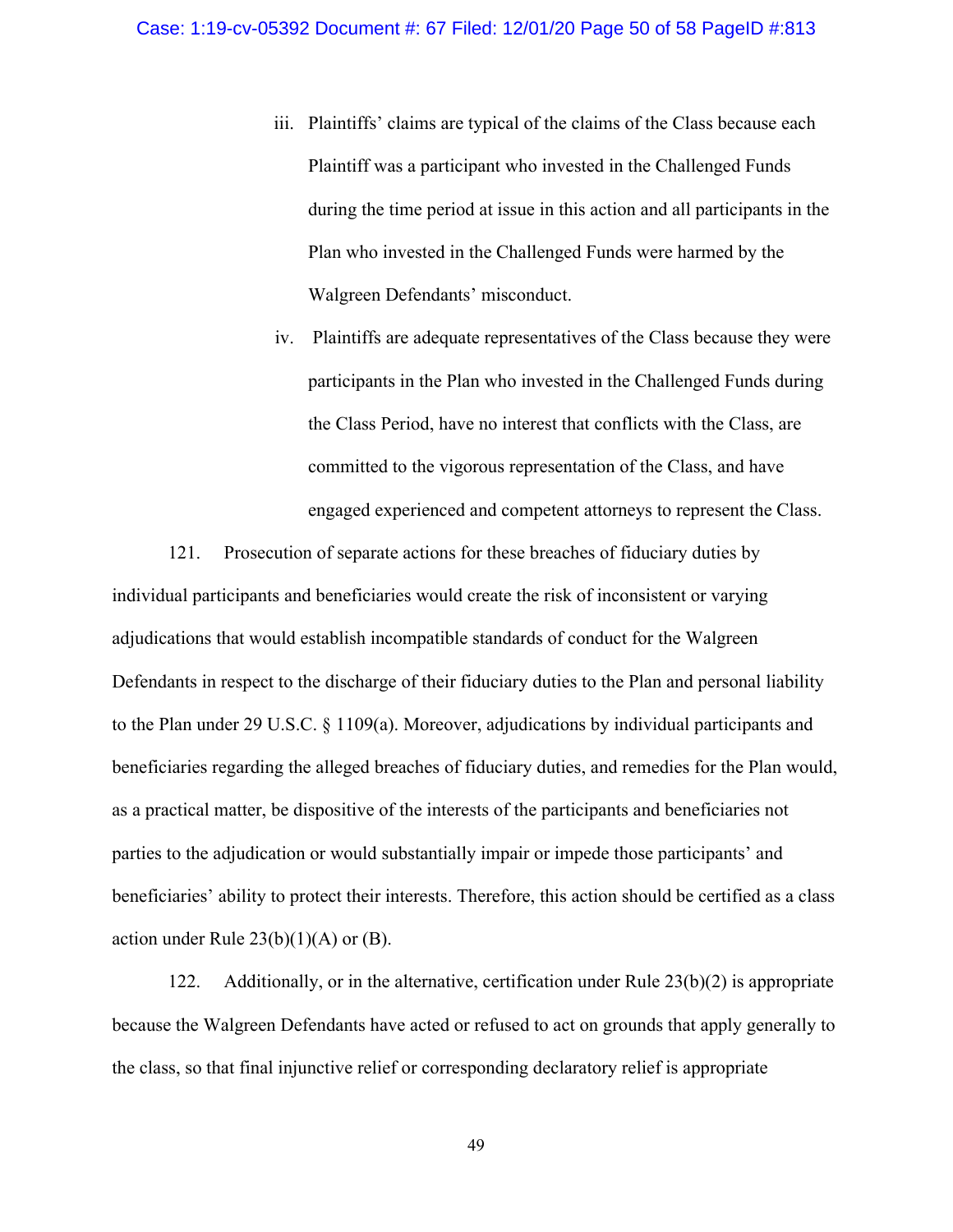iii. Plaintiffs' claims are typical of the claims of the Class because each Plaintiff was a participant who invested in the Challenged Funds during the time period at issue in this action and all participants in the Plan who invested in the Challenged Funds were harmed by the Walgreen Defendants' misconduct.

iv. Plaintiffs are adequate representatives of the Class because they were participants in the Plan who invested in the Challenged Funds during the Class Period, have no interest that conflicts with the Class, are committed to the vigorous representation of the Class, and have engaged experienced and competent attorneys to represent the Class.

121. Prosecution of separate actions for these breaches of fiduciary duties by individual participants and beneficiaries would create the risk of inconsistent or varying adjudications that would establish incompatible standards of conduct for the Walgreen Defendants in respect to the discharge of their fiduciary duties to the Plan and personal liability to the Plan under 29 U.S.C. § 1109(a). Moreover, adjudications by individual participants and beneficiaries regarding the alleged breaches of fiduciary duties, and remedies for the Plan would, as a practical matter, be dispositive of the interests of the participants and beneficiaries not parties to the adjudication or would substantially impair or impede those participants' and beneficiaries' ability to protect their interests. Therefore, this action should be certified as a class action under Rule 23(b)(1)(A) or (B).

122. Additionally, or in the alternative, certification under Rule 23(b)(2) is appropriate because the Walgreen Defendants have acted or refused to act on grounds that apply generally to the class, so that final injunctive relief or corresponding declaratory relief is appropriate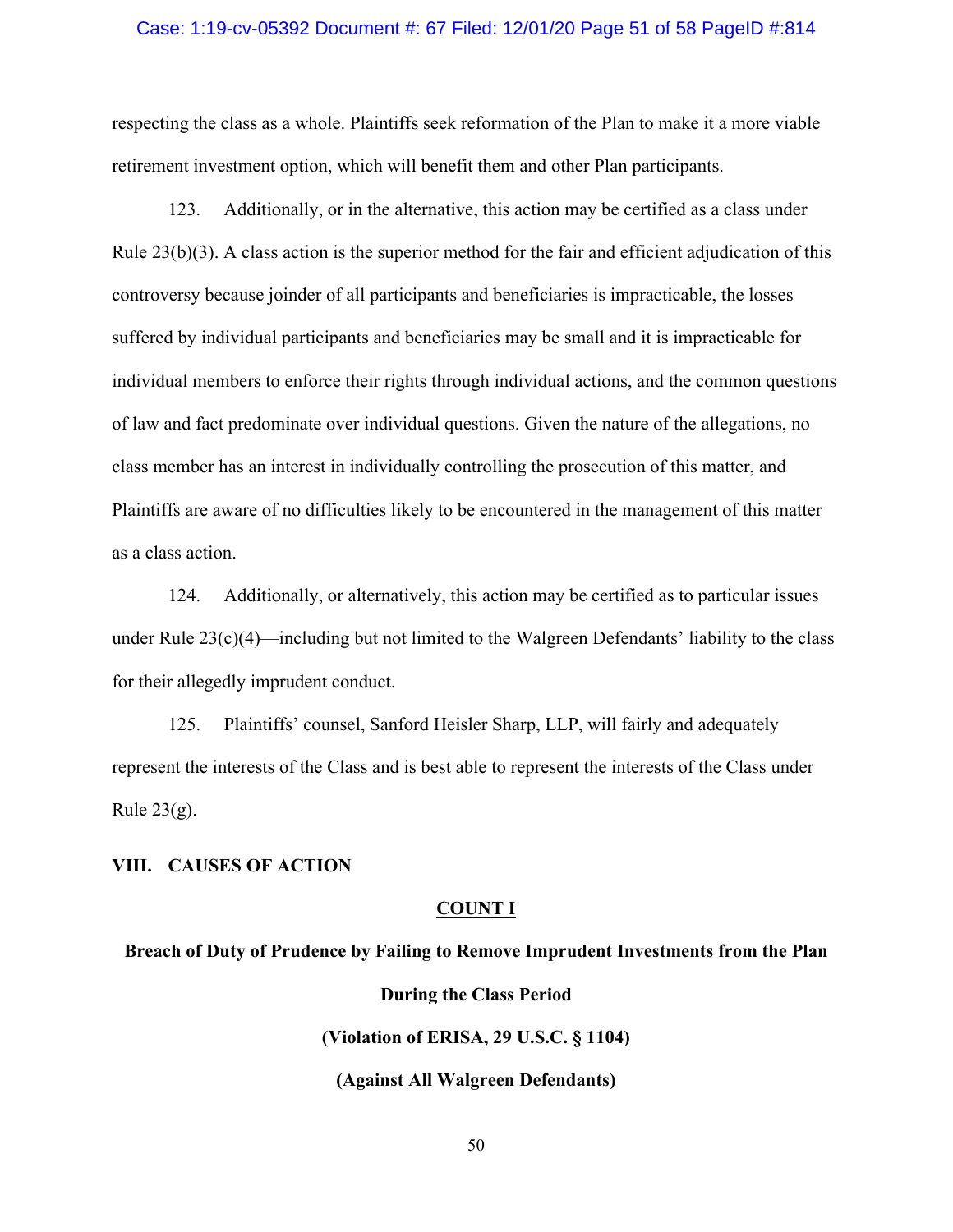respecting the class as a whole. Plaintiffs seek reformation of the Plan to make it a more viable retirement investment option, which will benefit them and other Plan participants.

123. Additionally, or in the alternative, this action may be certified as a class under Rule 23(b)(3). A class action is the superior method for the fair and efficient adjudication of this controversy because joinder of all participants and beneficiaries is impracticable, the losses suffered by individual participants and beneficiaries may be small and it is impracticable for individual members to enforce their rights through individual actions, and the common questions of law and fact predominate over individual questions. Given the nature of the allegations, no class member has an interest in individually controlling the prosecution of this matter, and Plaintiffs are aware of no difficulties likely to be encountered in the management of this matter as a class action.

124. Additionally, or alternatively, this action may be certified as to particular issues under Rule 23(c)(4)—including but not limited to the Walgreen Defendants' liability to the class for their allegedly imprudent conduct.

125. Plaintiffs' counsel, Sanford Heisler Sharp, LLP, will fairly and adequately represent the interests of the Class and is best able to represent the interests of the Class under Rule 23(g).

## VIII. CAUSES OF ACTION

### COUNT I

**Breach of Duty of Prudence by Failing to Remove Imprudent Investments from the Plan During the Class Period**

**(Violation of ERISA, 29 U.S.C. § 1104)**

**(Against All Walgreen Defendants)**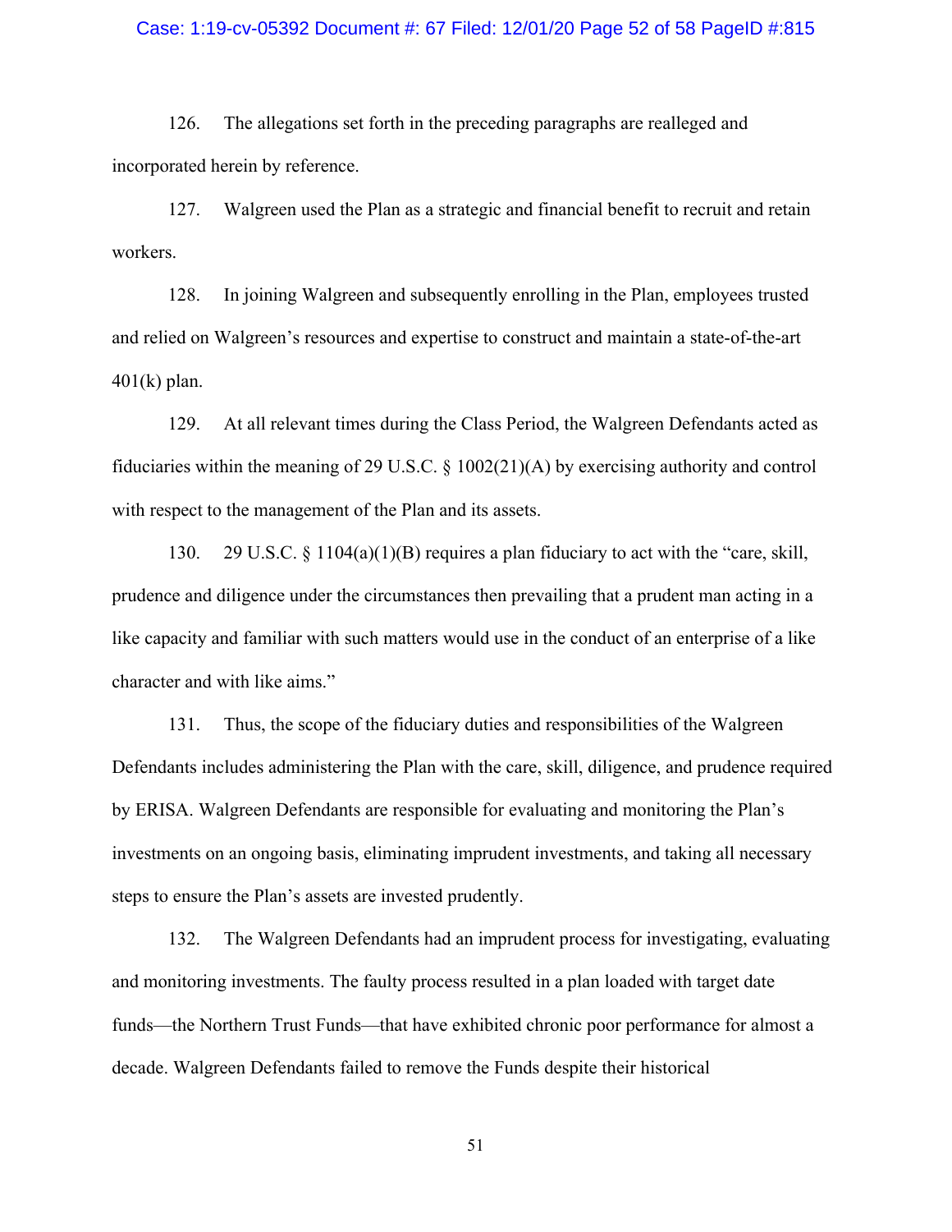126. The allegations set forth in the preceding paragraphs are realleged and incorporated herein by reference.

127. Walgreen used the Plan as a strategic and financial benefit to recruit and retain workers.

128. In joining Walgreen and subsequently enrolling in the Plan, employees trusted and relied on Walgreen's resources and expertise to construct and maintain a state-of-the-art 401(k) plan.

129. At all relevant times during the Class Period, the Walgreen Defendants acted as fiduciaries within the meaning of 29 U.S.C. § 1002(21)(A) by exercising authority and control with respect to the management of the Plan and its assets.

130. 29 U.S.C. § 1104(a)(1)(B) requires a plan fiduciary to act with the "care, skill, prudence and diligence under the circumstances then prevailing that a prudent man acting in a like capacity and familiar with such matters would use in the conduct of an enterprise of a like character and with like aims."

131. Thus, the scope of the fiduciary duties and responsibilities of the Walgreen Defendants includes administering the Plan with the care, skill, diligence, and prudence required by ERISA. Walgreen Defendants are responsible for evaluating and monitoring the Plan's investments on an ongoing basis, eliminating imprudent investments, and taking all necessary steps to ensure the Plan's assets are invested prudently.

132. The Walgreen Defendants had an imprudent process for investigating, evaluating and monitoring investments. The faulty process resulted in a plan loaded with target date funds—the Northern Trust Funds—that have exhibited chronic poor performance for almost a decade. Walgreen Defendants failed to remove the Funds despite their historical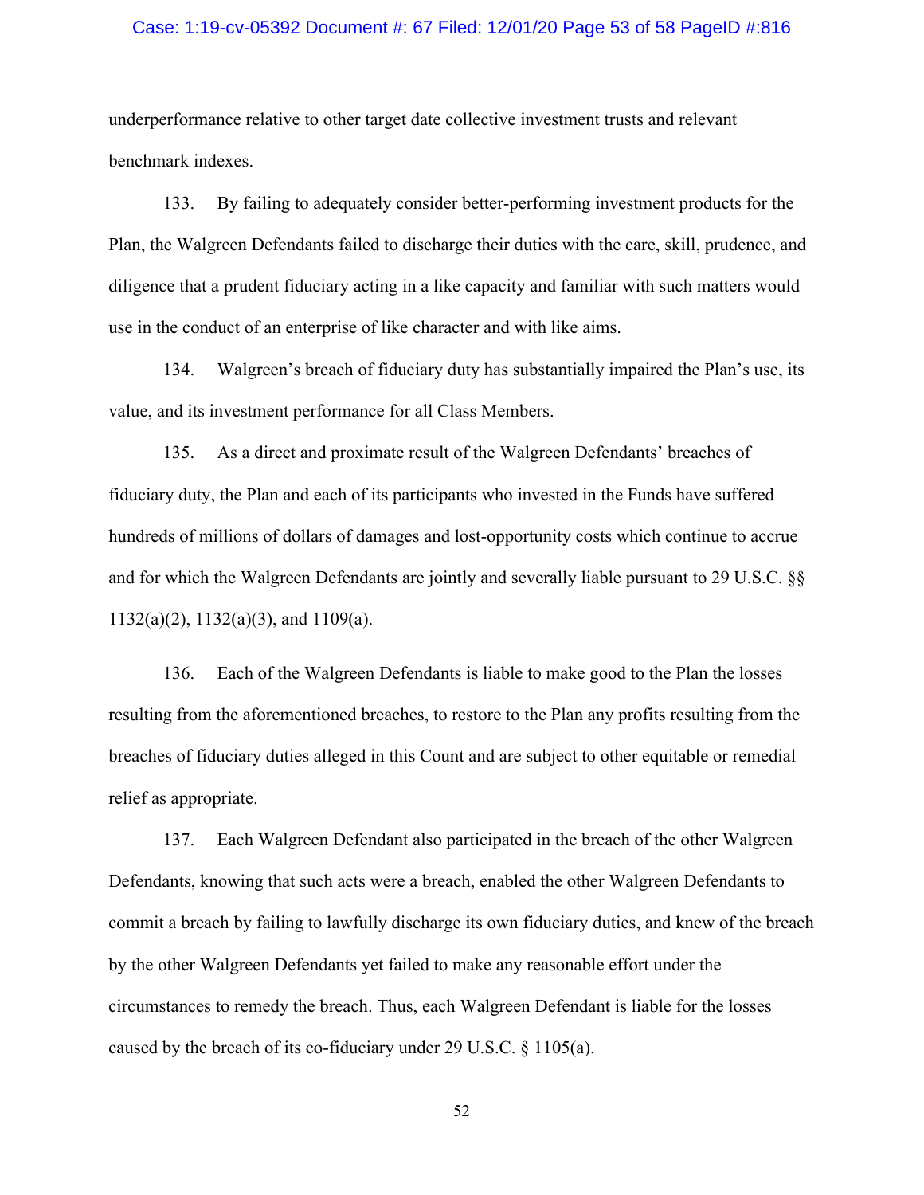underperformance relative to other target date collective investment trusts and relevant benchmark indexes.

133. By failing to adequately consider better-performing investment products for the Plan, the Walgreen Defendants failed to discharge their duties with the care, skill, prudence, and diligence that a prudent fiduciary acting in a like capacity and familiar with such matters would use in the conduct of an enterprise of like character and with like aims.

134. Walgreen's breach of fiduciary duty has substantially impaired the Plan's use, its value, and its investment performance for all Class Members.

135. As a direct and proximate result of the Walgreen Defendants' breaches of fiduciary duty, the Plan and each of its participants who invested in the Funds have suffered hundreds of millions of dollars of damages and lost-opportunity costs which continue to accrue and for which the Walgreen Defendants are jointly and severally liable pursuant to 29 U.S.C. §§ 1132(a)(2), 1132(a)(3), and 1109(a).

136. Each of the Walgreen Defendants is liable to make good to the Plan the losses resulting from the aforementioned breaches, to restore to the Plan any profits resulting from the breaches of fiduciary duties alleged in this Count and are subject to other equitable or remedial relief as appropriate.

137. Each Walgreen Defendant also participated in the breach of the other Walgreen Defendants, knowing that such acts were a breach, enabled the other Walgreen Defendants to commit a breach by failing to lawfully discharge its own fiduciary duties, and knew of the breach by the other Walgreen Defendants yet failed to make any reasonable effort under the circumstances to remedy the breach. Thus, each Walgreen Defendant is liable for the losses caused by the breach of its co-fiduciary under 29 U.S.C. § 1105(a).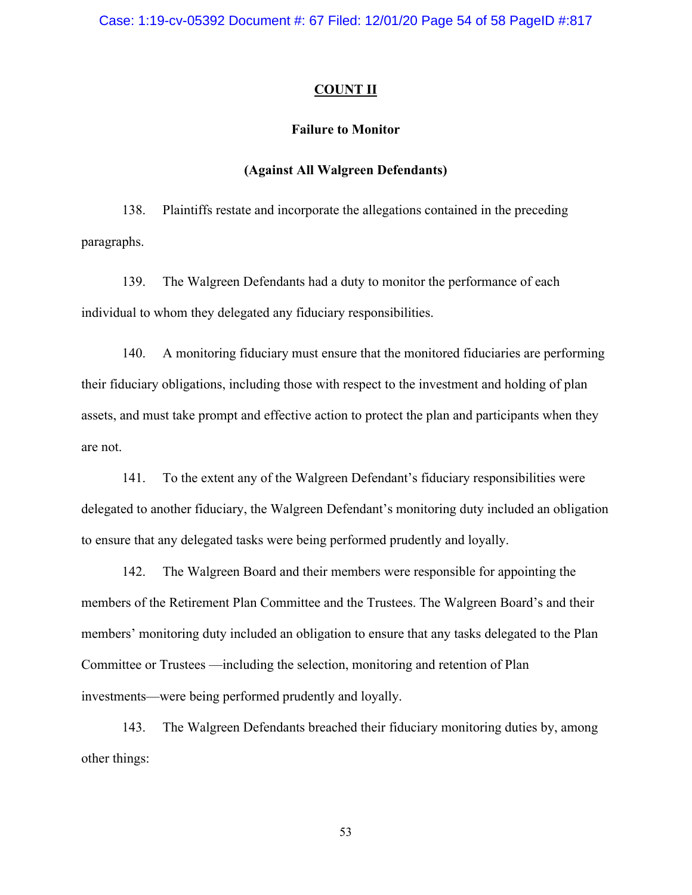## COUNT II

### Failure to Monitor

### (Against All Walgreen Defendants)

138. Plaintiffs restate and incorporate the allegations contained in the preceding paragraphs.

139. The Walgreen Defendants had a duty to monitor the performance of each individual to whom they delegated any fiduciary responsibilities.

140. A monitoring fiduciary must ensure that the monitored fiduciaries are performing their fiduciary obligations, including those with respect to the investment and holding of plan assets, and must take prompt and effective action to protect the plan and participants when they are not.

141. To the extent any of the Walgreen Defendant's fiduciary responsibilities were delegated to another fiduciary, the Walgreen Defendant's monitoring duty included an obligation to ensure that any delegated tasks were being performed prudently and loyally.

142. The Walgreen Board and their members were responsible for appointing the members of the Retirement Plan Committee and the Trustees. The Walgreen Board's and their members' monitoring duty included an obligation to ensure that any tasks delegated to the Plan Committee or Trustees —including the selection, monitoring and retention of Plan investments—were being performed prudently and loyally.

143. The Walgreen Defendants breached their fiduciary monitoring duties by, among other things: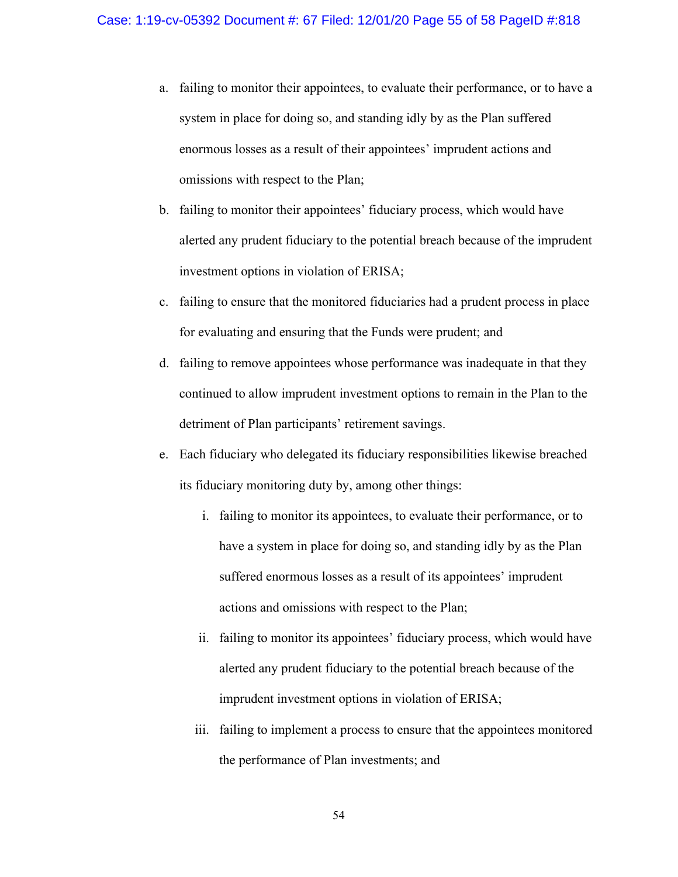a. failing to monitor their appointees, to evaluate their performance, or to have a system in place for doing so, and standing idly by as the Plan suffered enormous losses as a result of their appointees' imprudent actions and omissions with respect to the Plan;

b. failing to monitor their appointees' fiduciary process, which would have alerted any prudent fiduciary to the potential breach because of the imprudent investment options in violation of ERISA;

c. failing to ensure that the monitored fiduciaries had a prudent process in place for evaluating and ensuring that the Funds were prudent; and

d. failing to remove appointees whose performance was inadequate in that they continued to allow imprudent investment options to remain in the Plan to the detriment of Plan participants' retirement savings.

e. Each fiduciary who delegated its fiduciary responsibilities likewise breached its fiduciary monitoring duty by, among other things:

    i. failing to monitor its appointees, to evaluate their performance, or to have a system in place for doing so, and standing idly by as the Plan suffered enormous losses as a result of its appointees' imprudent actions and omissions with respect to the Plan;

    ii. failing to monitor its appointees' fiduciary process, which would have alerted any prudent fiduciary to the potential breach because of the imprudent investment options in violation of ERISA;

    iii. failing to implement a process to ensure that the appointees monitored the performance of Plan investments; and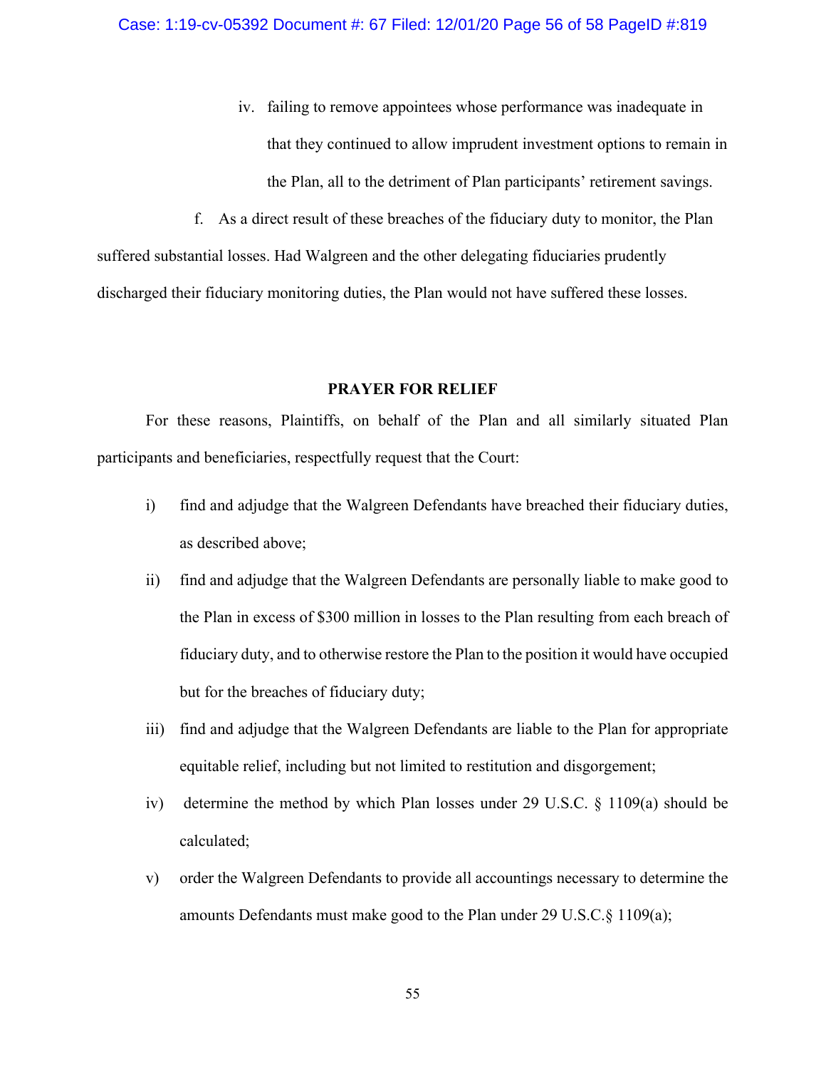iv. failing to remove appointees whose performance was inadequate in that they continued to allow imprudent investment options to remain in the Plan, all to the detriment of Plan participants' retirement savings.

f. As a direct result of these breaches of the fiduciary duty to monitor, the Plan suffered substantial losses. Had Walgreen and the other delegating fiduciaries prudently discharged their fiduciary monitoring duties, the Plan would not have suffered these losses.

## PRAYER FOR RELIEF

For these reasons, Plaintiffs, on behalf of the Plan and all similarly situated Plan participants and beneficiaries, respectfully request that the Court:

i) find and adjudge that the Walgreen Defendants have breached their fiduciary duties, as described above;

ii) find and adjudge that the Walgreen Defendants are personally liable to make good to the Plan in excess of $300 million in losses to the Plan resulting from each breach of fiduciary duty, and to otherwise restore the Plan to the position it would have occupied but for the breaches of fiduciary duty;

iii) find and adjudge that the Walgreen Defendants are liable to the Plan for appropriate equitable relief, including but not limited to restitution and disgorgement;

iv) determine the method by which Plan losses under 29 U.S.C. § 1109(a) should be calculated;

v) order the Walgreen Defendants to provide all accountings necessary to determine the amounts Defendants must make good to the Plan under 29 U.S.C.§ 1109(a);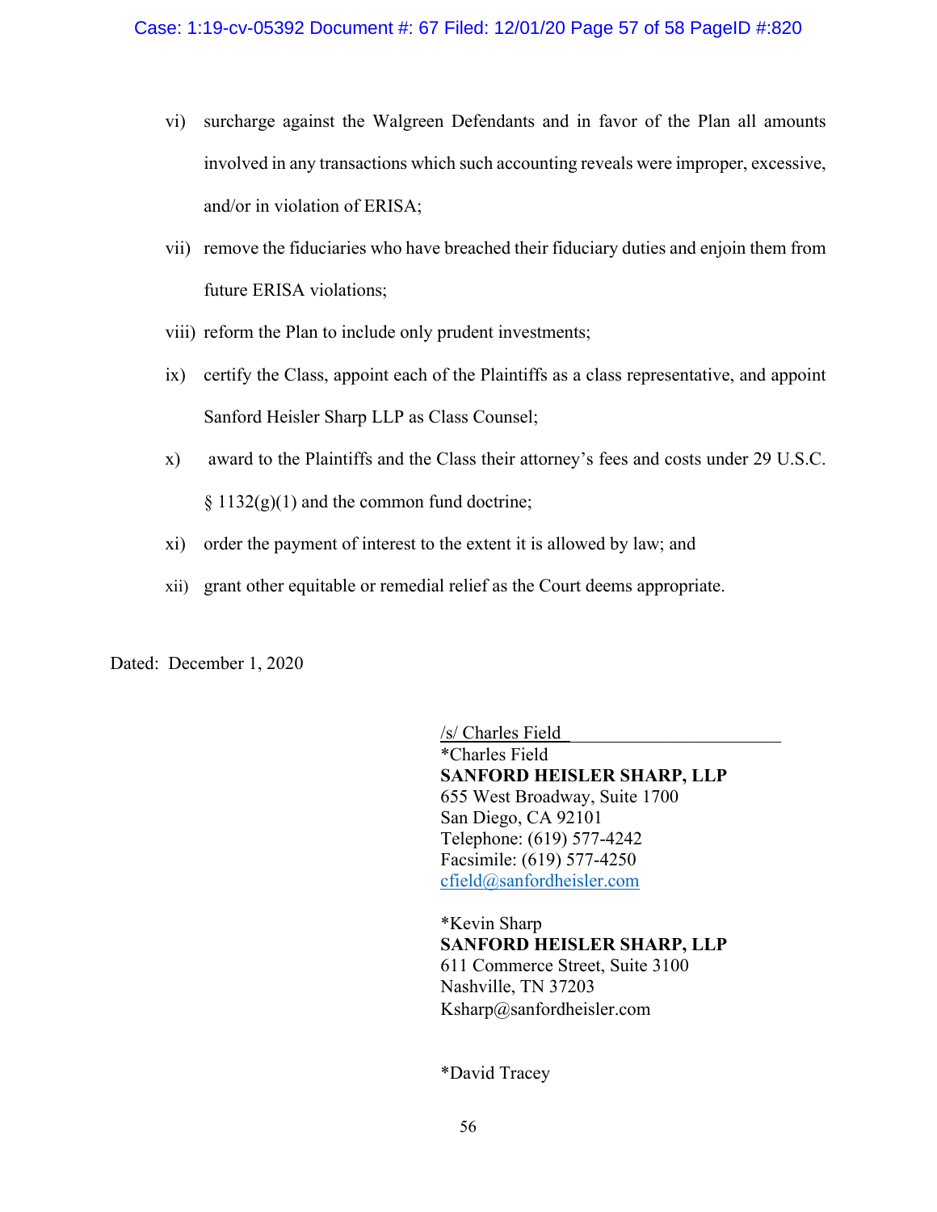vi) surcharge against the Walgreen Defendants and in favor of the Plan all amounts involved in any transactions which such accounting reveals were improper, excessive, and/or in violation of ERISA;

vii) remove the fiduciaries who have breached their fiduciary duties and enjoin them from future ERISA violations;

viii) reform the Plan to include only prudent investments;

ix) certify the Class, appoint each of the Plaintiffs as a class representative, and appoint Sanford Heisler Sharp LLP as Class Counsel;

x) award to the Plaintiffs and the Class their attorney's fees and costs under 29 U.S.C. § 1132(g)(1) and the common fund doctrine;

xi) order the payment of interest to the extent it is allowed by law; and

xii) grant other equitable or remedial relief as the Court deems appropriate.

Dated: December 1, 2020

/s/ Charles Field
*Charles Field
**SANFORD HEISLER SHARP, LLP**
655 West Broadway, Suite 1700
San Diego, CA 92101
Telephone: (619) 577-4242
Facsimile: (619) 577-4250
cfield@sanfordheisler.com

*Kevin Sharp
**SANFORD HEISLER SHARP, LLP**
611 Commerce Street, Suite 3100
Nashville, TN 37203
Ksharp@sanfordheisler.com

*David Tracey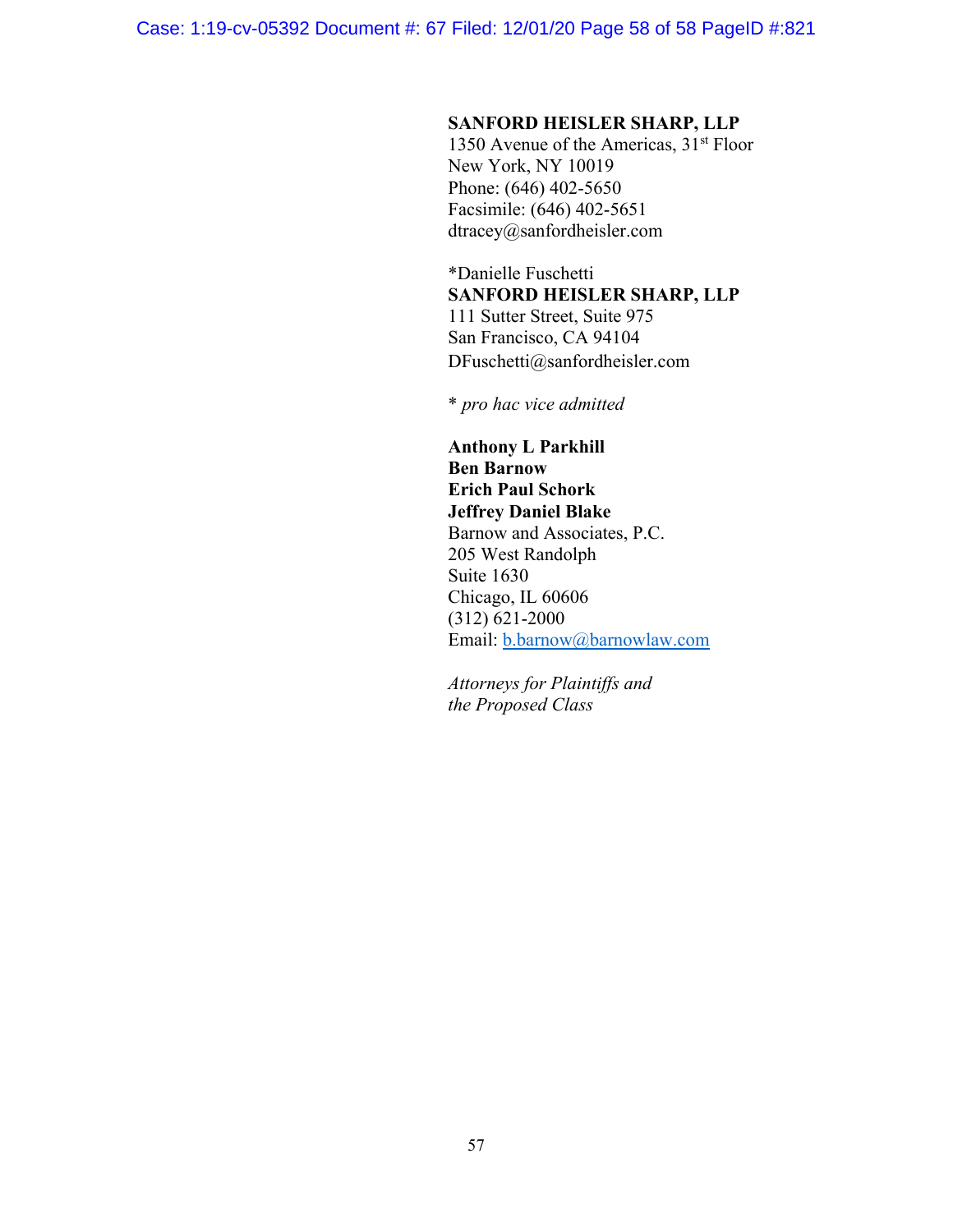**SANFORD HEISLER SHARP, LLP**
1350 Avenue of the Americas, 31st Floor
New York, NY 10019
Phone: (646) 402-5650
Facsimile: (646) 402-5651
dtracey@sanfordheisler.com

*Danielle Fuschetti
**SANFORD HEISLER SHARP, LLP**
111 Sutter Street, Suite 975
San Francisco, CA 94104
DFuschetti@sanfordheisler.com

* *pro hac vice admitted*

**Anthony L Parkhill**
**Ben Barnow**
**Erich Paul Schork**
**Jeffrey Daniel Blake**
Barnow and Associates, P.C.
205 West Randolph
Suite 1630
Chicago, IL 60606
(312) 621-2000
Email: b.barnow@barnowlaw.com

*Attorneys for Plaintiffs and the Proposed Class*